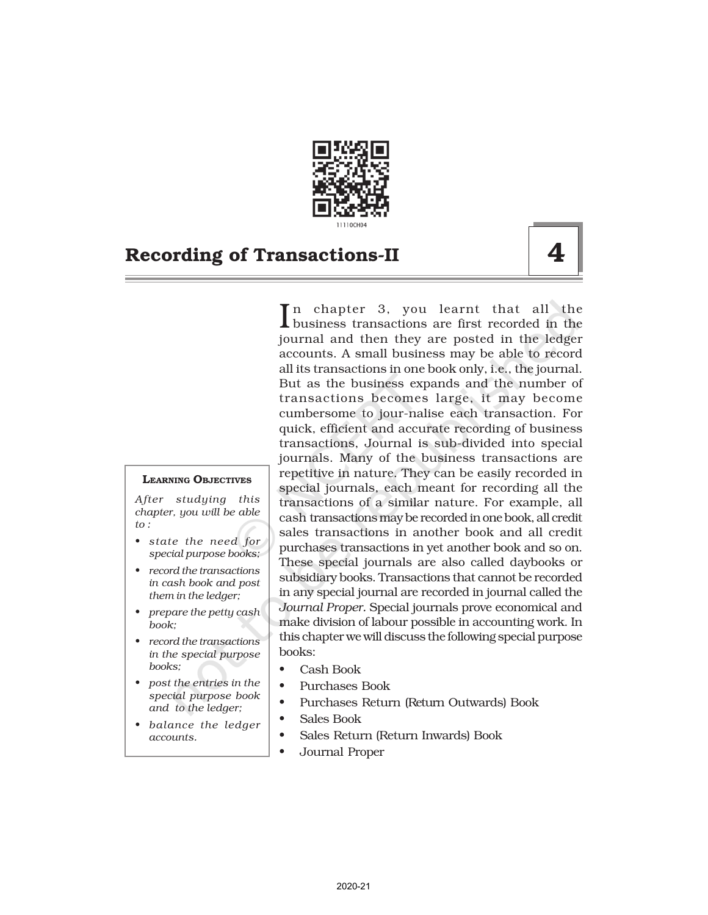# Recording of Transactions-II

## 4

**Learning Objectives**

*After studying this chapter, you will be able to :*

- *state the need for special purpose books;*
- *record the transactions in cash book and post them in the ledger;*
- *prepare the petty cash book;*
- *record the transactions in the special purpose books;*
- *post the entries in the special purpose book and to the ledger;*
- *balance the ledger accounts.*

In chapter 3, you learnt that all the business transactions are first recorded in the journal and then they are posted in the ledger accounts. A small business may be able to record all its transactions in one book only, i.e., the journal. But as the business expands and the number of transactions becomes large, it may become cumbersome to jour-nalise each transaction. For quick, efficient and accurate recording of business transactions, Journal is sub-divided into special journals. Many of the business transactions are repetitive in nature. They can be easily recorded in special journals, each meant for recording all the transactions of a similar nature. For example, all cash transactions may be recorded in one book, all credit sales transactions in another book and all credit purchases transactions in yet another book and so on. These special journals are also called daybooks or subsidiary books. Transactions that cannot be recorded in any special journal are recorded in journal called the *Journal Proper.* Special journals prove economical and make division of labour possible in accounting work. In this chapter we will discuss the following special purpose books:

- Cash Book
- Purchases Book
- Purchases Return (Return Outwards) Book
- Sales Book
- Sales Return (Return Inwards) Book
- Journal Proper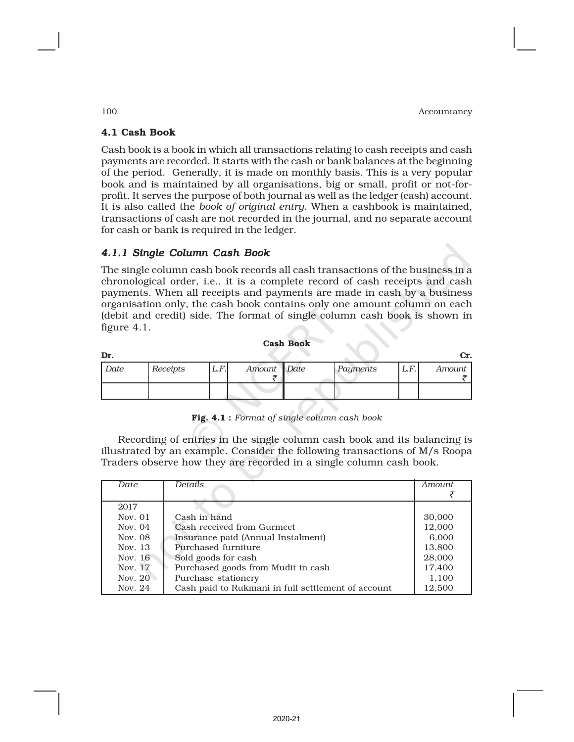### 4.1 Cash Book

Cash book is a book in which all transactions relating to cash receipts and cash payments are recorded. It starts with the cash or bank balances at the beginning of the period. Generally, it is made on monthly basis. This is a very popular book and is maintained by all organisations, big or small, profit or not-for-profit. It serves the purpose of both journal as well as the ledger (cash) account. It is also called the *book of original entry*. When a cashbook is maintained, transactions of cash are not recorded in the journal, and no separate account for cash or bank is required in the ledger.

#### *4.1.1 Single Column Cash Book*

The single column cash book records all cash transactions of the business in a chronological order, i.e., it is a complete record of cash receipts and cash payments. When all receipts and payments are made in cash by a business organisation only, the cash book contains only one amount column on each (debit and credit) side. The format of single column cash book is shown in figure 4.1.

**Cash Book**

**Dr.** **Cr.**

| *Date* | *Receipts* | *L.F.* | *Amount* ₹ | *Date* | *Payments* | *L.F.* | *Amount* ₹ |
|---|---|---|---|---|---|---|---|
| | | | | | | | |

**Fig. 4.1 :** *Format of single column cash book*

Recording of entries in the single column cash book and its balancing is illustrated by an example. Consider the following transactions of M/s Roopa Traders observe how they are recorded in a single column cash book.

| *Date* | *Details* | *Amount* ₹ |
|---|---|---|
| 2017 | | |
| Nov. 01 | Cash in hand | 30,000 |
| Nov. 04 | Cash received from Gurmeet | 12,000 |
| Nov. 08 | Insurance paid (Annual Instalment) | 6,000 |
| Nov. 13 | Purchased furniture | 13,800 |
| Nov. 16 | Sold goods for cash | 28,000 |
| Nov. 17 | Purchased goods from Mudit in cash | 17,400 |
| Nov. 20 | Purchase stationery | 1,100 |
| Nov. 24 | Cash paid to Rukmani in full settlement of account | 12,500 |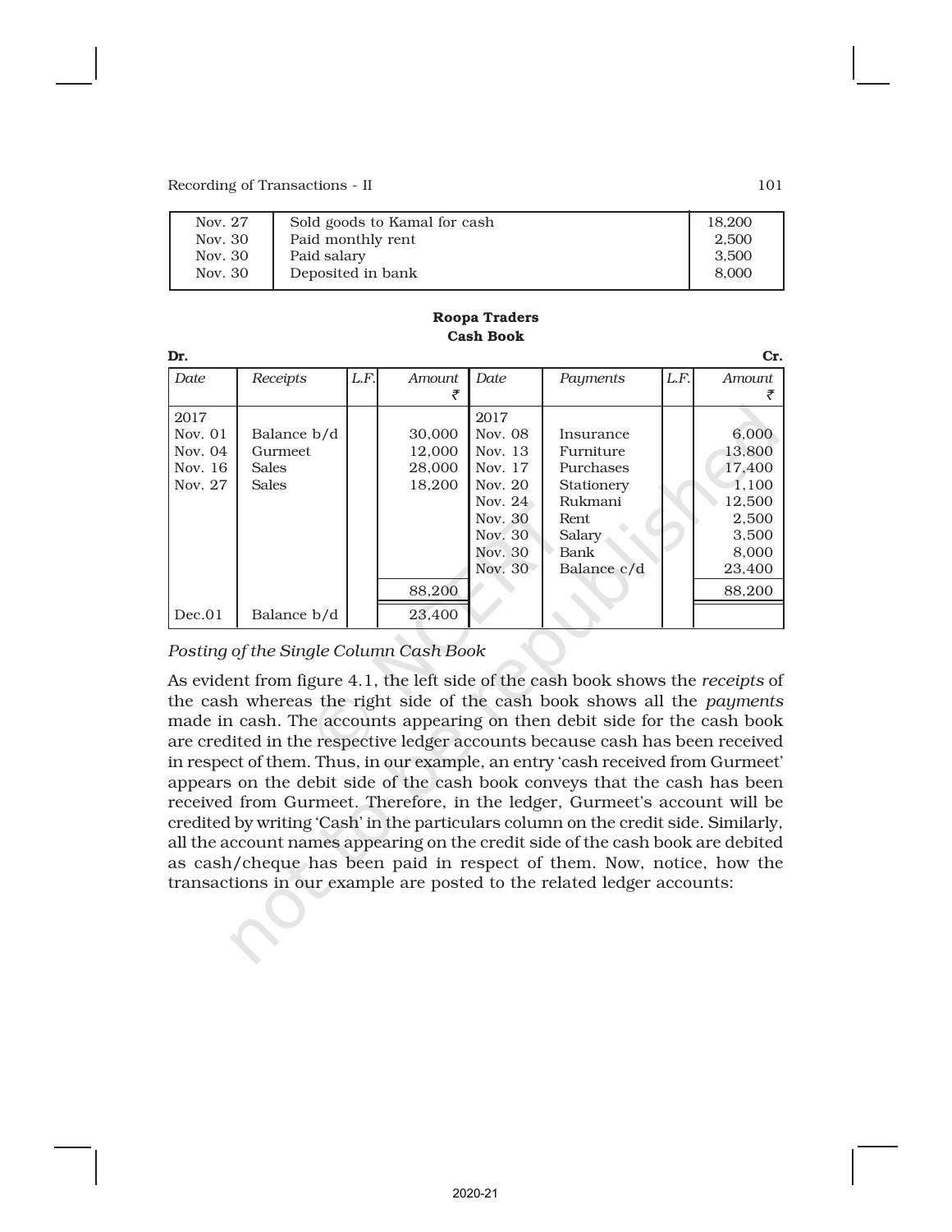| | | |
|---|---|---|
| Nov. 27 | Sold goods to Kamal for cash | 18,200 |
| Nov. 30 | Paid monthly rent | 2,500 |
| Nov. 30 | Paid salary | 3,500 |
| Nov. 30 | Deposited in bank | 8,000 |

**Roopa Traders**
**Cash Book**

| Dr. | | | | | | | Cr. |
|---|---|---|---|---|---|---|---|
| *Date* | *Receipts* | *L.F.* | *Amount* ₹ | *Date* | *Payments* | *L.F.* | *Amount* ₹ |
| 2017 | | | | 2017 | | | |
| Nov. 01 | Balance b/d | | 30,000 | Nov. 08 | Insurance | | 6,000 |
| Nov. 04 | Gurmeet | | 12,000 | Nov. 13 | Furniture | | 13,800 |
| Nov. 16 | Sales | | 28,000 | Nov. 17 | Purchases | | 17,400 |
| Nov. 27 | Sales | | 18,200 | Nov. 20 | Stationery | | 1,100 |
| | | | | Nov. 24 | Rukmani | | 12,500 |
| | | | | Nov. 30 | Rent | | 2,500 |
| | | | | Nov. 30 | Salary | | 3,500 |
| | | | | Nov. 30 | Bank | | 8,000 |
| | | | | Nov. 30 | Balance c/d | | 23,400 |
| | | | 88,200 | | | | 88,200 |
| Dec.01 | Balance b/d | | 23,400 | | | | |

*Posting of the Single Column Cash Book*

As evident from figure 4.1, the left side of the cash book shows the *receipts* of the cash whereas the right side of the cash book shows all the *payments* made in cash. The accounts appearing on then debit side for the cash book are credited in the respective ledger accounts because cash has been received in respect of them. Thus, in our example, an entry 'cash received from Gurmeet' appears on the debit side of the cash book conveys that the cash has been received from Gurmeet. Therefore, in the ledger, Gurmeet's account will be credited by writing 'Cash' in the particulars column on the credit side. Similarly, all the account names appearing on the credit side of the cash book are debited as cash/cheque has been paid in respect of them. Now, notice, how the transactions in our example are posted to the related ledger accounts: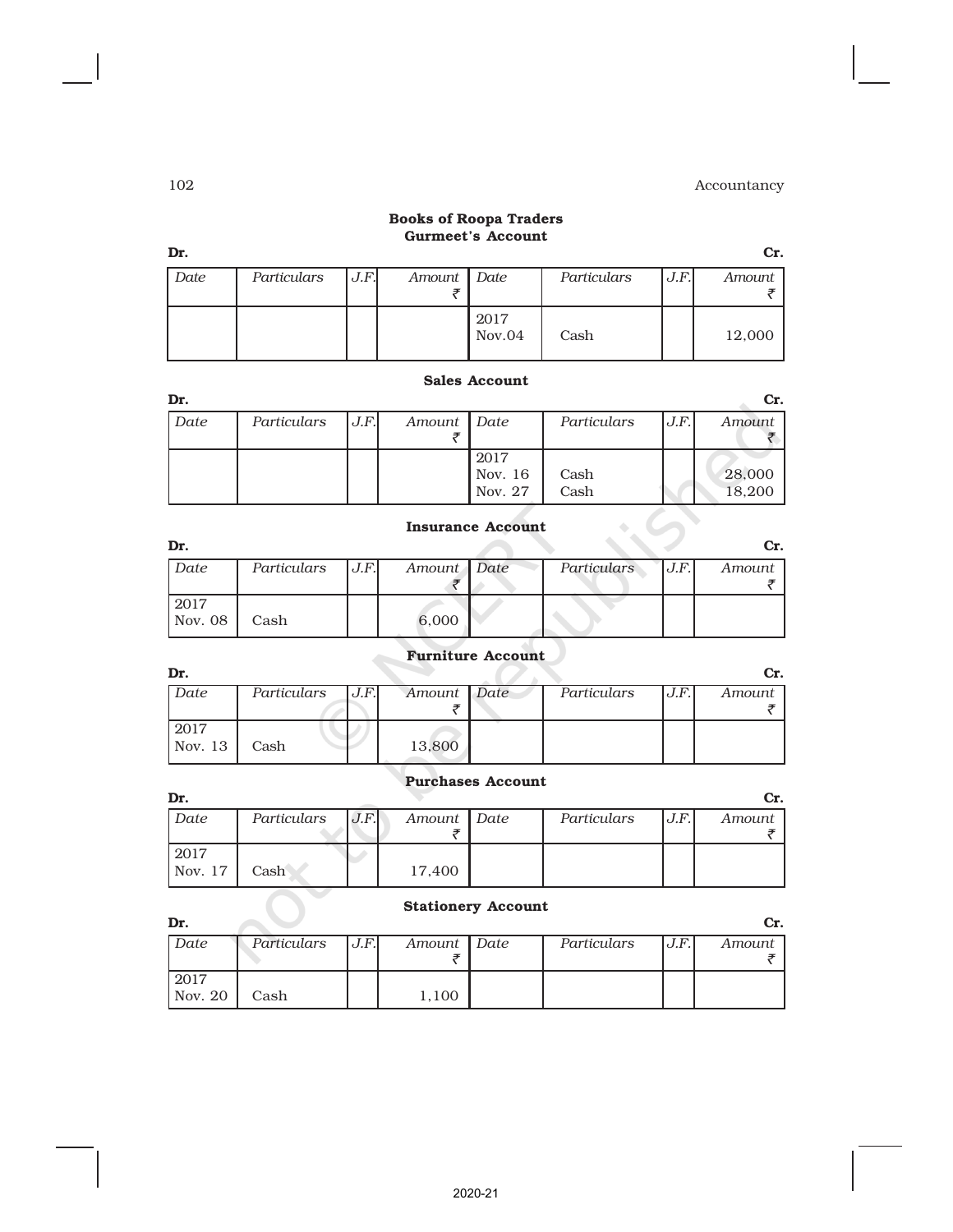**Books of Roopa Traders**
**Gurmeet's Account**

| Dr. | | | | | | | Cr. |
|---|---|---|---|---|---|---|---|
| *Date* | *Particulars* | *J.F.* | *Amount* ₹ | *Date* | *Particulars* | *J.F.* | *Amount* ₹ |
| | | | | 2017 Nov.04 | Cash | | 12,000 |

**Sales Account**

| Dr. | | | | | | | Cr. |
|---|---|---|---|---|---|---|---|
| *Date* | *Particulars* | *J.F.* | *Amount* ₹ | *Date* | *Particulars* | *J.F.* | *Amount* ₹ |
| | | | | 2017 Nov. 16 | Cash | | 28,000 |
| | | | | Nov. 27 | Cash | | 18,200 |

**Insurance Account**

| Dr. | | | | | | | Cr. |
|---|---|---|---|---|---|---|---|
| *Date* | *Particulars* | *J.F.* | *Amount* ₹ | *Date* | *Particulars* | *J.F.* | *Amount* ₹ |
| 2017 Nov. 08 | Cash | | 6,000 | | | | |

**Furniture Account**

| Dr. | | | | | | | Cr. |
|---|---|---|---|---|---|---|---|
| *Date* | *Particulars* | *J.F.* | *Amount* ₹ | *Date* | *Particulars* | *J.F.* | *Amount* ₹ |
| 2017 Nov. 13 | Cash | | 13,800 | | | | |

**Purchases Account**

| Dr. | | | | | | | Cr. |
|---|---|---|---|---|---|---|---|
| *Date* | *Particulars* | *J.F.* | *Amount* ₹ | *Date* | *Particulars* | *J.F.* | *Amount* ₹ |
| 2017 Nov. 17 | Cash | | 17,400 | | | | |

**Stationery Account**

| Dr. | | | | | | | Cr. |
|---|---|---|---|---|---|---|---|
| *Date* | *Particulars* | *J.F.* | *Amount* ₹ | *Date* | *Particulars* | *J.F.* | *Amount* ₹ |
| 2017 Nov. 20 | Cash | | 1,100 | | | | |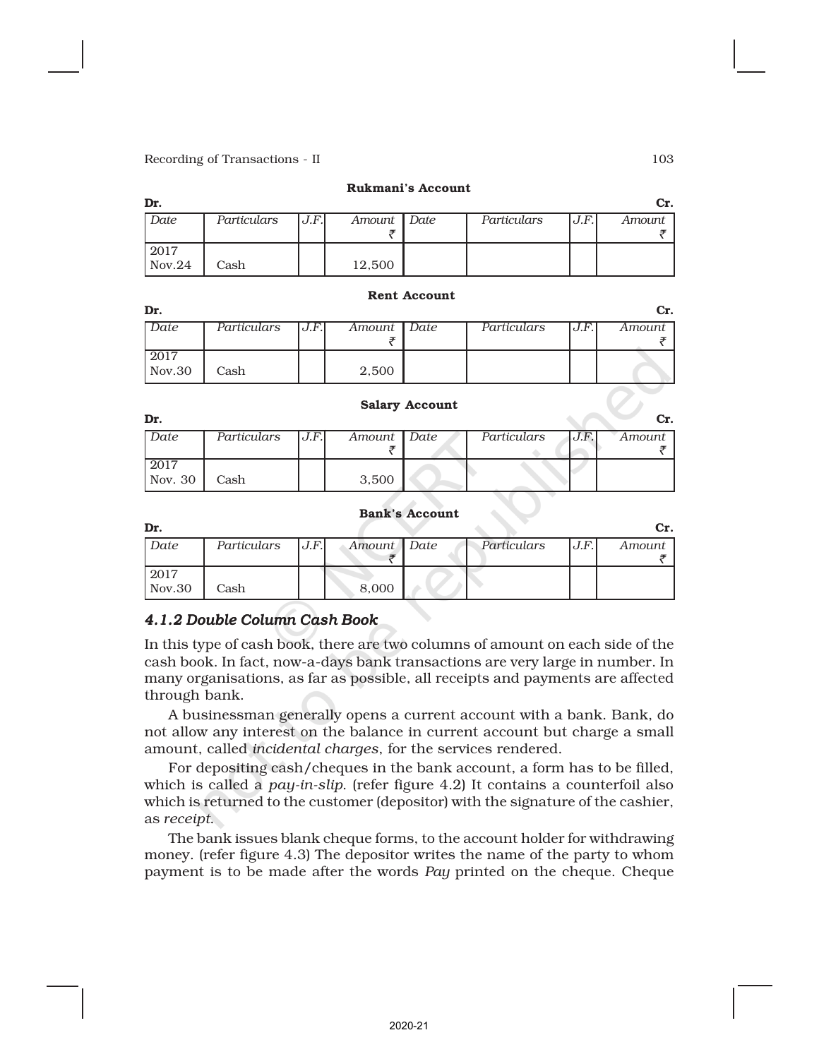**Rukmani's Account**

| Dr. | | | | | | | Cr. |
|---|---|---|---|---|---|---|---|
| *Date* | *Particulars* | *J.F.* | *Amount* ₹ | *Date* | *Particulars* | *J.F.* | *Amount* ₹ |
| 2017 Nov.24 | Cash | | 12,500 | | | | |

**Rent Account**

| Dr. | | | | | | | Cr. |
|---|---|---|---|---|---|---|---|
| *Date* | *Particulars* | *J.F.* | *Amount* ₹ | *Date* | *Particulars* | *J.F.* | *Amount* ₹ |
| 2017 Nov.30 | Cash | | 2,500 | | | | |

**Salary Account**

| Dr. | | | | | | | Cr. |
|---|---|---|---|---|---|---|---|
| *Date* | *Particulars* | *J.F.* | *Amount* ₹ | *Date* | *Particulars* | *J.F.* | *Amount* ₹ |
| 2017 Nov. 30 | Cash | | 3,500 | | | | |

**Bank's Account**

| Dr. | | | | | | | Cr. |
|---|---|---|---|---|---|---|---|
| *Date* | *Particulars* | *J.F.* | *Amount* ₹ | *Date* | *Particulars* | *J.F.* | *Amount* ₹ |
| 2017 Nov.30 | Cash | | 8,000 | | | | |

### *4.1.2 Double Column Cash Book*

In this type of cash book, there are two columns of amount on each side of the cash book. In fact, now-a-days bank transactions are very large in number. In many organisations, as far as possible, all receipts and payments are affected through bank.

A businessman generally opens a current account with a bank. Bank, do not allow any interest on the balance in current account but charge a small amount, called *incidental charges*, for the services rendered.

For depositing cash/cheques in the bank account, a form has to be filled, which is called a *pay-in-slip*. (refer figure 4.2) It contains a counterfoil also which is returned to the customer (depositor) with the signature of the cashier, as *receipt*.

The bank issues blank cheque forms, to the account holder for withdrawing money. (refer figure 4.3) The depositor writes the name of the party to whom payment is to be made after the words *Pay* printed on the cheque. Cheque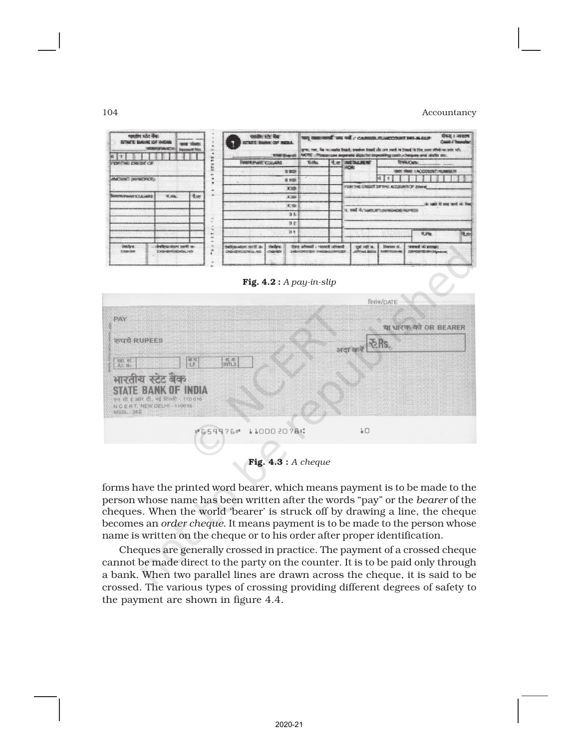**Fig. 4.2 :** *A pay-in-slip*

**Fig. 4.3 :** *A cheque*

forms have the printed word bearer, which means payment is to be made to the person whose name has been written after the words "pay" or the *bearer* of the cheques. When the world 'bearer' is struck off by drawing a line, the cheque becomes an *order cheque*. It means payment is to be made to the person whose name is written on the cheque or to his order after proper identification.

Cheques are generally crossed in practice. The payment of a crossed cheque cannot be made direct to the party on the counter. It is to be paid only through a bank. When two parallel lines are drawn across the cheque, it is said to be crossed. The various types of crossing providing different degrees of safety to the payment are shown in figure 4.4.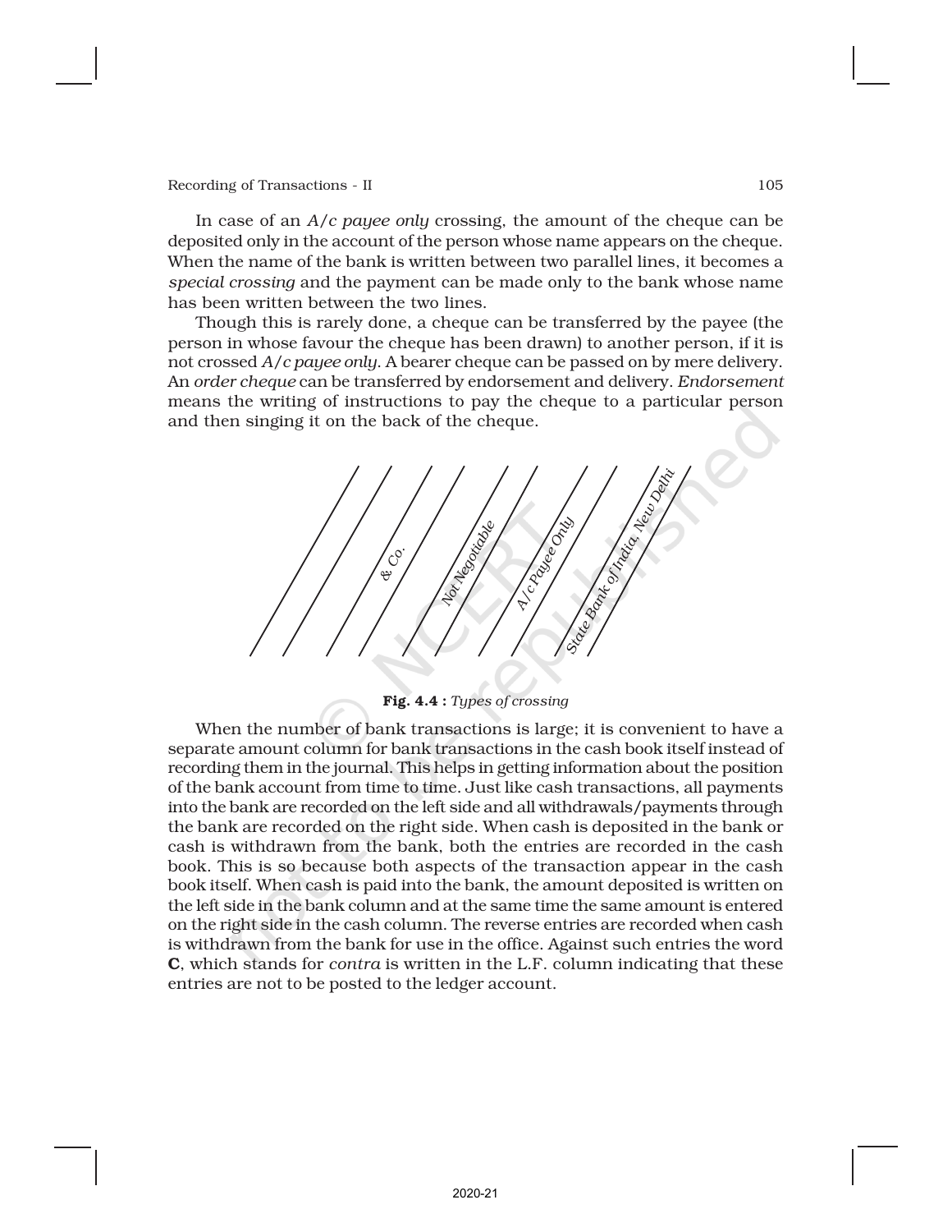In case of an *A/c payee only* crossing, the amount of the cheque can be deposited only in the account of the person whose name appears on the cheque. When the name of the bank is written between two parallel lines, it becomes a *special crossing* and the payment can be made only to the bank whose name has been written between the two lines.

Though this is rarely done, a cheque can be transferred by the payee (the person in whose favour the cheque has been drawn) to another person, if it is not crossed *A/c payee only*. A bearer cheque can be passed on by mere delivery. An *order cheque* can be transferred by endorsement and delivery. *Endorsement* means the writing of instructions to pay the cheque to a particular person and then singing it on the back of the cheque.

& Co. Not Negotiable A/c Payee Only State Bank of India, New Delhi

**Fig. 4.4 :** *Types of crossing*

When the number of bank transactions is large; it is convenient to have a separate amount column for bank transactions in the cash book itself instead of recording them in the journal. This helps in getting information about the position of the bank account from time to time. Just like cash transactions, all payments into the bank are recorded on the left side and all withdrawals/payments through the bank are recorded on the right side. When cash is deposited in the bank or cash is withdrawn from the bank, both the entries are recorded in the cash book. This is so because both aspects of the transaction appear in the cash book itself. When cash is paid into the bank, the amount deposited is written on the left side in the bank column and at the same time the same amount is entered on the right side in the cash column. The reverse entries are recorded when cash is withdrawn from the bank for use in the office. Against such entries the word **C**, which stands for *contra* is written in the L.F. column indicating that these entries are not to be posted to the ledger account.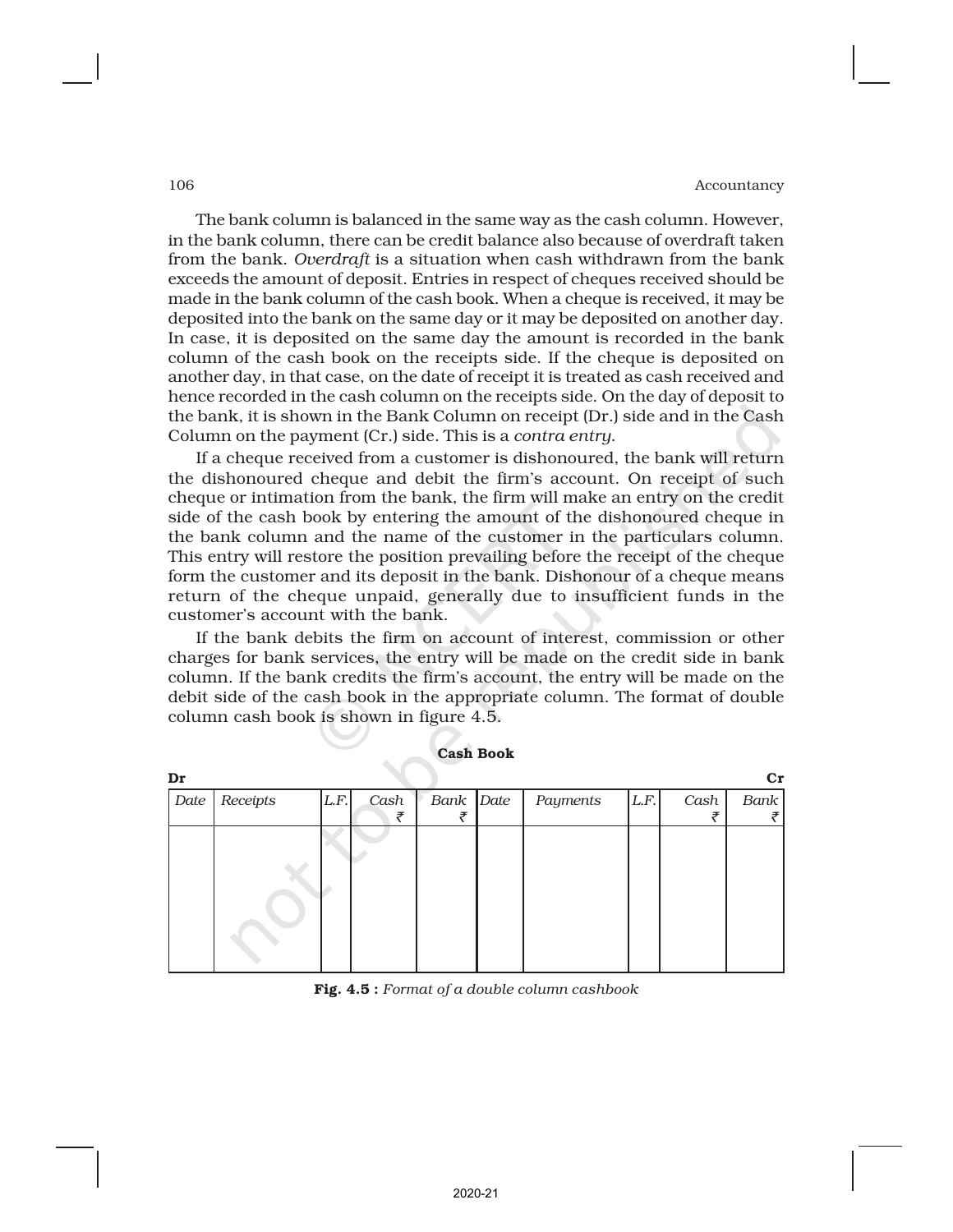The bank column is balanced in the same way as the cash column. However, in the bank column, there can be credit balance also because of overdraft taken from the bank. *Overdraft* is a situation when cash withdrawn from the bank exceeds the amount of deposit. Entries in respect of cheques received should be made in the bank column of the cash book. When a cheque is received, it may be deposited into the bank on the same day or it may be deposited on another day. In case, it is deposited on the same day the amount is recorded in the bank column of the cash book on the receipts side. If the cheque is deposited on another day, in that case, on the date of receipt it is treated as cash received and hence recorded in the cash column on the receipts side. On the day of deposit to the bank, it is shown in the Bank Column on receipt (Dr.) side and in the Cash Column on the payment (Cr.) side. This is a *contra entry*.

If a cheque received from a customer is dishonoured, the bank will return the dishonoured cheque and debit the firm's account. On receipt of such cheque or intimation from the bank, the firm will make an entry on the credit side of the cash book by entering the amount of the dishonoured cheque in the bank column and the name of the customer in the particulars column. This entry will restore the position prevailing before the receipt of the cheque form the customer and its deposit in the bank. Dishonour of a cheque means return of the cheque unpaid, generally due to insufficient funds in the customer's account with the bank.

If the bank debits the firm on account of interest, commission or other charges for bank services, the entry will be made on the credit side in bank column. If the bank credits the firm's account, the entry will be made on the debit side of the cash book in the appropriate column. The format of double column cash book is shown in figure 4.5.

**Cash Book**

**Dr** **Cr**

| *Date* | *Receipts* | *L.F.* | *Cash* ₹ | *Bank* ₹ | *Date* | *Payments* | *L.F.* | *Cash* ₹ | *Bank* ₹ |
|---|---|---|---|---|---|---|---|---|---|
| | | | | | | | | | |

**Fig. 4.5 :** *Format of a double column cashbook*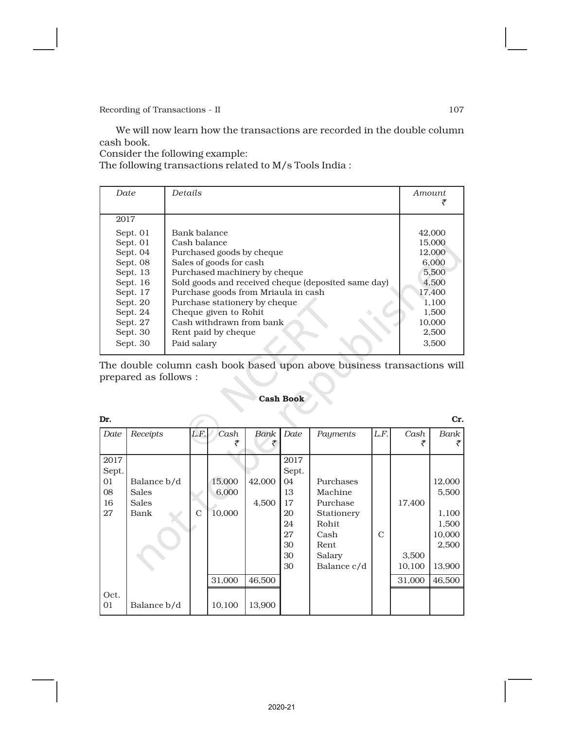We will now learn how the transactions are recorded in the double column cash book.

Consider the following example:

The following transactions related to M/s Tools India :

| Date | Details | Amount ₹ |
|---|---|---|
| 2017 | | |
| Sept. 01 | Bank balance | 42,000 |
| Sept. 01 | Cash balance | 15,000 |
| Sept. 04 | Purchased goods by cheque | 12,000 |
| Sept. 08 | Sales of goods for cash | 6,000 |
| Sept. 13 | Purchased machinery by cheque | 5,500 |
| Sept. 16 | Sold goods and received cheque (deposited same day) | 4,500 |
| Sept. 17 | Purchase goods from Mriaula in cash | 17,400 |
| Sept. 20 | Purchase stationery by cheque | 1,100 |
| Sept. 24 | Cheque given to Rohit | 1,500 |
| Sept. 27 | Cash withdrawn from bank | 10,000 |
| Sept. 30 | Rent paid by cheque | 2,500 |
| Sept. 30 | Paid salary | 3,500 |

The double column cash book based upon above business transactions will prepared as follows :

**Cash Book**

**Dr.** **Cr.**

| Date | Receipts | L.F. | Cash ₹ | Bank ₹ | Date | Payments | L.F. | Cash ₹ | Bank ₹ |
|---|---|---|---|---|---|---|---|---|---|
| 2017 Sept. | | | | | 2017 Sept. | | | | |
| 01 | Balance b/d | | 15,000 | 42,000 | 04 | Purchases | | | 12,000 |
| 08 | Sales | | 6,000 | | 13 | Machine | | | 5,500 |
| 16 | Sales | | | 4,500 | 17 | Purchase | | 17,400 | |
| 27 | Bank | C | 10,000 | | 20 | Stationery | | | 1,100 |
| | | | | | 24 | Rohit | | | 1,500 |
| | | | | | 27 | Cash | C | | 10,000 |
| | | | | | 30 | Rent | | | 2,500 |
| | | | | | 30 | Salary | | 3,500 | |
| | | | | | 30 | Balance c/d | | 10,100 | 13,900 |
| | | | 31,000 | 46,500 | | | | 31,000 | 46,500 |
| Oct. 01 | Balance b/d | | 10,100 | 13,900 | | | | | |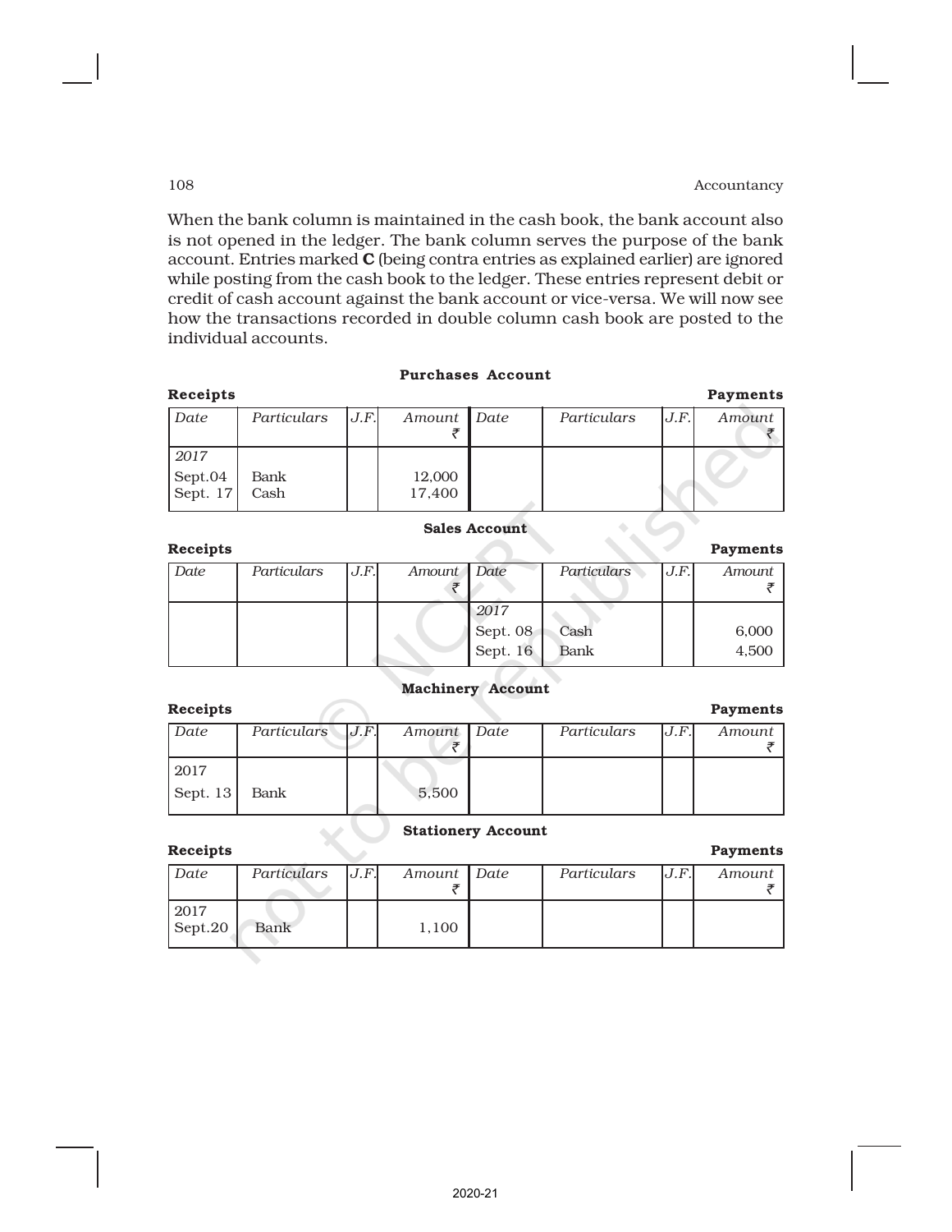When the bank column is maintained in the cash book, the bank account also is not opened in the ledger. The bank column serves the purpose of the bank account. Entries marked **C** (being contra entries as explained earlier) are ignored while posting from the cash book to the ledger. These entries represent debit or credit of cash account against the bank account or vice-versa. We will now see how the transactions recorded in double column cash book are posted to the individual accounts.

**Purchases Account**

**Receipts** **Payments**

| *Date* | *Particulars* | *J.F.* | *Amount* ₹ | *Date* | *Particulars* | *J.F.* | *Amount* ₹ |
|---|---|---|---|---|---|---|---|
| *2017* | | | | | | | |
| Sept.04 | Bank | | 12,000 | | | | |
| Sept. 17 | Cash | | 17,400 | | | | |

**Sales Account**

**Receipts** **Payments**

| *Date* | *Particulars* | *J.F.* | *Amount* ₹ | *Date* | *Particulars* | *J.F.* | *Amount* ₹ |
|---|---|---|---|---|---|---|---|
| | | | | *2017* | | | |
| | | | | Sept. 08 | Cash | | 6,000 |
| | | | | Sept. 16 | Bank | | 4,500 |

**Machinery Account**

**Receipts** **Payments**

| *Date* | *Particulars* | *J.F.* | *Amount* ₹ | *Date* | *Particulars* | *J.F.* | *Amount* ₹ |
|---|---|---|---|---|---|---|---|
| 2017 | | | | | | | |
| Sept. 13 | Bank | | 5,500 | | | | |

**Stationery Account**

**Receipts** **Payments**

| *Date* | *Particulars* | *J.F.* | *Amount* ₹ | *Date* | *Particulars* | *J.F.* | *Amount* ₹ |
|---|---|---|---|---|---|---|---|
| 2017 | | | | | | | |
| Sept.20 | Bank | | 1,100 | | | | |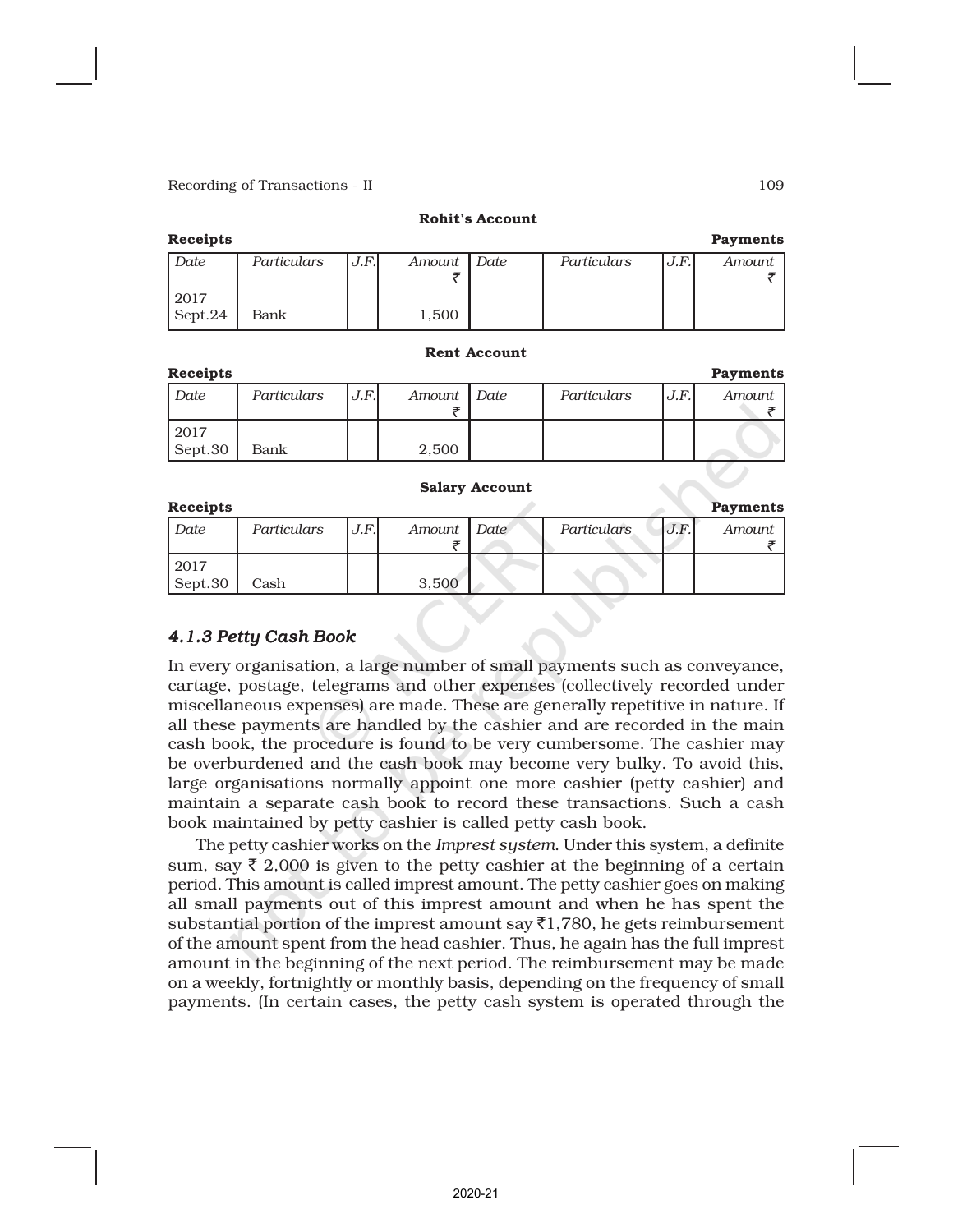**Rohit's Account**

| Receipts | | | | | | | Payments |
|---|---|---|---|---|---|---|---|
| *Date* | *Particulars* | *J.F.* | *Amount* ₹ | *Date* | *Particulars* | *J.F.* | *Amount* ₹ |
| 2017 Sept.24 | Bank | | 1,500 | | | | |

**Rent Account**

| Receipts | | | | | | | Payments |
|---|---|---|---|---|---|---|---|
| *Date* | *Particulars* | *J.F.* | *Amount* ₹ | *Date* | *Particulars* | *J.F.* | *Amount* ₹ |
| 2017 Sept.30 | Bank | | 2,500 | | | | |

**Salary Account**

| Receipts | | | | | | | Payments |
|---|---|---|---|---|---|---|---|
| *Date* | *Particulars* | *J.F.* | *Amount* ₹ | *Date* | *Particulars* | *J.F.* | *Amount* ₹ |
| 2017 Sept.30 | Cash | | 3,500 | | | | |

### *4.1.3 Petty Cash Book*

In every organisation, a large number of small payments such as conveyance, cartage, postage, telegrams and other expenses (collectively recorded under miscellaneous expenses) are made. These are generally repetitive in nature. If all these payments are handled by the cashier and are recorded in the main cash book, the procedure is found to be very cumbersome. The cashier may be overburdened and the cash book may become very bulky. To avoid this, large organisations normally appoint one more cashier (petty cashier) and maintain a separate cash book to record these transactions. Such a cash book maintained by petty cashier is called petty cash book.

The petty cashier works on the *Imprest system*. Under this system, a definite sum, say ₹ 2,000 is given to the petty cashier at the beginning of a certain period. This amount is called imprest amount. The petty cashier goes on making all small payments out of this imprest amount and when he has spent the substantial portion of the imprest amount say ₹1,780, he gets reimbursement of the amount spent from the head cashier. Thus, he again has the full imprest amount in the beginning of the next period. The reimbursement may be made on a weekly, fortnightly or monthly basis, depending on the frequency of small payments. (In certain cases, the petty cash system is operated through the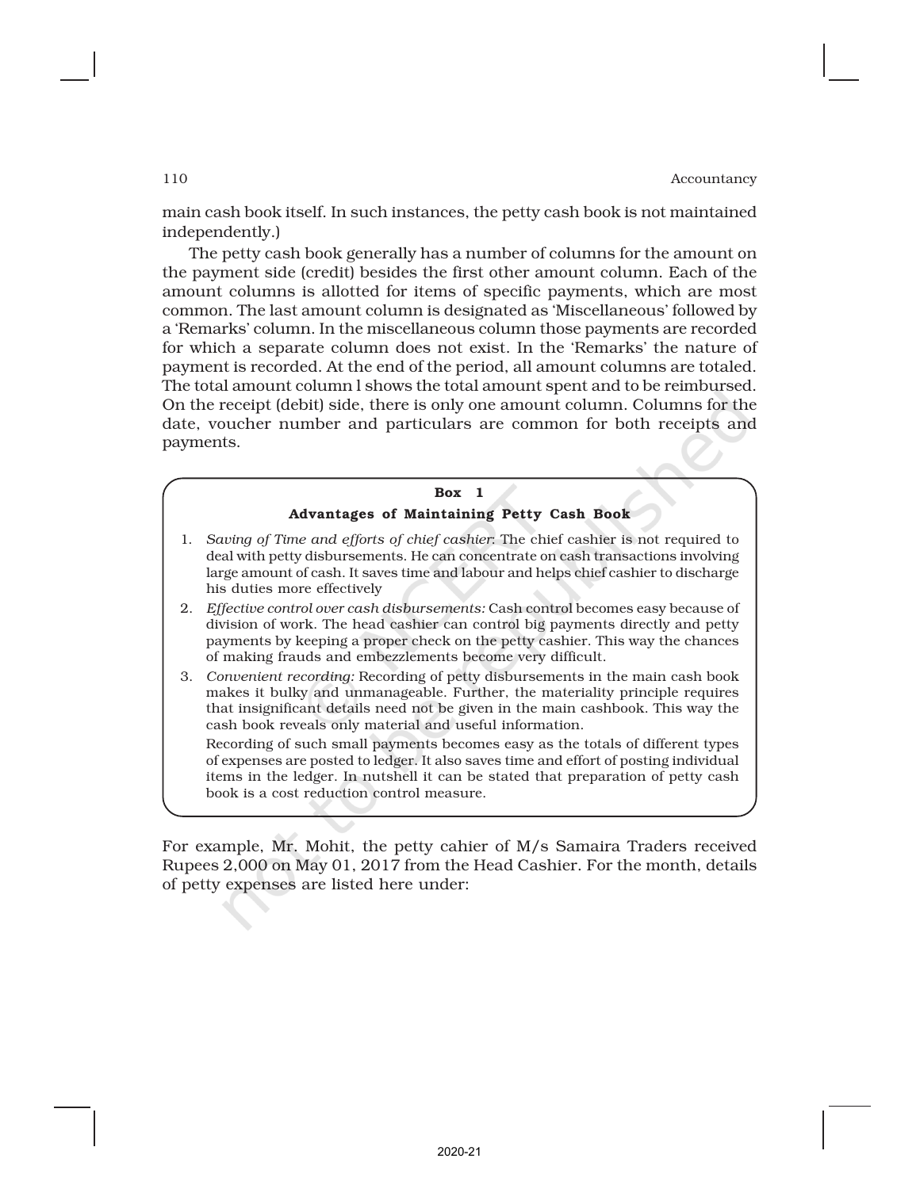main cash book itself. In such instances, the petty cash book is not maintained independently.)

The petty cash book generally has a number of columns for the amount on the payment side (credit) besides the first other amount column. Each of the amount columns is allotted for items of specific payments, which are most common. The last amount column is designated as 'Miscellaneous' followed by a 'Remarks' column. In the miscellaneous column those payments are recorded for which a separate column does not exist. In the 'Remarks' the nature of payment is recorded. At the end of the period, all amount columns are totaled. The total amount column l shows the total amount spent and to be reimbursed. On the receipt (debit) side, there is only one amount column. Columns for the date, voucher number and particulars are common for both receipts and payments.

**Box 1**

**Advantages of Maintaining Petty Cash Book**

1. *Saving of Time and efforts of chief cashier*: The chief cashier is not required to deal with petty disbursements. He can concentrate on cash transactions involving large amount of cash. It saves time and labour and helps chief cashier to discharge his duties more effectively
2. *Effective control over cash disbursements:* Cash control becomes easy because of division of work. The head cashier can control big payments directly and petty payments by keeping a proper check on the petty cashier. This way the chances of making frauds and embezzlements become very difficult.
3. *Convenient recording:* Recording of petty disbursements in the main cash book makes it bulky and unmanageable. Further, the materiality principle requires that insignificant details need not be given in the main cashbook. This way the cash book reveals only material and useful information.

   Recording of such small payments becomes easy as the totals of different types of expenses are posted to ledger. It also saves time and effort of posting individual items in the ledger. In nutshell it can be stated that preparation of petty cash book is a cost reduction control measure.

For example, Mr. Mohit, the petty cahier of M/s Samaira Traders received Rupees 2,000 on May 01, 2017 from the Head Cashier. For the month, details of petty expenses are listed here under: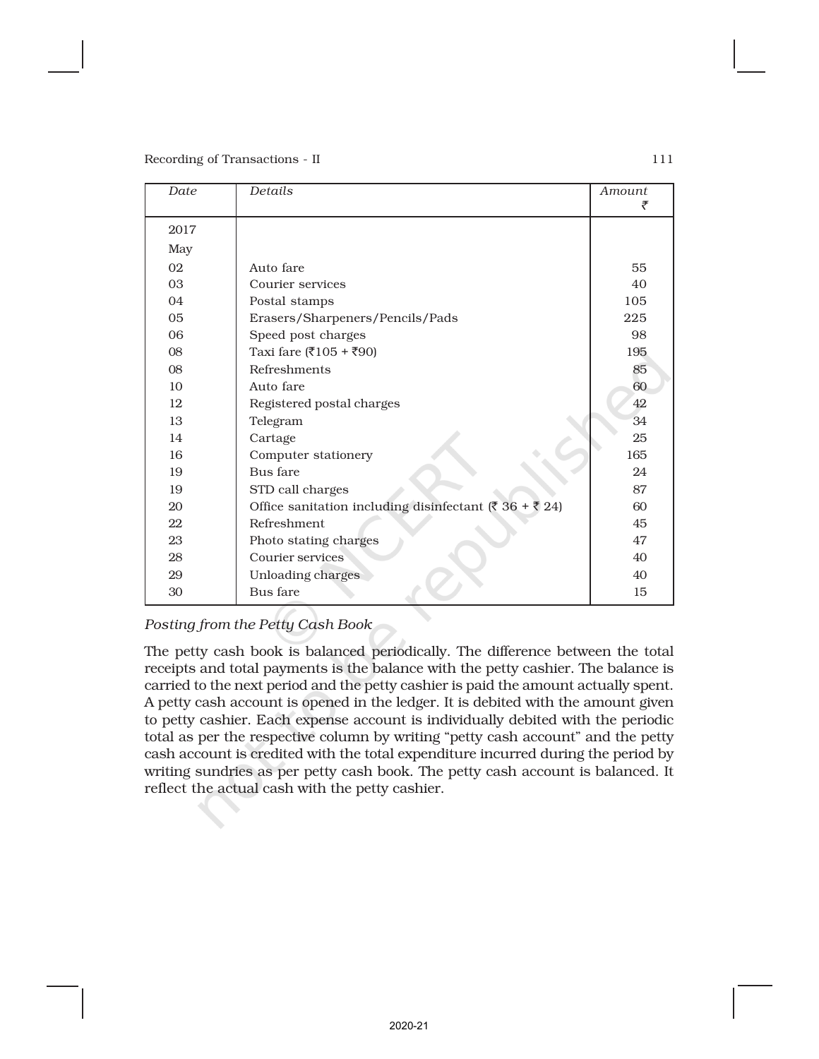| Date | Details | Amount ₹ |
|---|---|---|
| 2017 | | |
| May | | |
| 02 | Auto fare | 55 |
| 03 | Courier services | 40 |
| 04 | Postal stamps | 105 |
| 05 | Erasers/Sharpeners/Pencils/Pads | 225 |
| 06 | Speed post charges | 98 |
| 08 | Taxi fare (₹105 + ₹90) | 195 |
| 08 | Refreshments | 85 |
| 10 | Auto fare | 60 |
| 12 | Registered postal charges | 42 |
| 13 | Telegram | 34 |
| 14 | Cartage | 25 |
| 16 | Computer stationery | 165 |
| 19 | Bus fare | 24 |
| 19 | STD call charges | 87 |
| 20 | Office sanitation including disinfectant (₹ 36 + ₹ 24) | 60 |
| 22 | Refreshment | 45 |
| 23 | Photo stating charges | 47 |
| 28 | Courier services | 40 |
| 29 | Unloading charges | 40 |
| 30 | Bus fare | 15 |

*Posting from the Petty Cash Book*

The petty cash book is balanced periodically. The difference between the total receipts and total payments is the balance with the petty cashier. The balance is carried to the next period and the petty cashier is paid the amount actually spent. A petty cash account is opened in the ledger. It is debited with the amount given to petty cashier. Each expense account is individually debited with the periodic total as per the respective column by writing "petty cash account" and the petty cash account is credited with the total expenditure incurred during the period by writing sundries as per petty cash book. The petty cash account is balanced. It reflect the actual cash with the petty cashier.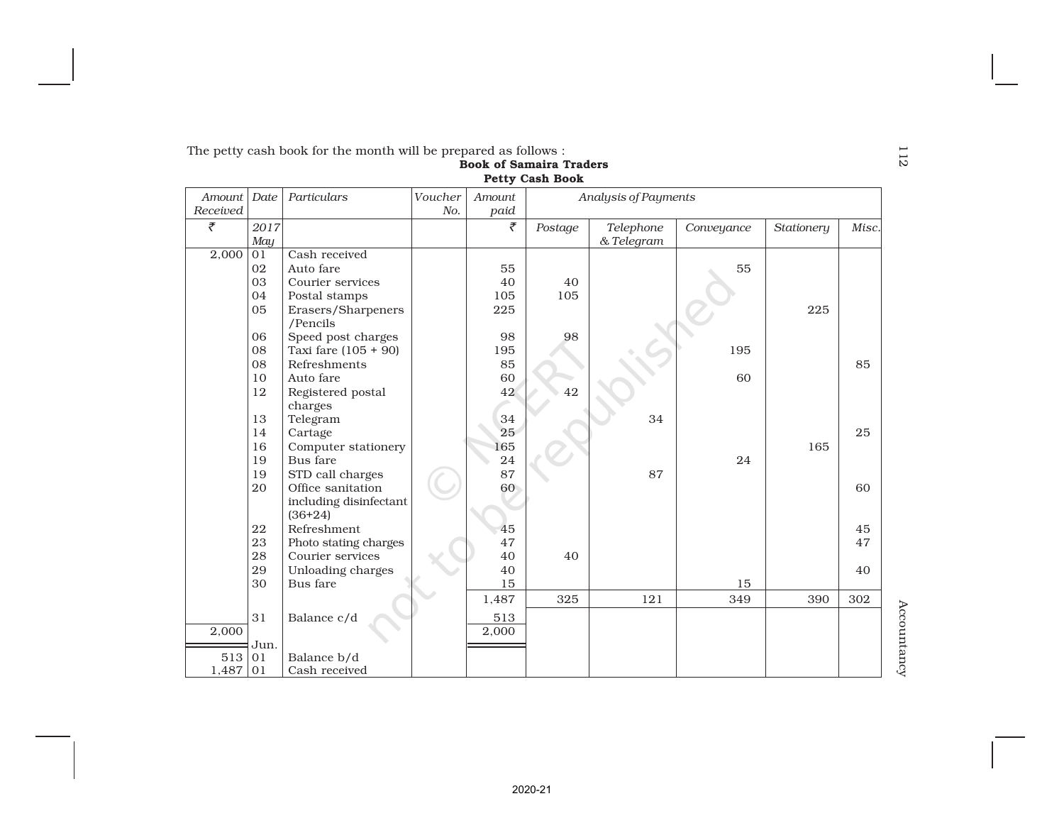The petty cash book for the month will be prepared as follows :

**Book of Samaira Traders**
**Petty Cash Book**

| *Amount Received* | *Date* | *Particulars* | *Voucher No.* | *Amount paid* | *Analysis of Payments* | | | | |
|---|---|---|---|---|---|---|---|---|---|
| ₹ | *2017 May* | | | ₹ | *Postage* | *Telephone & Telegram* | *Conveyance* | *Stationery* | *Misc.* |
| 2,000 | 01 | Cash received | | | | | | | |
| | 02 | Auto fare | | 55 | | | 55 | | |
| | 03 | Courier services | | 40 | 40 | | | | |
| | 04 | Postal stamps | | 105 | 105 | | | | |
| | 05 | Erasers/Sharpeners /Pencils | | 225 | | | | 225 | |
| | 06 | Speed post charges | | 98 | 98 | | | | |
| | 08 | Taxi fare (105 + 90) | | 195 | | | 195 | | |
| | 08 | Refreshments | | 85 | | | | | 85 |
| | 10 | Auto fare | | 60 | | | 60 | | |
| | 12 | Registered postal charges | | 42 | 42 | | | | |
| | 13 | Telegram | | 34 | | 34 | | | |
| | 14 | Cartage | | 25 | | | | | 25 |
| | 16 | Computer stationery | | 165 | | | | 165 | |
| | 19 | Bus fare | | 24 | | | 24 | | |
| | 19 | STD call charges | | 87 | | 87 | | | |
| | 20 | Office sanitation including disinfectant (36+24) | | 60 | | | | | 60 |
| | 22 | Refreshment | | 45 | | | | | 45 |
| | 23 | Photo stating charges | | 47 | | | | | 47 |
| | 28 | Courier services | | 40 | 40 | | | | |
| | 29 | Unloading charges | | 40 | | | | | 40 |
| | 30 | Bus fare | | 15 | | | 15 | | |
| | | | | 1,487 | 325 | 121 | 349 | 390 | 302 |
| | 31 | Balance c/d | | 513 | | | | | |
| 2,000 | | | | 2,000 | | | | | |
| | Jun. | | | | | | | | |
| 513 | 01 | Balance b/d | | | | | | | |
| 1,487 | 01 | Cash received | | | | | | | |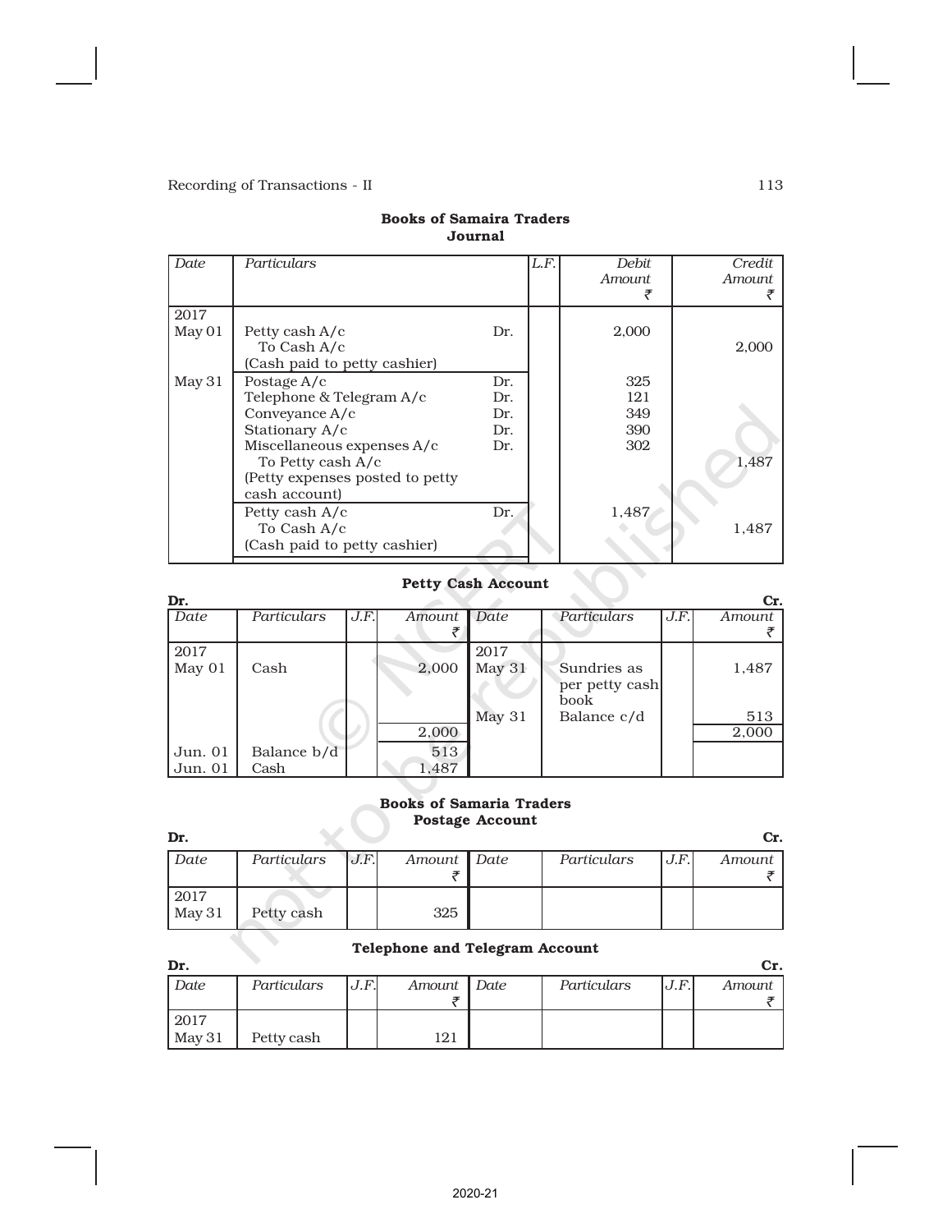### Books of Samaira Traders
### Journal

| Date | Particulars | | L.F. | Debit Amount ₹ | Credit Amount ₹ |
|---|---|---|---|---|---|
| 2017 | | | | | |
| May 01 | Petty cash A/c | Dr. | | 2,000 | |
| | To Cash A/c | | | | 2,000 |
| | (Cash paid to petty cashier) | | | | |
| May 31 | Postage A/c | Dr. | | 325 | |
| | Telephone & Telegram A/c | Dr. | | 121 | |
| | Conveyance A/c | Dr. | | 349 | |
| | Stationary A/c | Dr. | | 390 | |
| | Miscellaneous expenses A/c | Dr. | | 302 | |
| | To Petty cash A/c | | | | 1,487 |
| | (Petty expenses posted to petty cash account) | | | | |
| | Petty cash A/c | Dr. | | 1,487 | |
| | To Cash A/c | | | | 1,487 |
| | (Cash paid to petty cashier) | | | | |

### Petty Cash Account

Dr. Cr.

| Date | Particulars | J.F. | Amount ₹ | Date | Particulars | J.F. | Amount ₹ |
|---|---|---|---|---|---|---|---|
| 2017 | | | | 2017 | | | |
| May 01 | Cash | | 2,000 | May 31 | Sundries as per petty cash book | | 1,487 |
| | | | | May 31 | Balance c/d | | 513 |
| | | | 2,000 | | | | 2,000 |
| Jun. 01 | Balance b/d | | 513 | | | | |
| Jun. 01 | Cash | | 1,487 | | | | |

### Books of Samaria Traders
### Postage Account

Dr. Cr.

| Date | Particulars | J.F. | Amount ₹ | Date | Particulars | J.F. | Amount ₹ |
|---|---|---|---|---|---|---|---|
| 2017 | | | | | | | |
| May 31 | Petty cash | | 325 | | | | |

### Telephone and Telegram Account

Dr. Cr.

| Date | Particulars | J.F. | Amount ₹ | Date | Particulars | J.F. | Amount ₹ |
|---|---|---|---|---|---|---|---|
| 2017 | | | | | | | |
| May 31 | Petty cash | | 121 | | | | |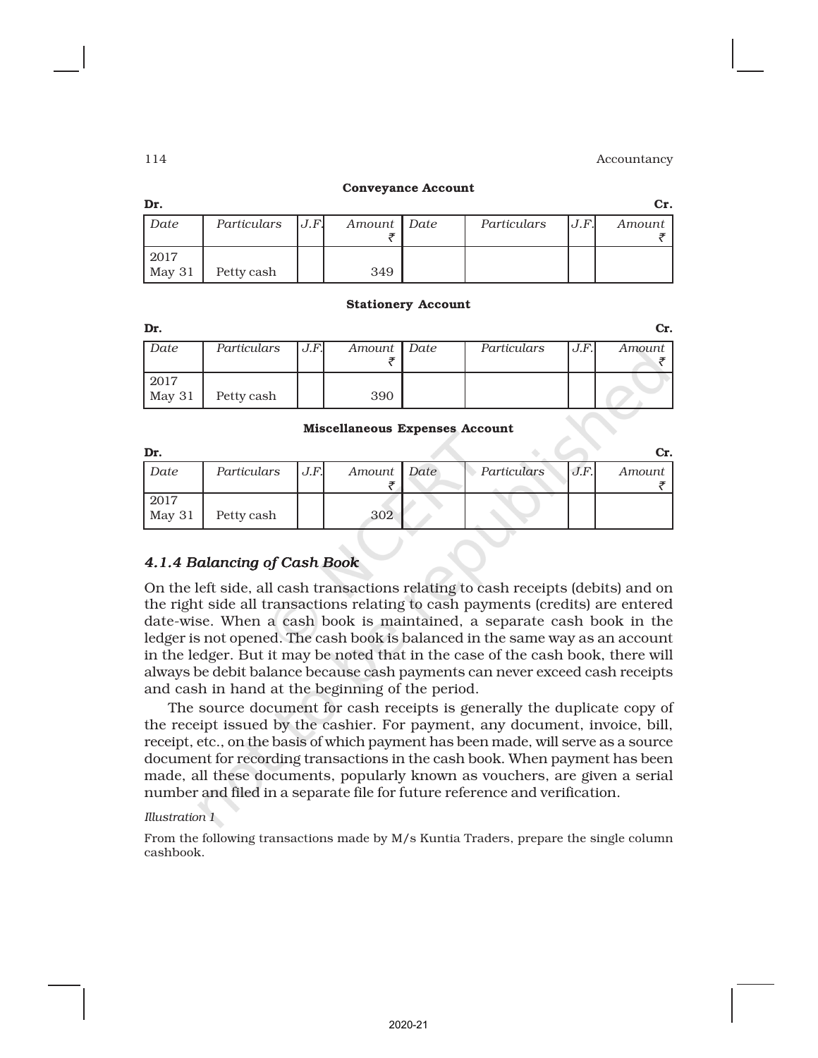**Conveyance Account**

**Dr.** **Cr.**

| Date | Particulars | J.F. | Amount ₹ | Date | Particulars | J.F. | Amount ₹ |
|---|---|---|---|---|---|---|---|
| 2017 May 31 | Petty cash | | 349 | | | | |

**Stationery Account**

**Dr.** **Cr.**

| Date | Particulars | J.F. | Amount ₹ | Date | Particulars | J.F. | Amount ₹ |
|---|---|---|---|---|---|---|---|
| 2017 May 31 | Petty cash | | 390 | | | | |

**Miscellaneous Expenses Account**

**Dr.** **Cr.**

| Date | Particulars | J.F. | Amount ₹ | Date | Particulars | J.F. | Amount ₹ |
|---|---|---|---|---|---|---|---|
| 2017 May 31 | Petty cash | | 302 | | | | |

### *4.1.4 Balancing of Cash Book*

On the left side, all cash transactions relating to cash receipts (debits) and on the right side all transactions relating to cash payments (credits) are entered date-wise. When a cash book is maintained, a separate cash book in the ledger is not opened. The cash book is balanced in the same way as an account in the ledger. But it may be noted that in the case of the cash book, there will always be debit balance because cash payments can never exceed cash receipts and cash in hand at the beginning of the period.

The source document for cash receipts is generally the duplicate copy of the receipt issued by the cashier. For payment, any document, invoice, bill, receipt, etc., on the basis of which payment has been made, will serve as a source document for recording transactions in the cash book. When payment has been made, all these documents, popularly known as vouchers, are given a serial number and filed in a separate file for future reference and verification.

*Illustration 1*

From the following transactions made by M/s Kuntia Traders, prepare the single column cashbook.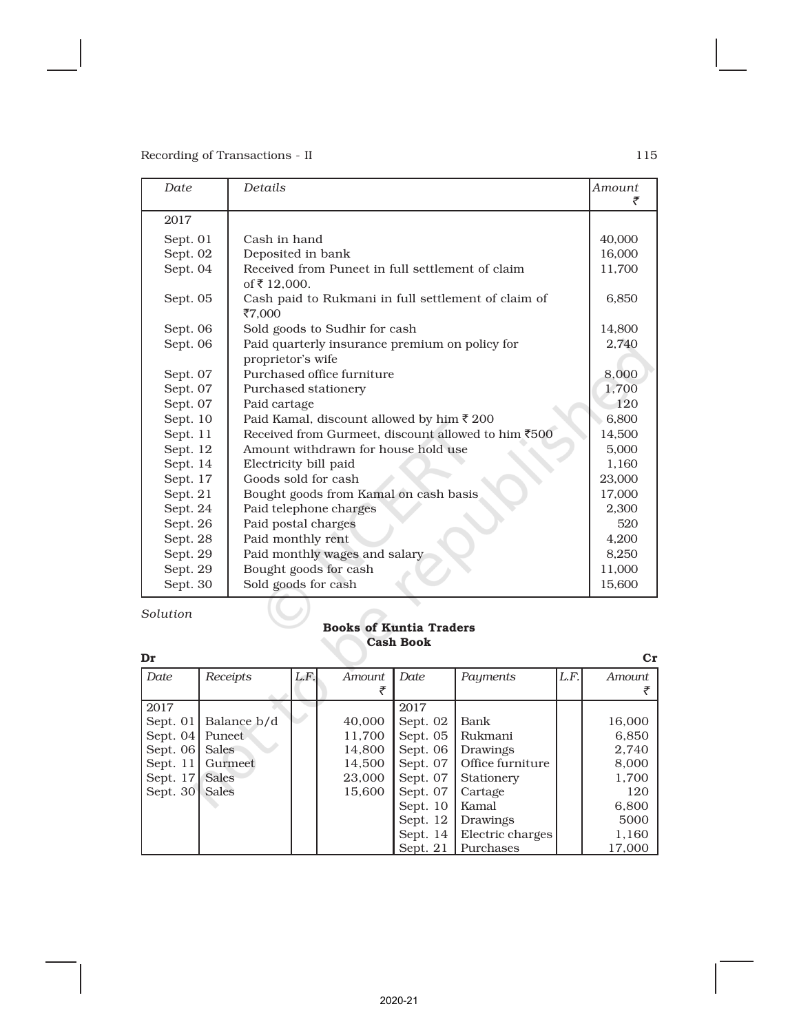| Date | Details | Amount ₹ |
|---|---|---|
| 2017 | | |
| Sept. 01 | Cash in hand | 40,000 |
| Sept. 02 | Deposited in bank | 16,000 |
| Sept. 04 | Received from Puneet in full settlement of claim of ₹ 12,000. | 11,700 |
| Sept. 05 | Cash paid to Rukmani in full settlement of claim of ₹7,000 | 6,850 |
| Sept. 06 | Sold goods to Sudhir for cash | 14,800 |
| Sept. 06 | Paid quarterly insurance premium on policy for proprietor's wife | 2,740 |
| Sept. 07 | Purchased office furniture | 8,000 |
| Sept. 07 | Purchased stationery | 1,700 |
| Sept. 07 | Paid cartage | 120 |
| Sept. 10 | Paid Kamal, discount allowed by him ₹ 200 | 6,800 |
| Sept. 11 | Received from Gurmeet, discount allowed to him ₹500 | 14,500 |
| Sept. 12 | Amount withdrawn for house hold use | 5,000 |
| Sept. 14 | Electricity bill paid | 1,160 |
| Sept. 17 | Goods sold for cash | 23,000 |
| Sept. 21 | Bought goods from Kamal on cash basis | 17,000 |
| Sept. 24 | Paid telephone charges | 2,300 |
| Sept. 26 | Paid postal charges | 520 |
| Sept. 28 | Paid monthly rent | 4,200 |
| Sept. 29 | Paid monthly wages and salary | 8,250 |
| Sept. 29 | Bought goods for cash | 11,000 |
| Sept. 30 | Sold goods for cash | 15,600 |

*Solution*

**Books of Kuntia Traders**
**Cash Book**

**Dr** **Cr**

| Date | Receipts | L.F. | Amount ₹ | Date | Payments | L.F. | Amount ₹ |
|---|---|---|---|---|---|---|---|
| 2017 | | | | 2017 | | | |
| Sept. 01 | Balance b/d | | 40,000 | Sept. 02 | Bank | | 16,000 |
| Sept. 04 | Puneet | | 11,700 | Sept. 05 | Rukmani | | 6,850 |
| Sept. 06 | Sales | | 14,800 | Sept. 06 | Drawings | | 2,740 |
| Sept. 11 | Gurmeet | | 14,500 | Sept. 07 | Office furniture | | 8,000 |
| Sept. 17 | Sales | | 23,000 | Sept. 07 | Stationery | | 1,700 |
| Sept. 30 | Sales | | 15,600 | Sept. 07 | Cartage | | 120 |
| | | | | Sept. 10 | Kamal | | 6,800 |
| | | | | Sept. 12 | Drawings | | 5000 |
| | | | | Sept. 14 | Electric charges | | 1,160 |
| | | | | Sept. 21 | Purchases | | 17,000 |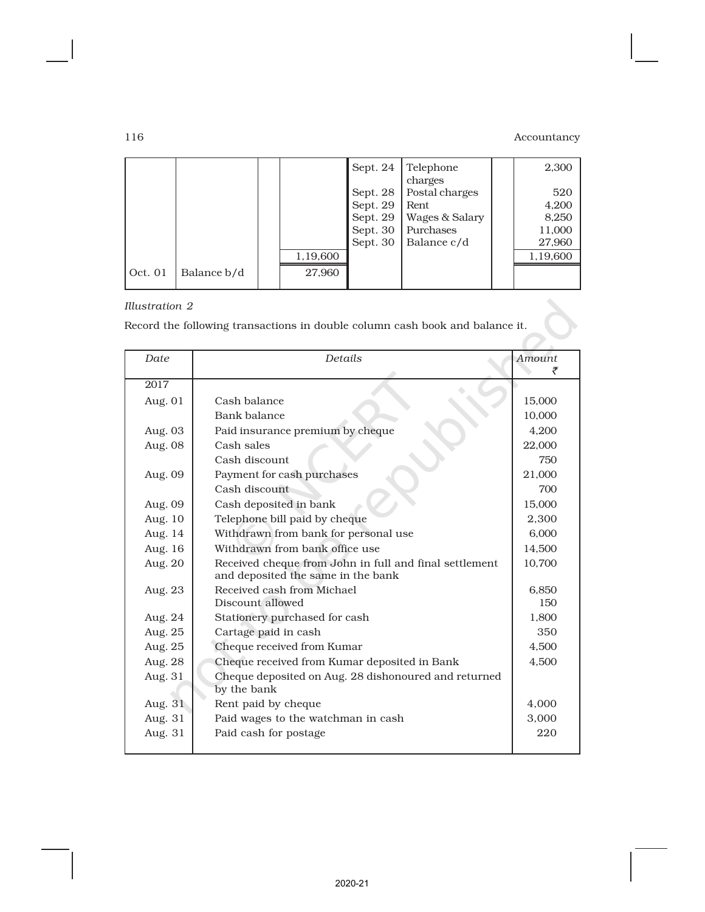| | | | | Sept. 24 | Telephone charges | | 2,300 |
|---|---|---|---|---|---|---|---|
| | | | | Sept. 28 | Postal charges | | 520 |
| | | | | Sept. 29 | Rent | | 4,200 |
| | | | | Sept. 29 | Wages & Salary | | 8,250 |
| | | | | Sept. 30 | Purchases | | 11,000 |
| | | | | Sept. 30 | Balance c/d | | 27,960 |
| | | | 1,19,600 | | | | 1,19,600 |
| Oct. 01 | Balance b/d | | 27,960 | | | | |

*Illustration 2*

Record the following transactions in double column cash book and balance it.

| *Date* | *Details* | *Amount* ₹ |
|---|---|---|
| 2017 | | |
| Aug. 01 | Cash balance | 15,000 |
| | Bank balance | 10,000 |
| Aug. 03 | Paid insurance premium by cheque | 4,200 |
| Aug. 08 | Cash sales | 22,000 |
| | Cash discount | 750 |
| Aug. 09 | Payment for cash purchases | 21,000 |
| | Cash discount | 700 |
| Aug. 09 | Cash deposited in bank | 15,000 |
| Aug. 10 | Telephone bill paid by cheque | 2,300 |
| Aug. 14 | Withdrawn from bank for personal use | 6,000 |
| Aug. 16 | Withdrawn from bank office use | 14,500 |
| Aug. 20 | Received cheque from John in full and final settlement and deposited the same in the bank | 10,700 |
| Aug. 23 | Received cash from Michael | 6,850 |
| | Discount allowed | 150 |
| Aug. 24 | Stationery purchased for cash | 1,800 |
| Aug. 25 | Cartage paid in cash | 350 |
| Aug. 25 | Cheque received from Kumar | 4,500 |
| Aug. 28 | Cheque received from Kumar deposited in Bank | 4,500 |
| Aug. 31 | Cheque deposited on Aug. 28 dishonoured and returned by the bank | |
| Aug. 31 | Rent paid by cheque | 4,000 |
| Aug. 31 | Paid wages to the watchman in cash | 3,000 |
| Aug. 31 | Paid cash for postage | 220 |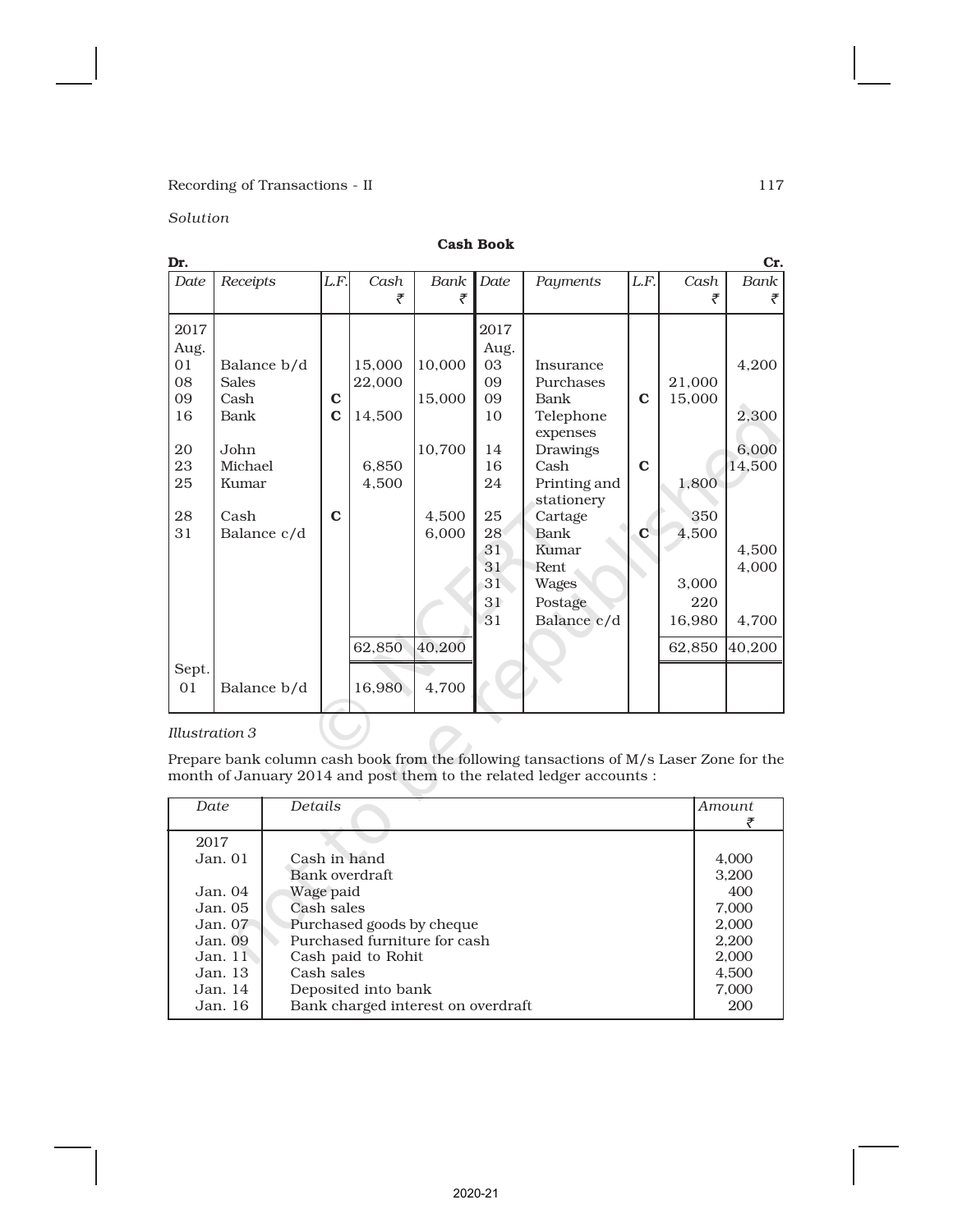*Solution*

**Cash Book**

Dr. Cr.

| Date | Receipts | L.F. | Cash ₹ | Bank ₹ | Date | Payments | L.F. | Cash ₹ | Bank ₹ |
|---|---|---|---|---|---|---|---|---|---|
| 2017 Aug. | | | | | 2017 Aug. | | | | |
| 01 | Balance b/d | | 15,000 | 10,000 | 03 | Insurance | | | 4,200 |
| 08 | Sales | | 22,000 | | 09 | Purchases | | 21,000 | |
| 09 | Cash | C | | 15,000 | 09 | Bank | C | 15,000 | |
| 16 | Bank | C | 14,500 | | 10 | Telephone expenses | | | 2,300 |
| 20 | John | | | 10,700 | 14 | Drawings | | | 6,000 |
| 23 | Michael | | 6,850 | | 16 | Cash | C | | 14,500 |
| 25 | Kumar | | 4,500 | | 24 | Printing and stationery | | 1,800 | |
| 28 | Cash | C | | 4,500 | 25 | Cartage | | 350 | |
| 31 | Balance c/d | | | 6,000 | 28 | Bank | C | 4,500 | |
| | | | | | 31 | Kumar | | | 4,500 |
| | | | | | 31 | Rent | | | 4,000 |
| | | | | | 31 | Wages | | 3,000 | |
| | | | | | 31 | Postage | | 220 | |
| | | | | | 31 | Balance c/d | | 16,980 | 4,700 |
| | | | 62,850 | 40,200 | | | | 62,850 | 40,200 |
| Sept. 01 | Balance b/d | | 16,980 | 4,700 | | | | | |

*Illustration 3*

Prepare bank column cash book from the following tansactions of M/s Laser Zone for the month of January 2014 and post them to the related ledger accounts :

| Date | Details | Amount ₹ |
|---|---|---|
| 2017 | | |
| Jan. 01 | Cash in hand | 4,000 |
| | Bank overdraft | 3,200 |
| Jan. 04 | Wage paid | 400 |
| Jan. 05 | Cash sales | 7,000 |
| Jan. 07 | Purchased goods by cheque | 2,000 |
| Jan. 09 | Purchased furniture for cash | 2,200 |
| Jan. 11 | Cash paid to Rohit | 2,000 |
| Jan. 13 | Cash sales | 4,500 |
| Jan. 14 | Deposited into bank | 7,000 |
| Jan. 16 | Bank charged interest on overdraft | 200 |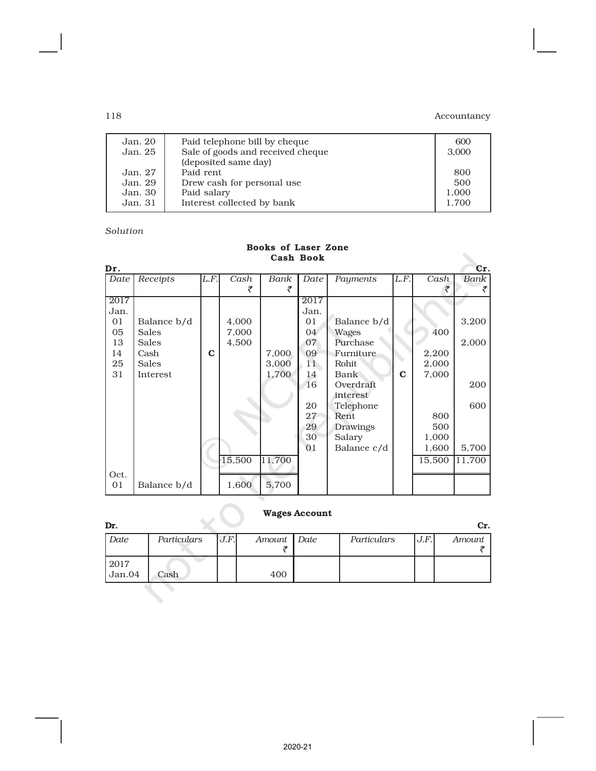| | | |
|---|---|---|
| Jan. 20 | Paid telephone bill by cheque | 600 |
| Jan. 25 | Sale of goods and received cheque (deposited same day) | 3,000 |
| Jan. 27 | Paid rent | 800 |
| Jan. 29 | Drew cash for personal use | 500 |
| Jan. 30 | Paid salary | 1,000 |
| Jan. 31 | Interest collected by bank | 1,700 |

*Solution*

**Books of Laser Zone**
**Cash Book**

**Dr.** **Cr.**

| Date | Receipts | L.F. | Cash ₹ | Bank ₹ | Date | Payments | L.F. | Cash ₹ | Bank ₹ |
|---|---|---|---|---|---|---|---|---|---|
| 2017 Jan. | | | | | 2017 Jan. | | | | |
| 01 | Balance b/d | | 4,000 | | 01 | Balance b/d | | | 3,200 |
| 05 | Sales | | 7,000 | | 04 | Wages | | 400 | |
| 13 | Sales | | 4,500 | | 07 | Purchase | | | 2,000 |
| 14 | Cash | C | | 7,000 | 09 | Furniture | | 2,200 | |
| 25 | Sales | | | 3,000 | 11 | Rohit | | 2,000 | |
| 31 | Interest | | | 1,700 | 14 | Bank | C | 7,000 | |
| | | | | | 16 | Overdraft interest | | | 200 |
| | | | | | 20 | Telephone | | | 600 |
| | | | | | 27 | Rent | | 800 | |
| | | | | | 29 | Drawings | | 500 | |
| | | | | | 30 | Salary | | 1,000 | |
| | | | | | 01 | Balance c/d | | 1,600 | 5,700 |
| | | | 15,500 | 11,700 | | | | 15,500 | 11,700 |
| Oct. 01 | Balance b/d | | 1,600 | 5,700 | | | | | |

**Wages Account**

**Dr.** **Cr.**

| Date | Particulars | J.F. | Amount ₹ | Date | Particulars | J.F. | Amount ₹ |
|---|---|---|---|---|---|---|---|
| 2017 Jan.04 | Cash | | 400 | | | | |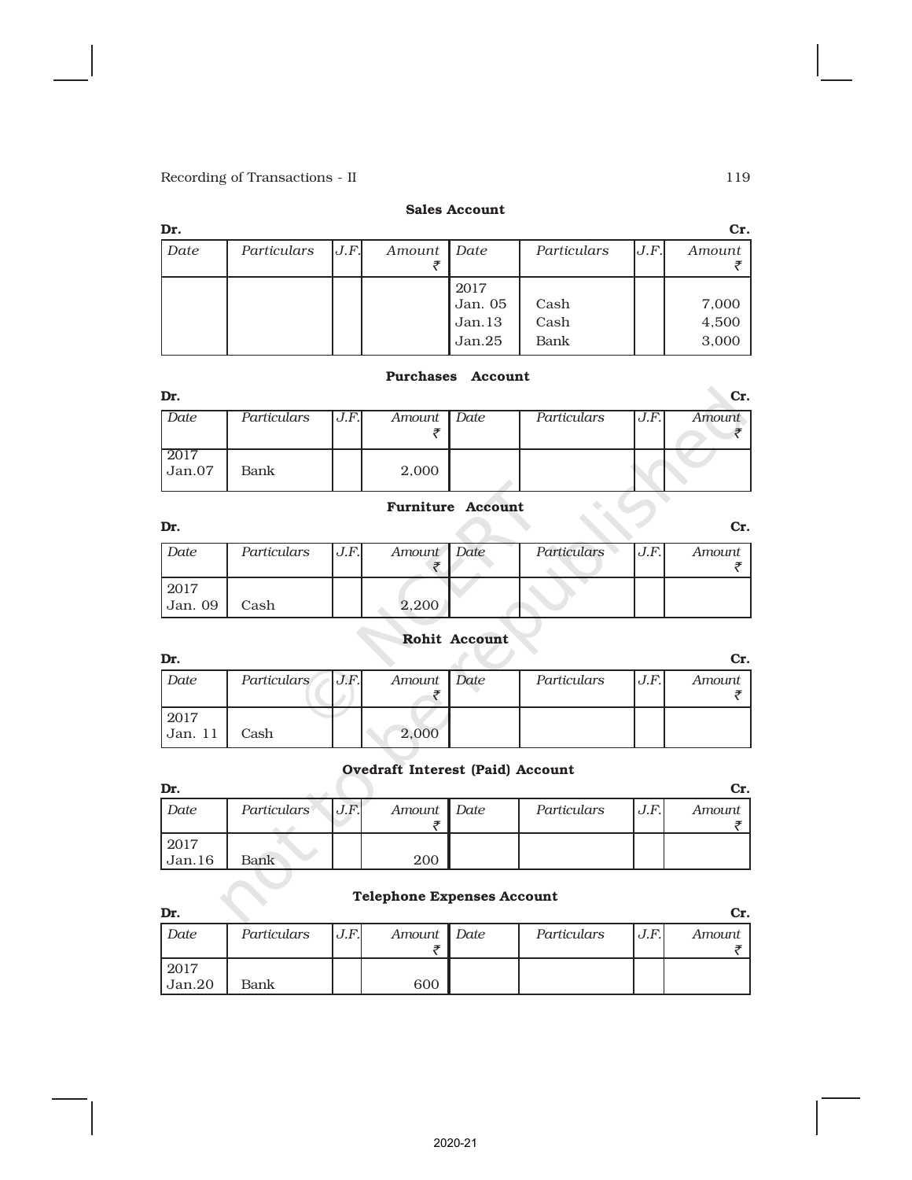**Sales Account**

Dr. Cr.

| Date | Particulars | J.F. | Amount ₹ | Date | Particulars | J.F. | Amount ₹ |
|---|---|---|---|---|---|---|---|
| | | | | 2017 | | | |
| | | | | Jan. 05 | Cash | | 7,000 |
| | | | | Jan.13 | Cash | | 4,500 |
| | | | | Jan.25 | Bank | | 3,000 |

**Purchases Account**

Dr. Cr.

| Date | Particulars | J.F. | Amount ₹ | Date | Particulars | J.F. | Amount ₹ |
|---|---|---|---|---|---|---|---|
| 2017 | | | | | | | |
| Jan.07 | Bank | | 2,000 | | | | |

**Furniture Account**

Dr. Cr.

| Date | Particulars | J.F. | Amount ₹ | Date | Particulars | J.F. | Amount ₹ |
|---|---|---|---|---|---|---|---|
| 2017 | | | | | | | |
| Jan. 09 | Cash | | 2,200 | | | | |

**Rohit Account**

Dr. Cr.

| Date | Particulars | J.F. | Amount ₹ | Date | Particulars | J.F. | Amount ₹ |
|---|---|---|---|---|---|---|---|
| 2017 | | | | | | | |
| Jan. 11 | Cash | | 2,000 | | | | |

**Ovedraft Interest (Paid) Account**

Dr. Cr.

| Date | Particulars | J.F. | Amount ₹ | Date | Particulars | J.F. | Amount ₹ |
|---|---|---|---|---|---|---|---|
| 2017 | | | | | | | |
| Jan.16 | Bank | | 200 | | | | |

**Telephone Expenses Account**

Dr. Cr.

| Date | Particulars | J.F. | Amount ₹ | Date | Particulars | J.F. | Amount ₹ |
|---|---|---|---|---|---|---|---|
| 2017 | | | | | | | |
| Jan.20 | Bank | | 600 | | | | |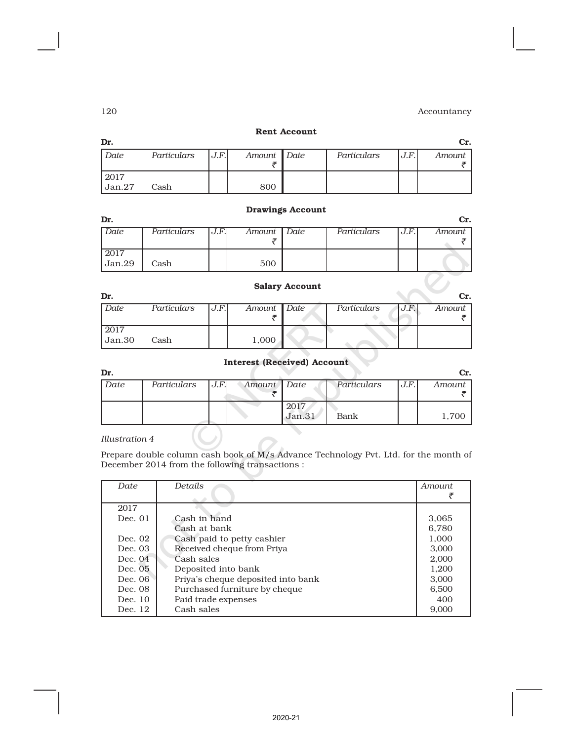**Rent Account**

Dr. Cr.

| Date | Particulars | J.F. | Amount ₹ | Date | Particulars | J.F. | Amount ₹ |
|---|---|---|---|---|---|---|---|
| 2017 Jan.27 | Cash | | 800 | | | | |

**Drawings Account**

Dr. Cr.

| Date | Particulars | J.F. | Amount ₹ | Date | Particulars | J.F. | Amount ₹ |
|---|---|---|---|---|---|---|---|
| 2017 Jan.29 | Cash | | 500 | | | | |

**Salary Account**

Dr. Cr.

| Date | Particulars | J.F. | Amount ₹ | Date | Particulars | J.F. | Amount ₹ |
|---|---|---|---|---|---|---|---|
| 2017 Jan.30 | Cash | | 1,000 | | | | |

**Interest (Received) Account**

Dr. Cr.

| Date | Particulars | J.F. | Amount ₹ | Date | Particulars | J.F. | Amount ₹ |
|---|---|---|---|---|---|---|---|
| | | | | 2017 Jan.31 | Bank | | 1,700 |

*Illustration 4*

Prepare double column cash book of M/s Advance Technology Pvt. Ltd. for the month of December 2014 from the following transactions :

| Date | Details | Amount ₹ |
|---|---|---|
| 2017 | | |
| Dec. 01 | Cash in hand | 3,065 |
| | Cash at bank | 6,780 |
| Dec. 02 | Cash paid to petty cashier | 1,000 |
| Dec. 03 | Received cheque from Priya | 3,000 |
| Dec. 04 | Cash sales | 2,000 |
| Dec. 05 | Deposited into bank | 1,200 |
| Dec. 06 | Priya's cheque deposited into bank | 3,000 |
| Dec. 08 | Purchased furniture by cheque | 6,500 |
| Dec. 10 | Paid trade expenses | 400 |
| Dec. 12 | Cash sales | 9,000 |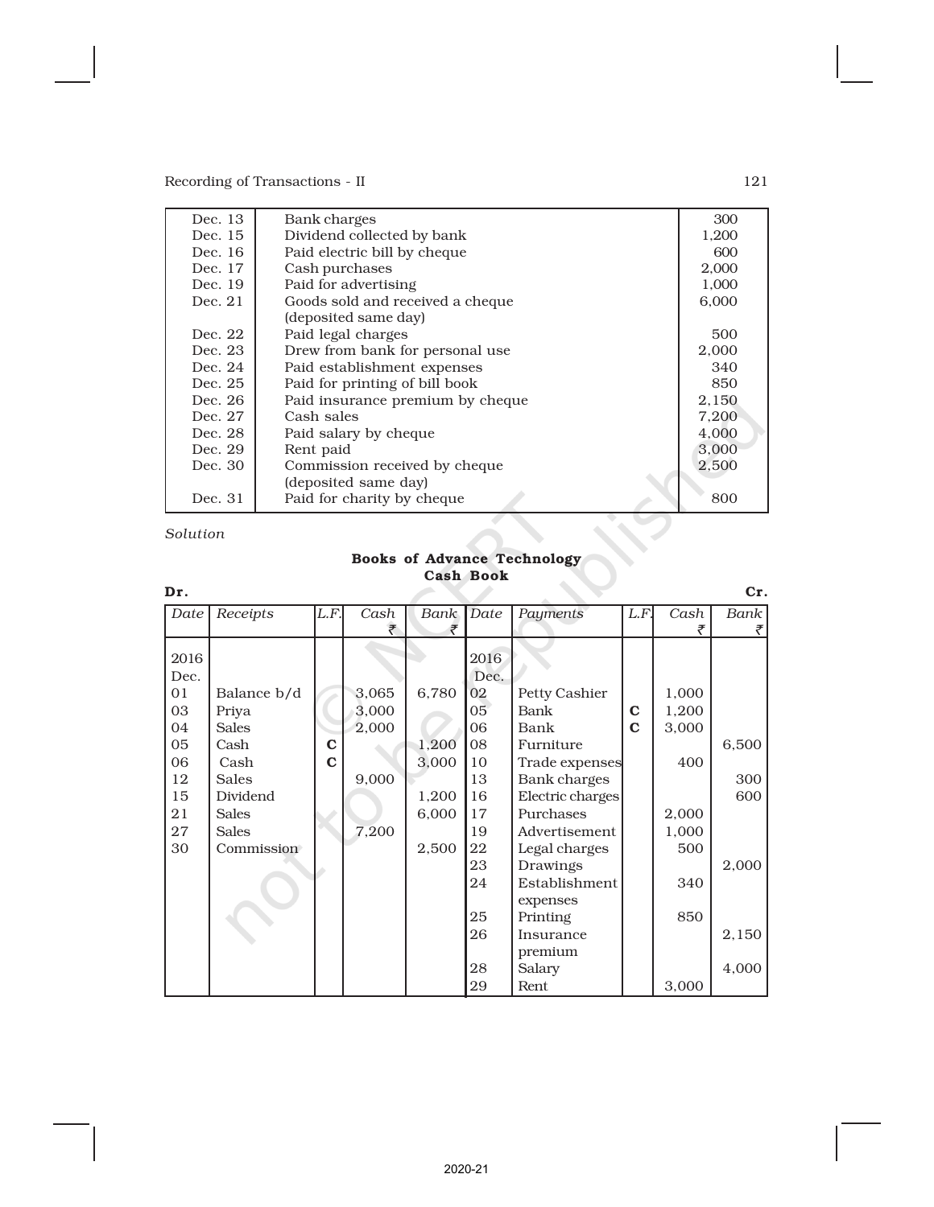| Dec. 13 | Bank charges | 300 |
|---|---|---|
| Dec. 15 | Dividend collected by bank | 1,200 |
| Dec. 16 | Paid electric bill by cheque | 600 |
| Dec. 17 | Cash purchases | 2,000 |
| Dec. 19 | Paid for advertising | 1,000 |
| Dec. 21 | Goods sold and received a cheque (deposited same day) | 6,000 |
| Dec. 22 | Paid legal charges | 500 |
| Dec. 23 | Drew from bank for personal use | 2,000 |
| Dec. 24 | Paid establishment expenses | 340 |
| Dec. 25 | Paid for printing of bill book | 850 |
| Dec. 26 | Paid insurance premium by cheque | 2,150 |
| Dec. 27 | Cash sales | 7,200 |
| Dec. 28 | Paid salary by cheque | 4,000 |
| Dec. 29 | Rent paid | 3,000 |
| Dec. 30 | Commission received by cheque (deposited same day) | 2,500 |
| Dec. 31 | Paid for charity by cheque | 800 |

*Solution*

**Books of Advance Technology**
**Cash Book**

**Dr.** **Cr.**

| *Date* | *Receipts* | *L.F.* | *Cash* ₹ | *Bank* ₹ | *Date* | *Payments* | *L.F.* | *Cash* ₹ | *Bank* ₹ |
|---|---|---|---|---|---|---|---|---|---|
| 2016 Dec. | | | | | 2016 Dec. | | | | |
| 01 | Balance b/d | | 3,065 | 6,780 | 02 | Petty Cashier | | 1,000 | |
| 03 | Priya | | 3,000 | | 05 | Bank | **C** | 1,200 | |
| 04 | Sales | | 2,000 | | 06 | Bank | **C** | 3,000 | |
| 05 | Cash | **C** | | 1,200 | 08 | Furniture | | | 6,500 |
| 06 | Cash | **C** | | 3,000 | 10 | Trade expenses | | 400 | |
| 12 | Sales | | 9,000 | | 13 | Bank charges | | | 300 |
| 15 | Dividend | | | 1,200 | 16 | Electric charges | | | 600 |
| 21 | Sales | | | 6,000 | 17 | Purchases | | 2,000 | |
| 27 | Sales | | 7,200 | | 19 | Advertisement | | 1,000 | |
| 30 | Commission | | | 2,500 | 22 | Legal charges | | 500 | |
| | | | | | 23 | Drawings | | | 2,000 |
| | | | | | 24 | Establishment expenses | | 340 | |
| | | | | | 25 | Printing | | 850 | |
| | | | | | 26 | Insurance premium | | | 2,150 |
| | | | | | 28 | Salary | | | 4,000 |
| | | | | | 29 | Rent | | 3,000 | |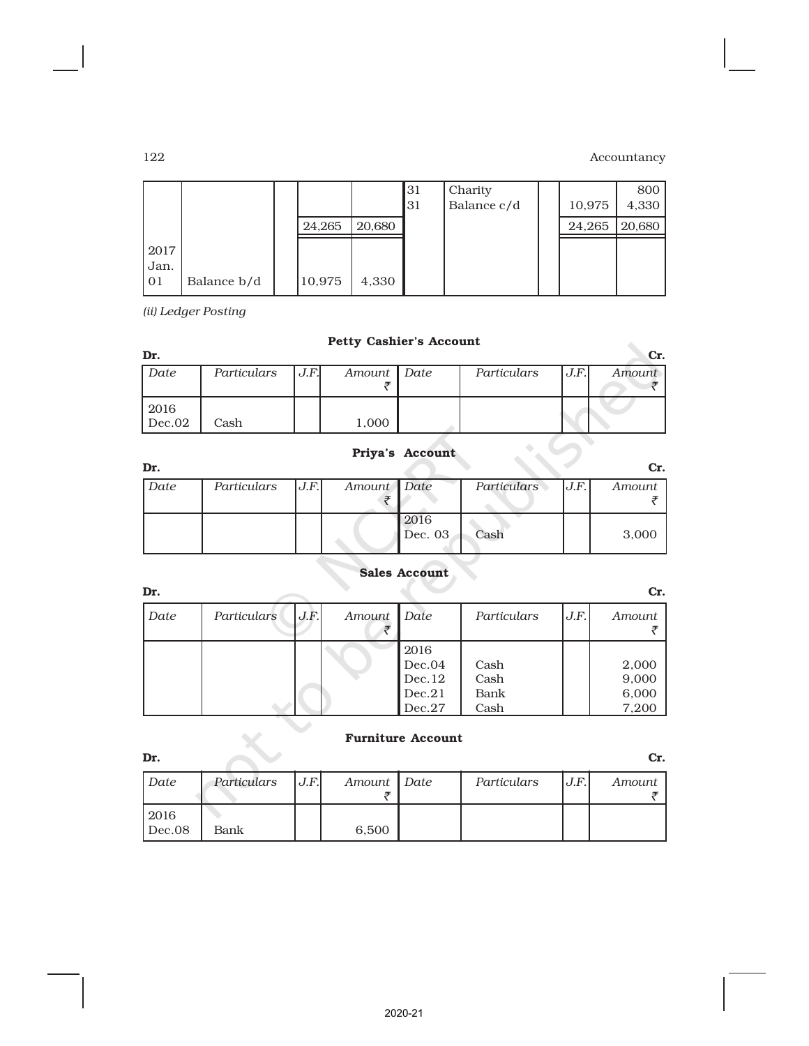| | | | | | 31 | Charity | | | 800 |
|---|---|---|---|---|---|---|---|---|---|
| | | | | | 31 | Balance c/d | | 10,975 | 4,330 |
| | | | 24,265 | 20,680 | | | | 24,265 | 20,680 |
| 2017 Jan. 01 | Balance b/d | | 10,975 | 4,330 | | | | | |

*(ii) Ledger Posting*

**Petty Cashier's Account**

| Dr. | | | | | | | Cr. |
|---|---|---|---|---|---|---|---|
| *Date* | *Particulars* | *J.F.* | *Amount* ₹ | *Date* | *Particulars* | *J.F.* | *Amount* ₹ |
| 2016 Dec.02 | Cash | | 1,000 | | | | |

**Priya's Account**

| Dr. | | | | | | | Cr. |
|---|---|---|---|---|---|---|---|
| *Date* | *Particulars* | *J.F.* | *Amount* ₹ | *Date* | *Particulars* | *J.F.* | *Amount* ₹ |
| | | | | 2016 Dec. 03 | Cash | | 3,000 |

**Sales Account**

| Dr. | | | | | | | Cr. |
|---|---|---|---|---|---|---|---|
| *Date* | *Particulars* | *J.F.* | *Amount* ₹ | *Date* | *Particulars* | *J.F.* | *Amount* ₹ |
| | | | | 2016 | | | |
| | | | | Dec.04 | Cash | | 2,000 |
| | | | | Dec.12 | Cash | | 9,000 |
| | | | | Dec.21 | Bank | | 6,000 |
| | | | | Dec.27 | Cash | | 7,200 |

**Furniture Account**

| Dr. | | | | | | | Cr. |
|---|---|---|---|---|---|---|---|
| *Date* | *Particulars* | *J.F.* | *Amount* ₹ | *Date* | *Particulars* | *J.F.* | *Amount* ₹ |
| 2016 Dec.08 | Bank | | 6,500 | | | | |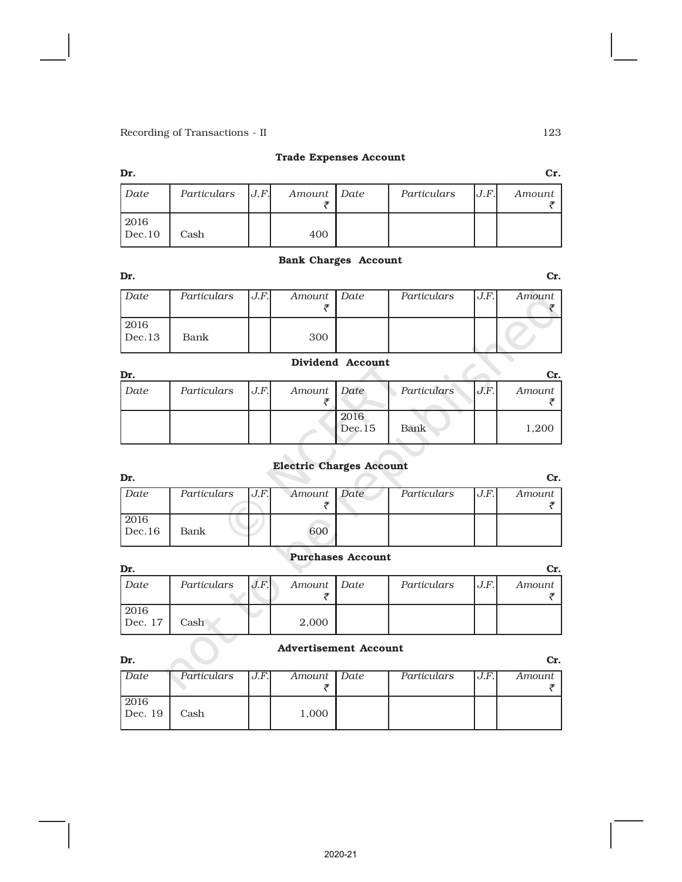**Trade Expenses Account**

Dr. Cr.

| Date | Particulars | J.F. | Amount ₹ | Date | Particulars | J.F. | Amount ₹ |
|---|---|---|---|---|---|---|---|
| 2016 Dec.10 | Cash | | 400 | | | | |

**Bank Charges Account**

Dr. Cr.

| Date | Particulars | J.F. | Amount ₹ | Date | Particulars | J.F. | Amount ₹ |
|---|---|---|---|---|---|---|---|
| 2016 Dec.13 | Bank | | 300 | | | | |

**Dividend Account**

Dr. Cr.

| Date | Particulars | J.F. | Amount ₹ | Date | Particulars | J.F. | Amount ₹ |
|---|---|---|---|---|---|---|---|
| | | | | 2016 Dec.15 | Bank | | 1,200 |

**Electric Charges Account**

Dr. Cr.

| Date | Particulars | J.F. | Amount ₹ | Date | Particulars | J.F. | Amount ₹ |
|---|---|---|---|---|---|---|---|
| 2016 Dec.16 | Bank | | 600 | | | | |

**Purchases Account**

Dr. Cr.

| Date | Particulars | J.F. | Amount ₹ | Date | Particulars | J.F. | Amount ₹ |
|---|---|---|---|---|---|---|---|
| 2016 Dec. 17 | Cash | | 2,000 | | | | |

**Advertisement Account**

Dr. Cr.

| Date | Particulars | J.F. | Amount ₹ | Date | Particulars | J.F. | Amount ₹ |
|---|---|---|---|---|---|---|---|
| 2016 Dec. 19 | Cash | | 1,000 | | | | |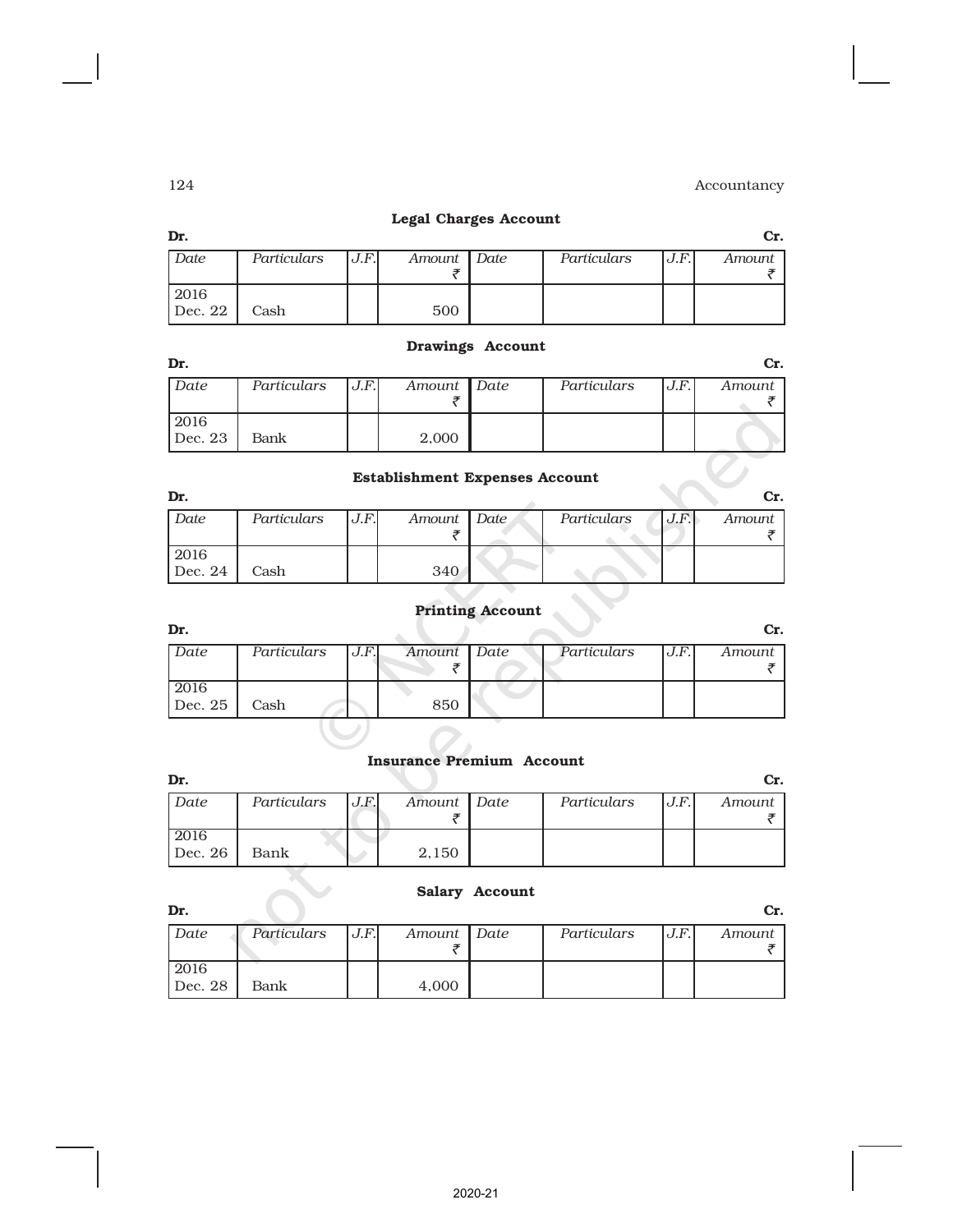### Legal Charges Account

**Dr.** **Cr.**

| *Date* | *Particulars* | *J.F.* | *Amount* ₹ | *Date* | *Particulars* | *J.F.* | *Amount* ₹ |
|---|---|---|---|---|---|---|---|
| 2016 Dec. 22 | Cash | | 500 | | | | |

### Drawings Account

**Dr.** **Cr.**

| *Date* | *Particulars* | *J.F.* | *Amount* ₹ | *Date* | *Particulars* | *J.F.* | *Amount* ₹ |
|---|---|---|---|---|---|---|---|
| 2016 Dec. 23 | Bank | | 2,000 | | | | |

### Establishment Expenses Account

**Dr.** **Cr.**

| *Date* | *Particulars* | *J.F.* | *Amount* ₹ | *Date* | *Particulars* | *J.F.* | *Amount* ₹ |
|---|---|---|---|---|---|---|---|
| 2016 Dec. 24 | Cash | | 340 | | | | |

### Printing Account

**Dr.** **Cr.**

| *Date* | *Particulars* | *J.F.* | *Amount* ₹ | *Date* | *Particulars* | *J.F.* | *Amount* ₹ |
|---|---|---|---|---|---|---|---|
| 2016 Dec. 25 | Cash | | 850 | | | | |

### Insurance Premium Account

**Dr.** **Cr.**

| *Date* | *Particulars* | *J.F.* | *Amount* ₹ | *Date* | *Particulars* | *J.F.* | *Amount* ₹ |
|---|---|---|---|---|---|---|---|
| 2016 Dec. 26 | Bank | | 2,150 | | | | |

### Salary Account

**Dr.** **Cr.**

| *Date* | *Particulars* | *J.F.* | *Amount* ₹ | *Date* | *Particulars* | *J.F.* | *Amount* ₹ |
|---|---|---|---|---|---|---|---|
| 2016 Dec. 28 | Bank | | 4,000 | | | | |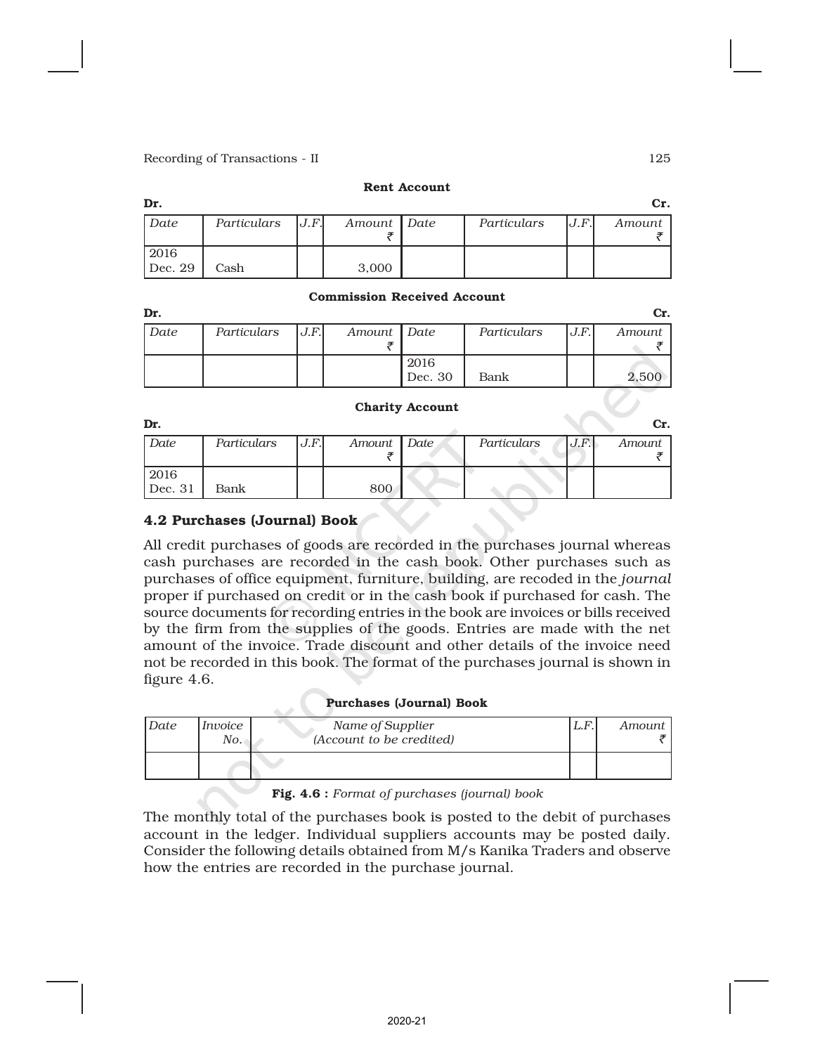**Rent Account**

Dr. Cr.

| Date | Particulars | J.F. | Amount ₹ | Date | Particulars | J.F. | Amount ₹ |
|---|---|---|---|---|---|---|---|
| 2016 Dec. 29 | Cash | | 3,000 | | | | |

**Commission Received Account**

Dr. Cr.

| Date | Particulars | J.F. | Amount ₹ | Date | Particulars | J.F. | Amount ₹ |
|---|---|---|---|---|---|---|---|
| | | | | 2016 Dec. 30 | Bank | | 2,500 |

**Charity Account**

Dr. Cr.

| Date | Particulars | J.F. | Amount ₹ | Date | Particulars | J.F. | Amount ₹ |
|---|---|---|---|---|---|---|---|
| 2016 Dec. 31 | Bank | | 800 | | | | |

## 4.2 Purchases (Journal) Book

All credit purchases of goods are recorded in the purchases journal whereas cash purchases are recorded in the cash book. Other purchases such as purchases of office equipment, furniture, building, are recoded in the *journal* proper if purchased on credit or in the cash book if purchased for cash. The source documents for recording entries in the book are invoices or bills received by the firm from the supplies of the goods. Entries are made with the net amount of the invoice. Trade discount and other details of the invoice need not be recorded in this book. The format of the purchases journal is shown in figure 4.6.

**Purchases (Journal) Book**

| Date | Invoice No. | Name of Supplier (Account to be credited) | L.F. | Amount ₹ |
|---|---|---|---|---|
| | | | | |

**Fig. 4.6 :** *Format of purchases (journal) book*

The monthly total of the purchases book is posted to the debit of purchases account in the ledger. Individual suppliers accounts may be posted daily. Consider the following details obtained from M/s Kanika Traders and observe how the entries are recorded in the purchase journal.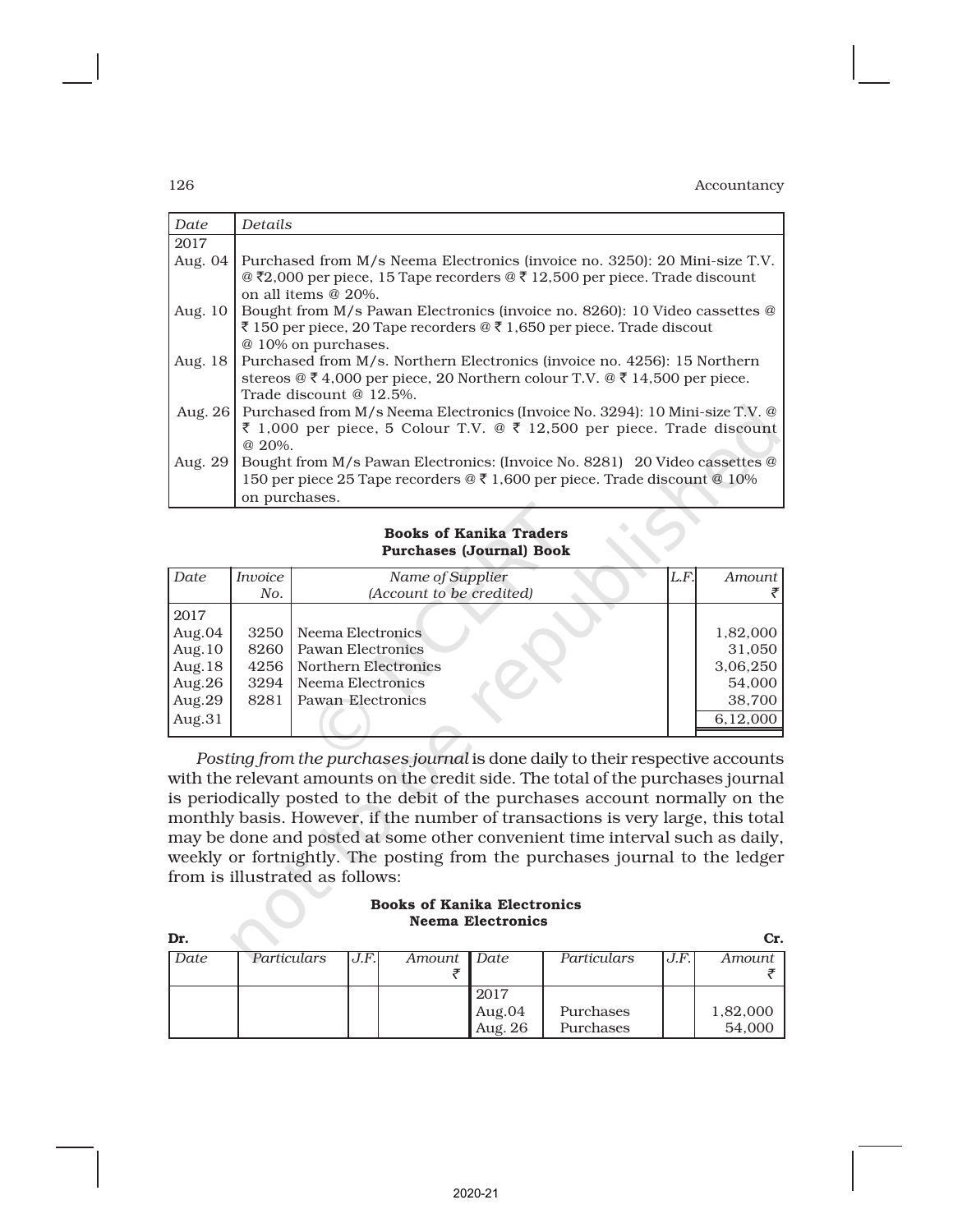| Date | Details |
|---|---|
| 2017 | |
| Aug. 04 | Purchased from M/s Neema Electronics (invoice no. 3250): 20 Mini-size T.V. @ ₹2,000 per piece, 15 Tape recorders @ ₹ 12,500 per piece. Trade discount on all items @ 20%. |
| Aug. 10 | Bought from M/s Pawan Electronics (invoice no. 8260): 10 Video cassettes @ ₹ 150 per piece, 20 Tape recorders @ ₹ 1,650 per piece. Trade discout @ 10% on purchases. |
| Aug. 18 | Purchased from M/s. Northern Electronics (invoice no. 4256): 15 Northern stereos @ ₹ 4,000 per piece, 20 Northern colour T.V. @ ₹ 14,500 per piece. Trade discount @ 12.5%. |
| Aug. 26 | Purchased from M/s Neema Electronics (Invoice No. 3294): 10 Mini-size T.V. @ ₹ 1,000 per piece, 5 Colour T.V. @ ₹ 12,500 per piece. Trade discount @ 20%. |
| Aug. 29 | Bought from M/s Pawan Electronics: (Invoice No. 8281) 20 Video cassettes @ 150 per piece 25 Tape recorders @ ₹ 1,600 per piece. Trade discount @ 10% on purchases. |

**Books of Kanika Traders**
**Purchases (Journal) Book**

| Date | Invoice No. | Name of Supplier (Account to be credited) | L.F. | Amount ₹ |
|---|---|---|---|---|
| 2017 | | | | |
| Aug.04 | 3250 | Neema Electronics | | 1,82,000 |
| Aug.10 | 8260 | Pawan Electronics | | 31,050 |
| Aug.18 | 4256 | Northern Electronics | | 3,06,250 |
| Aug.26 | 3294 | Neema Electronics | | 54,000 |
| Aug.29 | 8281 | Pawan Electronics | | 38,700 |
| Aug.31 | | | | 6,12,000 |

*Posting from the purchases journal* is done daily to their respective accounts with the relevant amounts on the credit side. The total of the purchases journal is periodically posted to the debit of the purchases account normally on the monthly basis. However, if the number of transactions is very large, this total may be done and posted at some other convenient time interval such as daily, weekly or fortnightly. The posting from the purchases journal to the ledger from is illustrated as follows:

**Books of Kanika Electronics**
**Neema Electronics**

**Dr.** **Cr.**

| Date | Particulars | J.F. | Amount ₹ | Date | Particulars | J.F. | Amount ₹ |
|---|---|---|---|---|---|---|---|
| | | | | 2017 | | | |
| | | | | Aug.04 | Purchases | | 1,82,000 |
| | | | | Aug. 26 | Purchases | | 54,000 |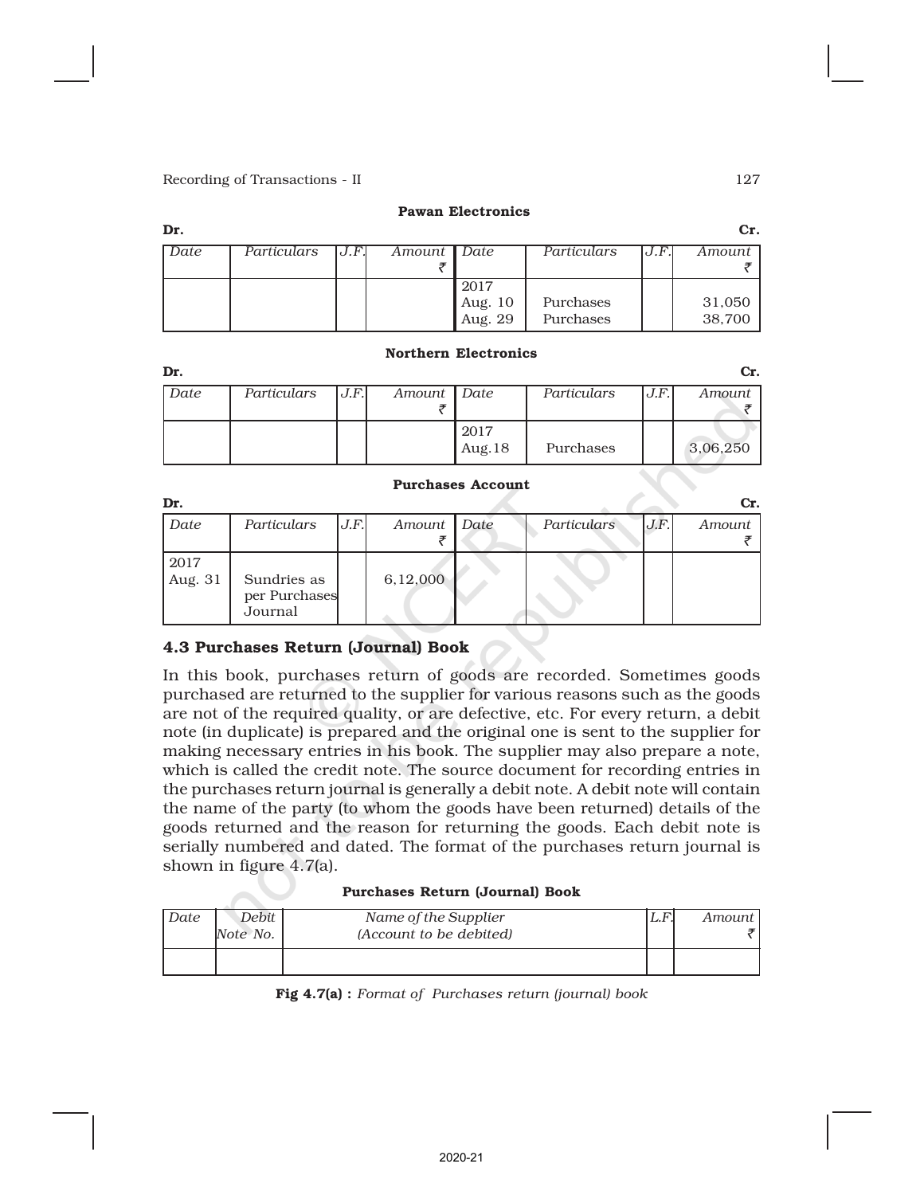**Pawan Electronics**

| Dr. | | | | | | | Cr. |
|---|---|---|---|---|---|---|---|
| *Date* | *Particulars* | *J.F.* | *Amount* ₹ | *Date* | *Particulars* | *J.F.* | *Amount* ₹ |
| | | | | 2017 | | | |
| | | | | Aug. 10 | Purchases | | 31,050 |
| | | | | Aug. 29 | Purchases | | 38,700 |

**Northern Electronics**

| Dr. | | | | | | | Cr. |
|---|---|---|---|---|---|---|---|
| *Date* | *Particulars* | *J.F.* | *Amount* ₹ | *Date* | *Particulars* | *J.F.* | *Amount* ₹ |
| | | | | 2017 | | | |
| | | | | Aug.18 | Purchases | | 3,06,250 |

**Purchases Account**

| Dr. | | | | | | | Cr. |
|---|---|---|---|---|---|---|---|
| *Date* | *Particulars* | *J.F.* | *Amount* ₹ | *Date* | *Particulars* | *J.F.* | *Amount* ₹ |
| 2017 | | | | | | | |
| Aug. 31 | Sundries as per Purchases Journal | | 6,12,000 | | | | |

## 4.3 Purchases Return (Journal) Book

In this book, purchases return of goods are recorded. Sometimes goods purchased are returned to the supplier for various reasons such as the goods are not of the required quality, or are defective, etc. For every return, a debit note (in duplicate) is prepared and the original one is sent to the supplier for making necessary entries in his book. The supplier may also prepare a note, which is called the credit note. The source document for recording entries in the purchases return journal is generally a debit note. A debit note will contain the name of the party (to whom the goods have been returned) details of the goods returned and the reason for returning the goods. Each debit note is serially numbered and dated. The format of the purchases return journal is shown in figure 4.7(a).

**Purchases Return (Journal) Book**

| *Date* | *Debit Note No.* | *Name of the Supplier (Account to be debited)* | *L.F.* | *Amount* ₹ |
|---|---|---|---|---|
| | | | | |

**Fig 4.7(a) :** *Format of Purchases return (journal) book*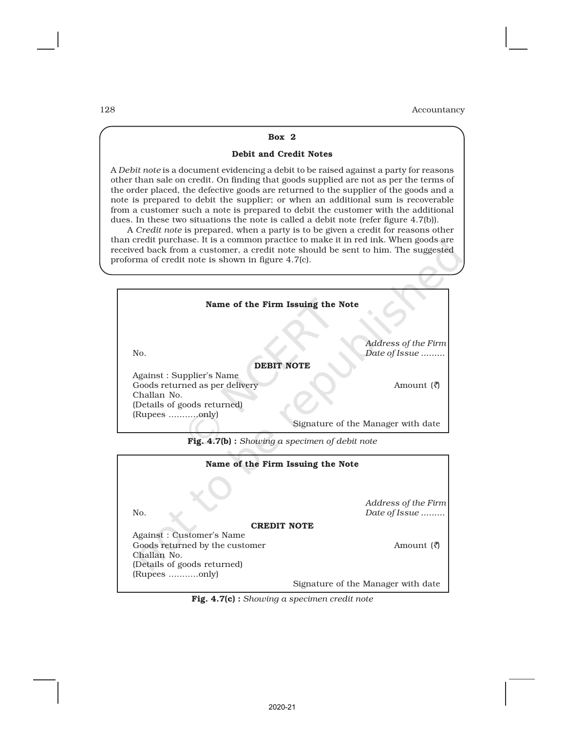### Box 2

### Debit and Credit Notes

A *Debit note* is a document evidencing a debit to be raised against a party for reasons other than sale on credit. On finding that goods supplied are not as per the terms of the order placed, the defective goods are returned to the supplier of the goods and a note is prepared to debit the supplier; or when an additional sum is recoverable from a customer such a note is prepared to debit the customer with the additional dues. In these two situations the note is called a debit note (refer figure 4.7(b)).

A *Credit note* is prepared, when a party is to be given a credit for reasons other than credit purchase. It is a common practice to make it in red ink. When goods are received back from a customer, a credit note should be sent to him. The suggested proforma of credit note is shown in figure 4.7(c).

---

**Name of the Firm Issuing the Note**

*Address of the Firm*

No. *Date of Issue .........*

**DEBIT NOTE**

Against : Supplier's Name
Goods returned as per delivery Amount (₹)
Challan No.
(Details of goods returned)
(Rupees ...........only)

Signature of the Manager with date

**Fig. 4.7(b) :** *Showing a specimen of debit note*

---

**Name of the Firm Issuing the Note**

*Address of the Firm*

No. *Date of Issue .........*

**CREDIT NOTE**

Against : Customer's Name
Goods returned by the customer Amount (₹)
Challan No.
(Details of goods returned)
(Rupees ...........only)

Signature of the Manager with date

**Fig. 4.7(c) :** *Showing a specimen credit note*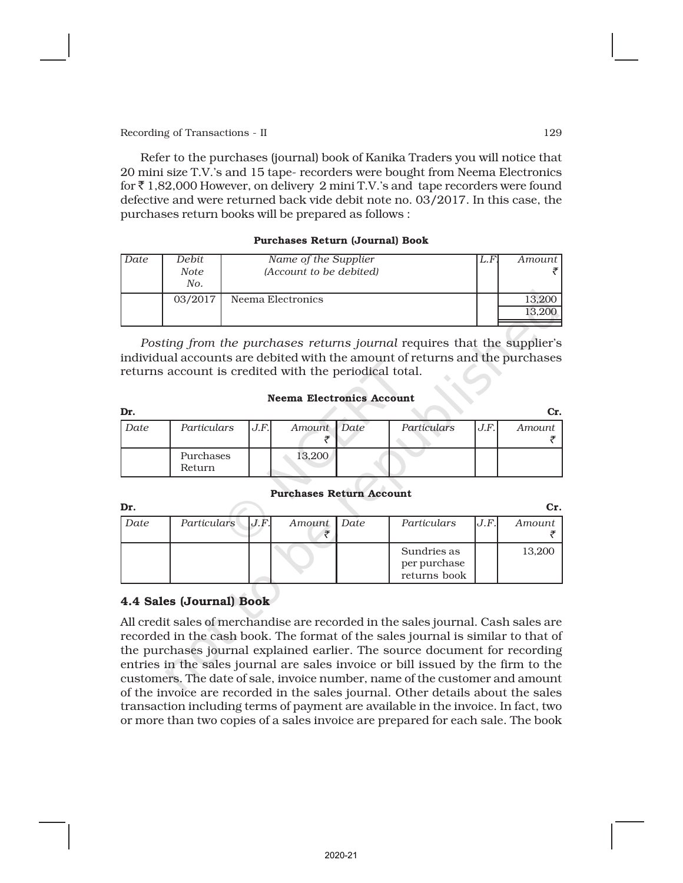Refer to the purchases (journal) book of Kanika Traders you will notice that 20 mini size T.V.'s and 15 tape- recorders were bought from Neema Electronics for ₹ 1,82,000 However, on delivery 2 mini T.V.'s and tape recorders were found defective and were returned back vide debit note no. 03/2017. In this case, the purchases return books will be prepared as follows :

**Purchases Return (Journal) Book**

| *Date* | *Debit Note No.* | *Name of the Supplier (Account to be debited)* | *L.F.* | *Amount* ₹ |
|---|---|---|---|---|
| | 03/2017 | Neema Electronics | | 13,200 |
| | | | | 13,200 |

*Posting from the purchases returns journal* requires that the supplier's individual accounts are debited with the amount of returns and the purchases returns account is credited with the periodical total.

**Neema Electronics Account**

**Dr.** **Cr.**

| *Date* | *Particulars* | *J.F.* | *Amount* ₹ | *Date* | *Particulars* | *J.F.* | *Amount* ₹ |
|---|---|---|---|---|---|---|---|
| | Purchases Return | | 13,200 | | | | |

**Purchases Return Account**

**Dr.** **Cr.**

| *Date* | *Particulars* | *J.F.* | *Amount* ₹ | *Date* | *Particulars* | *J.F.* | *Amount* ₹ |
|---|---|---|---|---|---|---|---|
| | | | | | Sundries as per purchase returns book | | 13,200 |

## 4.4 Sales (Journal) Book

All credit sales of merchandise are recorded in the sales journal. Cash sales are recorded in the cash book. The format of the sales journal is similar to that of the purchases journal explained earlier. The source document for recording entries in the sales journal are sales invoice or bill issued by the firm to the customers. The date of sale, invoice number, name of the customer and amount of the invoice are recorded in the sales journal. Other details about the sales transaction including terms of payment are available in the invoice. In fact, two or more than two copies of a sales invoice are prepared for each sale. The book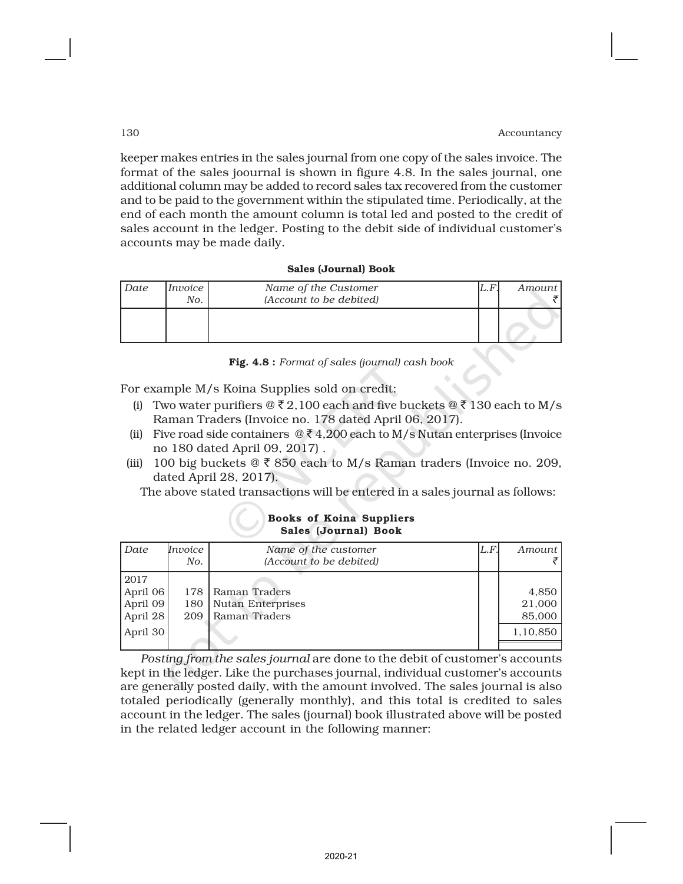keeper makes entries in the sales journal from one copy of the sales invoice. The format of the sales joournal is shown in figure 4.8. In the sales journal, one additional column may be added to record sales tax recovered from the customer and to be paid to the government within the stipulated time. Periodically, at the end of each month the amount column is total led and posted to the credit of sales account in the ledger. Posting to the debit side of individual customer's accounts may be made daily.

**Sales (Journal) Book**

| *Date* | *Invoice No.* | *Name of the Customer (Account to be debited)* | *L.F.* | *Amount ₹* |
|---|---|---|---|---|
| | | | | |

**Fig. 4.8 :** *Format of sales (journal) cash book*

For example M/s Koina Supplies sold on credit:

(i) Two water purifiers @ ₹ 2,100 each and five buckets @ ₹ 130 each to M/s Raman Traders (Invoice no. 178 dated April 06, 2017).

(ii) Five road side containers @ ₹ 4,200 each to M/s Nutan enterprises (Invoice no 180 dated April 09, 2017) .

(iii) 100 big buckets @ ₹ 850 each to M/s Raman traders (Invoice no. 209, dated April 28, 2017).

The above stated transactions will be entered in a sales journal as follows:

**Books of Koina Suppliers**
**Sales (Journal) Book**

| *Date* | *Invoice No.* | *Name of the customer (Account to be debited)* | *L.F.* | *Amount ₹* |
|---|---|---|---|---|
| 2017 | | | | |
| April 06 | 178 | Raman Traders | | 4,850 |
| April 09 | 180 | Nutan Enterprises | | 21,000 |
| April 28 | 209 | Raman Traders | | 85,000 |
| April 30 | | | | 1,10,850 |

*Posting from the sales journal* are done to the debit of customer's accounts kept in the ledger. Like the purchases journal, individual customer's accounts are generally posted daily, with the amount involved. The sales journal is also totaled periodically (generally monthly), and this total is credited to sales account in the ledger. The sales (journal) book illustrated above will be posted in the related ledger account in the following manner: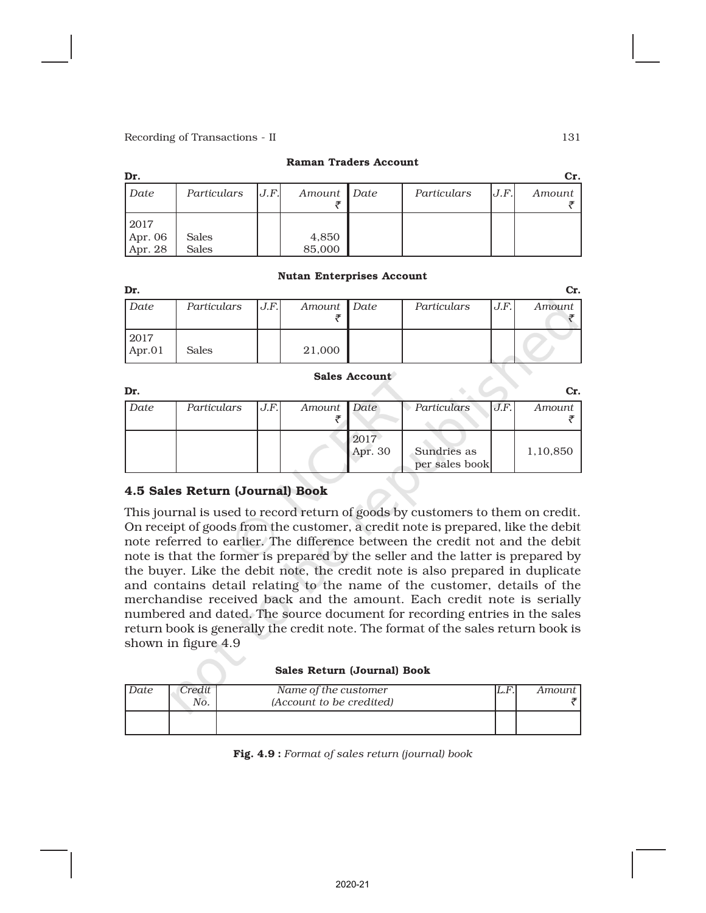**Raman Traders Account**

| Dr. | | | | | | | Cr. |
|---|---|---|---|---|---|---|---|
| *Date* | *Particulars* | *J.F.* | *Amount* ₹ | *Date* | *Particulars* | *J.F.* | *Amount* ₹ |
| 2017 | | | | | | | |
| Apr. 06 | Sales | | 4,850 | | | | |
| Apr. 28 | Sales | | 85,000 | | | | |

**Nutan Enterprises Account**

| Dr. | | | | | | | Cr. |
|---|---|---|---|---|---|---|---|
| *Date* | *Particulars* | *J.F.* | *Amount* ₹ | *Date* | *Particulars* | *J.F.* | *Amount* ₹ |
| 2017 | | | | | | | |
| Apr.01 | Sales | | 21,000 | | | | |

**Sales Account**

| Dr. | | | | | | | Cr. |
|---|---|---|---|---|---|---|---|
| *Date* | *Particulars* | *J.F.* | *Amount* ₹ | *Date* | *Particulars* | *J.F.* | *Amount* ₹ |
| | | | | 2017 | | | |
| | | | | Apr. 30 | Sundries as per sales book | | 1,10,850 |

## 4.5 Sales Return (Journal) Book

This journal is used to record return of goods by customers to them on credit. On receipt of goods from the customer, a credit note is prepared, like the debit note referred to earlier. The difference between the credit not and the debit note is that the former is prepared by the seller and the latter is prepared by the buyer. Like the debit note, the credit note is also prepared in duplicate and contains detail relating to the name of the customer, details of the merchandise received back and the amount. Each credit note is serially numbered and dated. The source document for recording entries in the sales return book is generally the credit note. The format of the sales return book is shown in figure 4.9

**Sales Return (Journal) Book**

| *Date* | *Credit No.* | *Name of the customer (Account to be credited)* | *L.F.* | *Amount* ₹ |
|---|---|---|---|---|
| | | | | |

**Fig. 4.9 :** *Format of sales return (journal) book*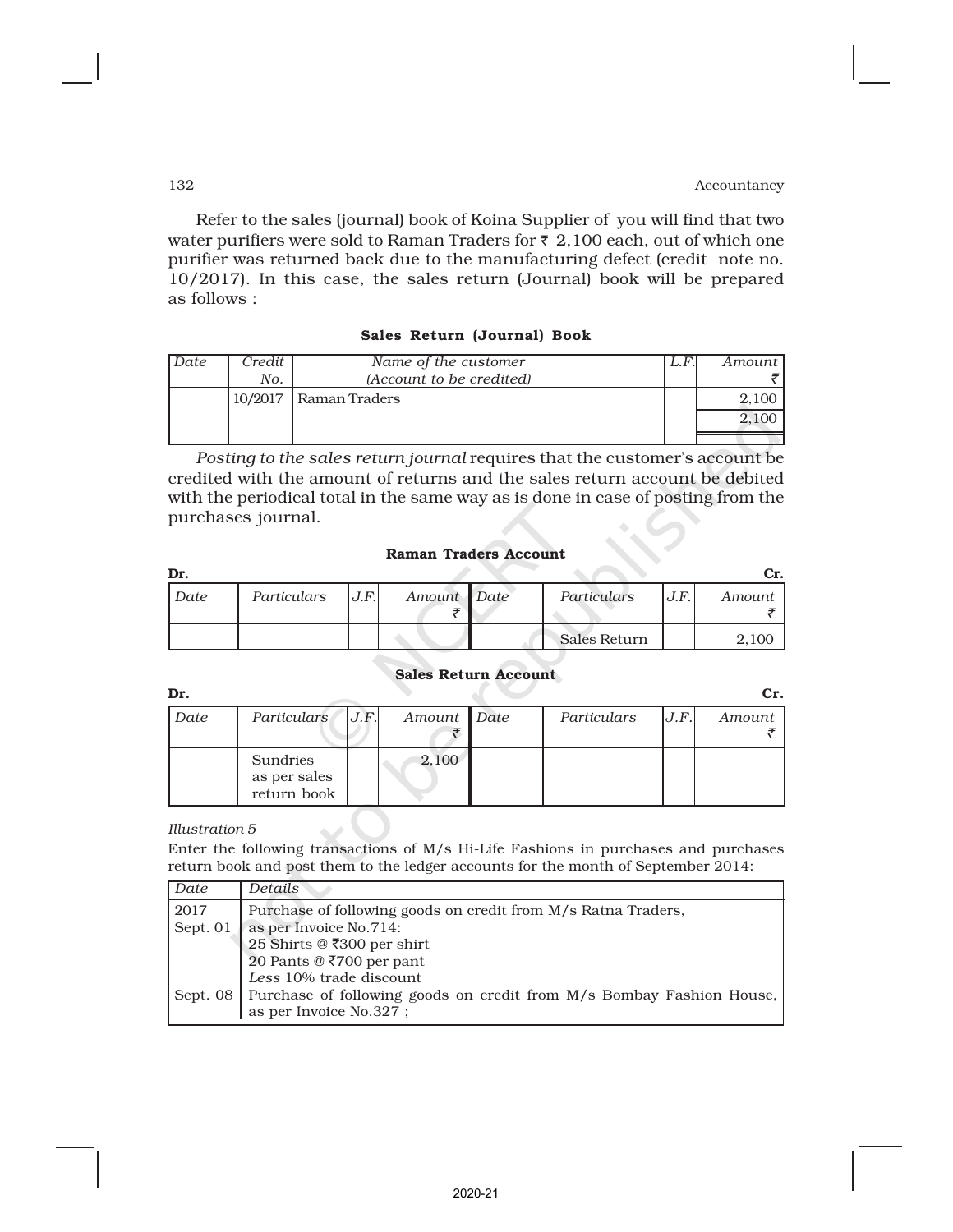Refer to the sales (journal) book of Koina Supplier of you will find that two water purifiers were sold to Raman Traders for ₹ 2,100 each, out of which one purifier was returned back due to the manufacturing defect (credit note no. 10/2017). In this case, the sales return (Journal) book will be prepared as follows :

**Sales Return (Journal) Book**

| *Date* | *Credit No.* | *Name of the customer (Account to be credited)* | *L.F.* | *Amount ₹* |
|---|---|---|---|---|
| | 10/2017 | Raman Traders | | 2,100 |
| | | | | 2,100 |

*Posting to the sales return journal* requires that the customer's account be credited with the amount of returns and the sales return account be debited with the periodical total in the same way as is done in case of posting from the purchases journal.

**Raman Traders Account**

**Dr.** **Cr.**

| *Date* | *Particulars* | *J.F.* | *Amount ₹* | *Date* | *Particulars* | *J.F.* | *Amount ₹* |
|---|---|---|---|---|---|---|---|
| | | | | | Sales Return | | 2,100 |

**Sales Return Account**

**Dr.** **Cr.**

| *Date* | *Particulars* | *J.F.* | *Amount ₹* | *Date* | *Particulars* | *J.F.* | *Amount ₹* |
|---|---|---|---|---|---|---|---|
| | Sundries as per sales return book | | 2,100 | | | | |

*Illustration 5*

Enter the following transactions of M/s Hi-Life Fashions in purchases and purchases return book and post them to the ledger accounts for the month of September 2014:

| *Date* | *Details* |
|---|---|
| 2017 Sept. 01 | Purchase of following goods on credit from M/s Ratna Traders, as per Invoice No.714: 25 Shirts @ ₹300 per shirt 20 Pants @ ₹700 per pant *Less* 10% trade discount |
| Sept. 08 | Purchase of following goods on credit from M/s Bombay Fashion House, as per Invoice No.327 ; |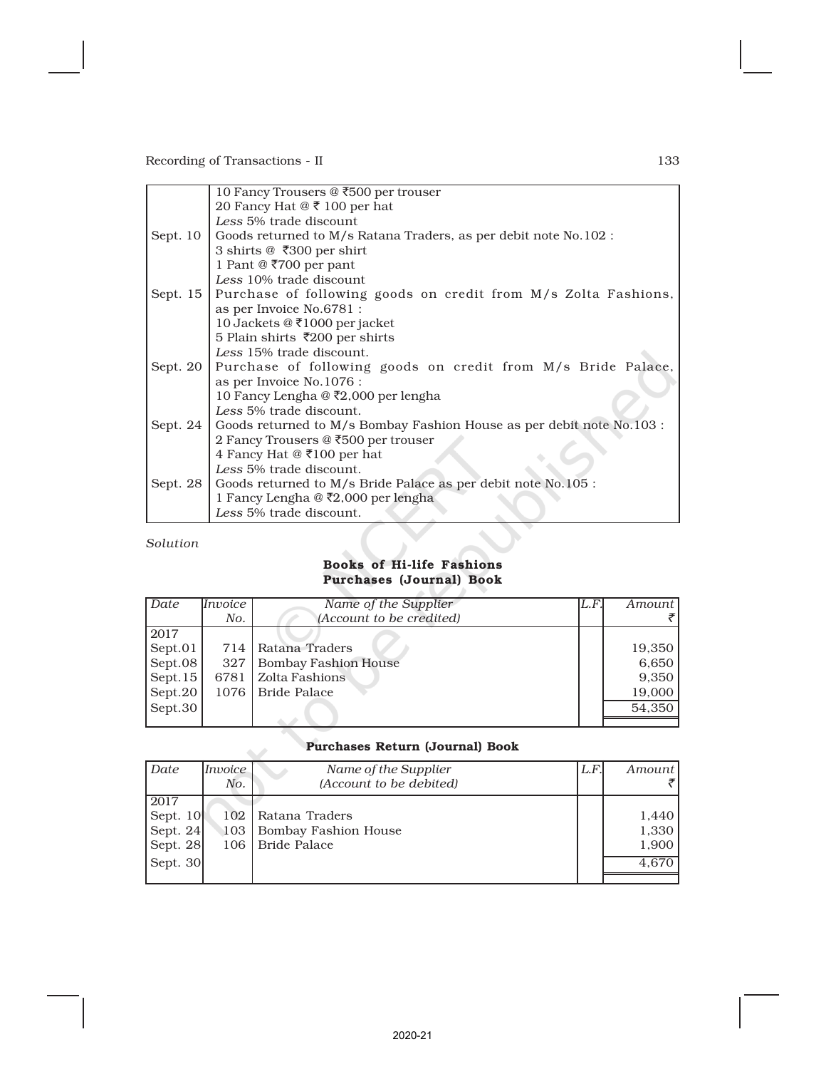| | |
|---|---|
| | 10 Fancy Trousers @ ₹500 per trouser<br>20 Fancy Hat @ ₹ 100 per hat<br>*Less* 5% trade discount |
| Sept. 10 | Goods returned to M/s Ratana Traders, as per debit note No.102 :<br>3 shirts @ ₹300 per shirt<br>1 Pant @ ₹700 per pant<br>*Less* 10% trade discount |
| Sept. 15 | Purchase of following goods on credit from M/s Zolta Fashions, as per Invoice No.6781 :<br>10 Jackets @ ₹1000 per jacket<br>5 Plain shirts ₹200 per shirts<br>*Less* 15% trade discount. |
| Sept. 20 | Purchase of following goods on credit from M/s Bride Palace, as per Invoice No.1076 :<br>10 Fancy Lengha @ ₹2,000 per lengha<br>*Less* 5% trade discount. |
| Sept. 24 | Goods returned to M/s Bombay Fashion House as per debit note No.103 :<br>2 Fancy Trousers @ ₹500 per trouser<br>4 Fancy Hat @ ₹100 per hat<br>*Less* 5% trade discount. |
| Sept. 28 | Goods returned to M/s Bride Palace as per debit note No.105 :<br>1 Fancy Lengha @ ₹2,000 per lengha<br>*Less* 5% trade discount. |

*Solution*

**Books of Hi-life Fashions**
**Purchases (Journal) Book**

| *Date* | *Invoice No.* | *Name of the Supplier (Account to be credited)* | *L.F.* | *Amount* ₹ |
|---|---|---|---|---|
| 2017 | | | | |
| Sept.01 | 714 | Ratana Traders | | 19,350 |
| Sept.08 | 327 | Bombay Fashion House | | 6,650 |
| Sept.15 | 6781 | Zolta Fashions | | 9,350 |
| Sept.20 | 1076 | Bride Palace | | 19,000 |
| Sept.30 | | | | 54,350 |

**Purchases Return (Journal) Book**

| *Date* | *Invoice No.* | *Name of the Supplier (Account to be debited)* | *L.F.* | *Amount* ₹ |
|---|---|---|---|---|
| 2017 | | | | |
| Sept. 10 | 102 | Ratana Traders | | 1,440 |
| Sept. 24 | 103 | Bombay Fashion House | | 1,330 |
| Sept. 28 | 106 | Bride Palace | | 1,900 |
| Sept. 30 | | | | 4,670 |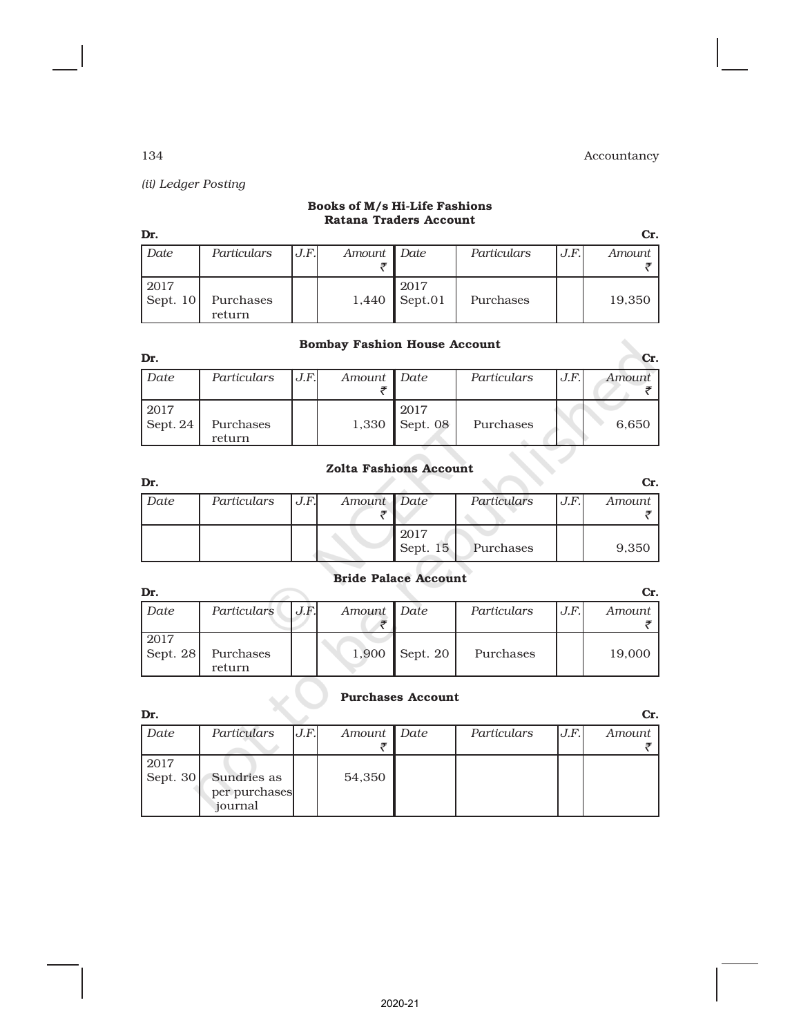*(ii) Ledger Posting*

**Books of M/s Hi-Life Fashions**
**Ratana Traders Account**

| Dr. | | | | | | | Cr. |
|---|---|---|---|---|---|---|---|
| *Date* | *Particulars* | *J.F.* | *Amount* ₹ | *Date* | *Particulars* | *J.F.* | *Amount* ₹ |
| 2017 Sept. 10 | Purchases return | | 1,440 | 2017 Sept.01 | Purchases | | 19,350 |

**Bombay Fashion House Account**

| Dr. | | | | | | | Cr. |
|---|---|---|---|---|---|---|---|
| *Date* | *Particulars* | *J.F.* | *Amount* ₹ | *Date* | *Particulars* | *J.F.* | *Amount* ₹ |
| 2017 Sept. 24 | Purchases return | | 1,330 | 2017 Sept. 08 | Purchases | | 6,650 |

**Zolta Fashions Account**

| Dr. | | | | | | | Cr. |
|---|---|---|---|---|---|---|---|
| *Date* | *Particulars* | *J.F.* | *Amount* ₹ | *Date* | *Particulars* | *J.F.* | *Amount* ₹ |
| | | | | 2017 Sept. 15 | Purchases | | 9,350 |

**Bride Palace Account**

| Dr. | | | | | | | Cr. |
|---|---|---|---|---|---|---|---|
| *Date* | *Particulars* | *J.F.* | *Amount* ₹ | *Date* | *Particulars* | *J.F.* | *Amount* ₹ |
| 2017 Sept. 28 | Purchases return | | 1,900 | Sept. 20 | Purchases | | 19,000 |

**Purchases Account**

| Dr. | | | | | | | Cr. |
|---|---|---|---|---|---|---|---|
| *Date* | *Particulars* | *J.F.* | *Amount* ₹ | *Date* | *Particulars* | *J.F.* | *Amount* ₹ |
| 2017 Sept. 30 | Sundries as per purchases journal | | 54,350 | | | | |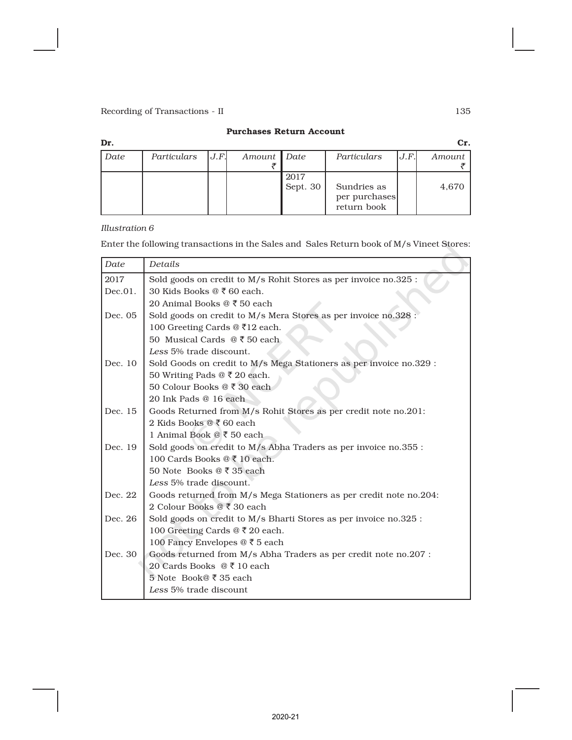**Purchases Return Account**

| Dr. | | | | | | | Cr. |
|---|---|---|---|---|---|---|---|
| *Date* | *Particulars* | *J.F.* | *Amount* ₹ | *Date* | *Particulars* | *J.F.* | *Amount* ₹ |
| | | | | 2017 Sept. 30 | Sundries as per purchases return book | | 4,670 |

*Illustration 6*

Enter the following transactions in the Sales and Sales Return book of M/s Vineet Stores:

| *Date* | *Details* |
|---|---|
| 2017 Dec.01. | Sold goods on credit to M/s Rohit Stores as per invoice no.325 :<br>30 Kids Books @ ₹ 60 each.<br>20 Animal Books @ ₹ 50 each |
| Dec. 05 | Sold goods on credit to M/s Mera Stores as per invoice no.328 :<br>100 Greeting Cards @ ₹12 each.<br>50 Musical Cards @ ₹ 50 each<br>*Less* 5% trade discount. |
| Dec. 10 | Sold Goods on credit to M/s Mega Stationers as per invoice no.329 :<br>50 Writing Pads @ ₹ 20 each.<br>50 Colour Books @ ₹ 30 each<br>20 Ink Pads @ 16 each |
| Dec. 15 | Goods Returned from M/s Rohit Stores as per credit note no.201:<br>2 Kids Books @ ₹ 60 each<br>1 Animal Book @ ₹ 50 each |
| Dec. 19 | Sold goods on credit to M/s Abha Traders as per invoice no.355 :<br>100 Cards Books @ ₹ 10 each.<br>50 Note Books @ ₹ 35 each<br>*Less* 5% trade discount. |
| Dec. 22 | Goods returned from M/s Mega Stationers as per credit note no.204:<br>2 Colour Books @ ₹ 30 each |
| Dec. 26 | Sold goods on credit to M/s Bharti Stores as per invoice no.325 :<br>100 Greeting Cards @ ₹ 20 each.<br>100 Fancy Envelopes @ ₹ 5 each |
| Dec. 30 | Goods returned from M/s Abha Traders as per credit note no.207 :<br>20 Cards Books @ ₹ 10 each<br>5 Note Book@ ₹ 35 each<br>*Less* 5% trade discount |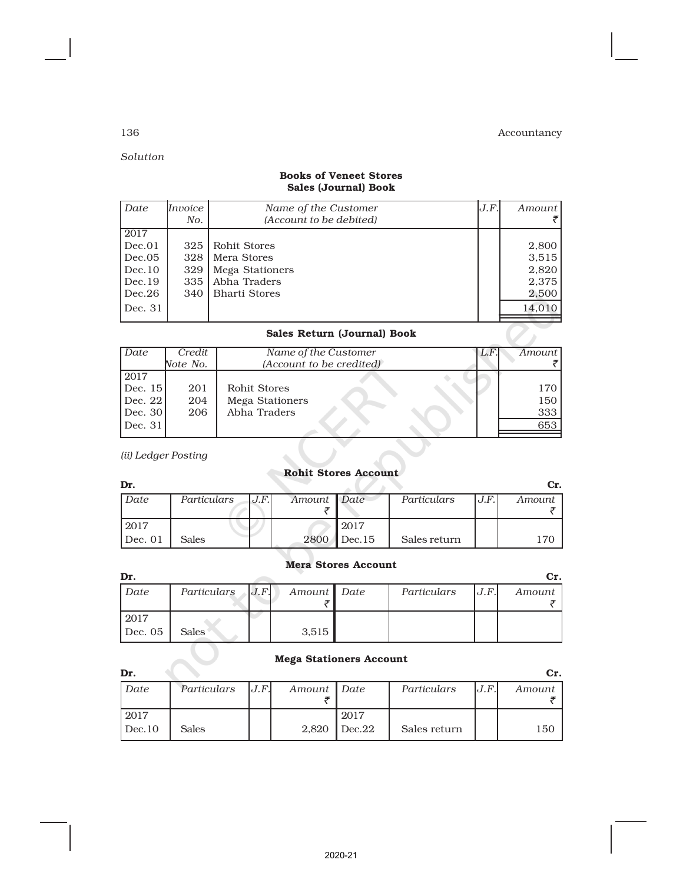*Solution*

**Books of Veneet Stores**
**Sales (Journal) Book**

| *Date* | *Invoice No.* | *Name of the Customer (Account to be debited)* | *J.F.* | *Amount* ₹ |
|---|---|---|---|---|
| 2017 | | | | |
| Dec.01 | 325 | Rohit Stores | | 2,800 |
| Dec.05 | 328 | Mera Stores | | 3,515 |
| Dec.10 | 329 | Mega Stationers | | 2,820 |
| Dec.19 | 335 | Abha Traders | | 2,375 |
| Dec.26 | 340 | Bharti Stores | | 2,500 |
| Dec. 31 | | | | 14,010 |

**Sales Return (Journal) Book**

| *Date* | *Credit Note No.* | *Name of the Customer (Account to be credited)* | *L.F.* | *Amount* ₹ |
|---|---|---|---|---|
| 2017 | | | | |
| Dec. 15 | 201 | Rohit Stores | | 170 |
| Dec. 22 | 204 | Mega Stationers | | 150 |
| Dec. 30 | 206 | Abha Traders | | 333 |
| Dec. 31 | | | | 653 |

*(ii) Ledger Posting*

**Rohit Stores Account**

**Dr.** **Cr.**

| *Date* | *Particulars* | *J.F.* | *Amount* ₹ | *Date* | *Particulars* | *J.F.* | *Amount* ₹ |
|---|---|---|---|---|---|---|---|
| 2017 | | | | 2017 | | | |
| Dec. 01 | Sales | | 2800 | Dec.15 | Sales return | | 170 |

**Mera Stores Account**

**Dr.** **Cr.**

| *Date* | *Particulars* | *J.F.* | *Amount* ₹ | *Date* | *Particulars* | *J.F.* | *Amount* ₹ |
|---|---|---|---|---|---|---|---|
| 2017 | | | | | | | |
| Dec. 05 | Sales | | 3,515 | | | | |

**Mega Stationers Account**

**Dr.** **Cr.**

| *Date* | *Particulars* | *J.F.* | *Amount* ₹ | *Date* | *Particulars* | *J.F.* | *Amount* ₹ |
|---|---|---|---|---|---|---|---|
| 2017 | | | | 2017 | | | |
| Dec.10 | Sales | | 2,820 | Dec.22 | Sales return | | 150 |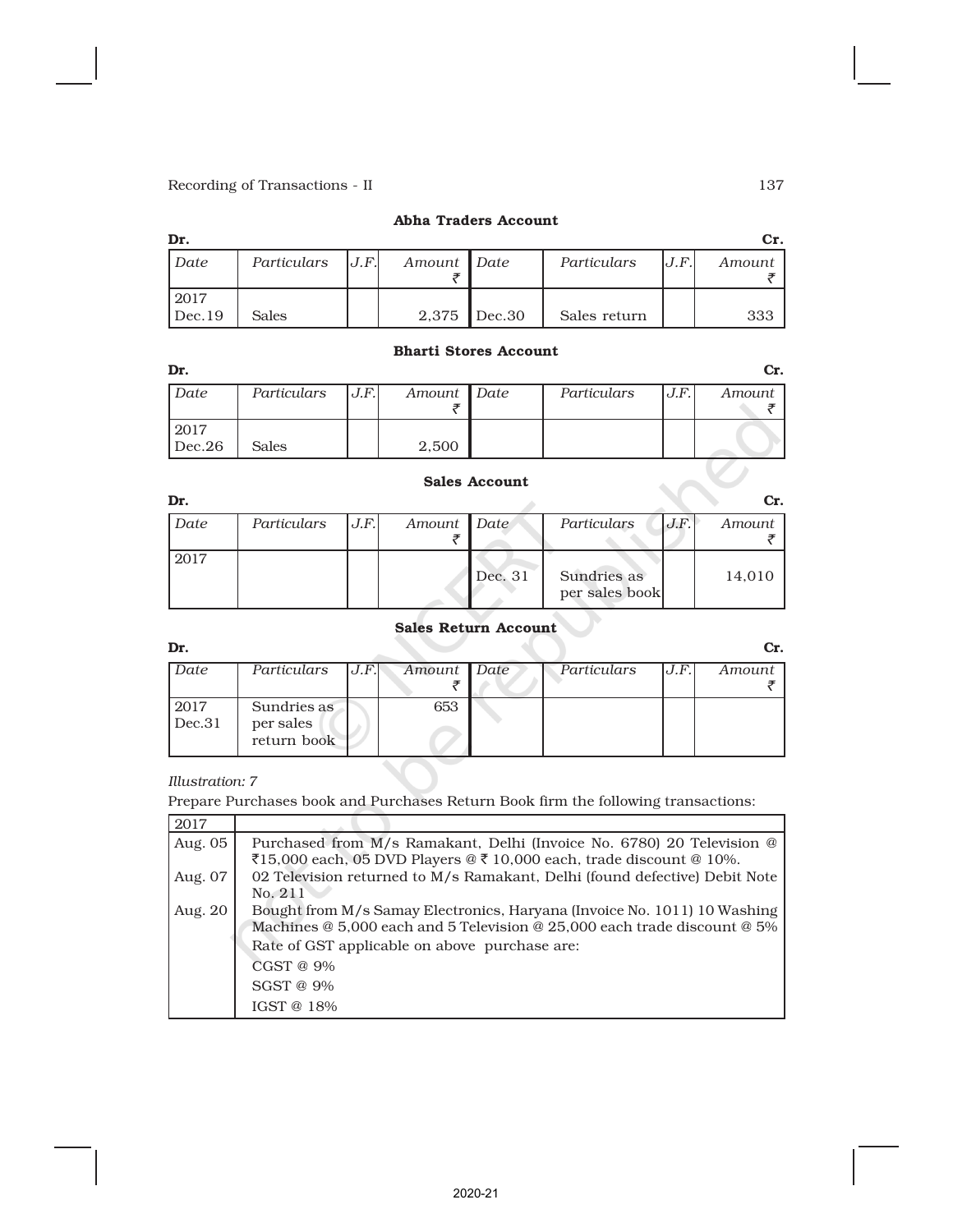**Abha Traders Account**

| Dr. | | | | | | | Cr. |
|---|---|---|---|---|---|---|---|
| *Date* | *Particulars* | *J.F.* | *Amount* ₹ | *Date* | *Particulars* | *J.F.* | *Amount* ₹ |
| 2017 Dec.19 | Sales | | 2,375 | Dec.30 | Sales return | | 333 |

**Bharti Stores Account**

| Dr. | | | | | | | Cr. |
|---|---|---|---|---|---|---|---|
| *Date* | *Particulars* | *J.F.* | *Amount* ₹ | *Date* | *Particulars* | *J.F.* | *Amount* ₹ |
| 2017 Dec.26 | Sales | | 2,500 | | | | |

**Sales Account**

| Dr. | | | | | | | Cr. |
|---|---|---|---|---|---|---|---|
| *Date* | *Particulars* | *J.F.* | *Amount* ₹ | *Date* | *Particulars* | *J.F.* | *Amount* ₹ |
| 2017 | | | | Dec. 31 | Sundries as per sales book | | 14,010 |

**Sales Return Account**

| Dr. | | | | | | | Cr. |
|---|---|---|---|---|---|---|---|
| *Date* | *Particulars* | *J.F.* | *Amount* ₹ | *Date* | *Particulars* | *J.F.* | *Amount* ₹ |
| 2017 Dec.31 | Sundries as per sales return book | | 653 | | | | |

*Illustration: 7*

Prepare Purchases book and Purchases Return Book firm the following transactions:

| 2017 | |
|---|---|
| Aug. 05 | Purchased from M/s Ramakant, Delhi (Invoice No. 6780) 20 Television @ ₹15,000 each, 05 DVD Players @ ₹ 10,000 each, trade discount @ 10%. |
| Aug. 07 | 02 Television returned to M/s Ramakant, Delhi (found defective) Debit Note No. 211 |
| Aug. 20 | Bought from M/s Samay Electronics, Haryana (Invoice No. 1011) 10 Washing Machines @ 5,000 each and 5 Television @ 25,000 each trade discount @ 5% |
| | Rate of GST applicable on above purchase are: |
| | CGST @ 9% |
| | SGST @ 9% |
| | IGST @ 18% |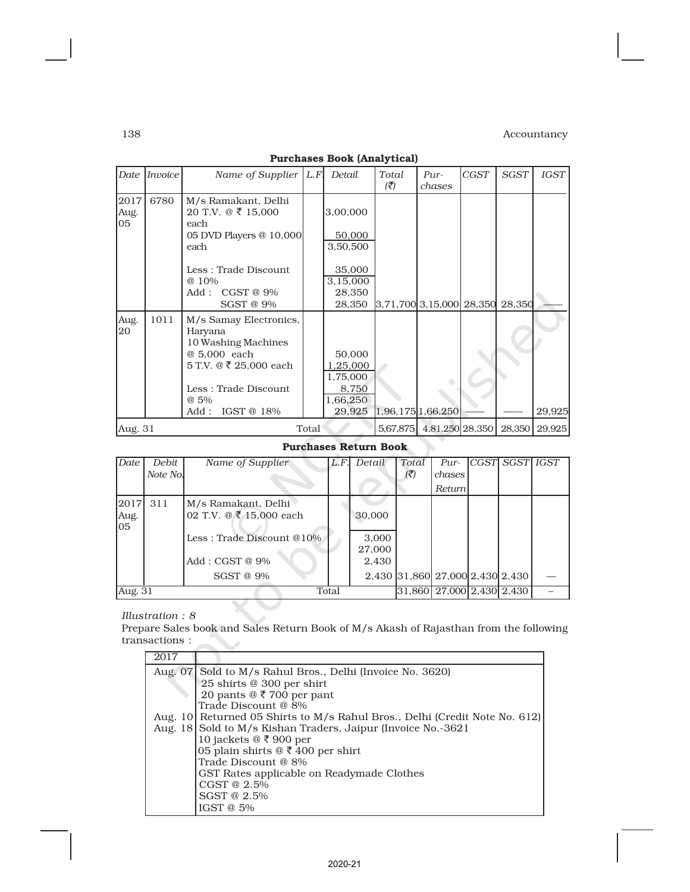**Purchases Book (Analytical)**

| Date | Invoice | Name of Supplier | L.F. | Detail | Total (₹) | Purchases | CGST | SGST | IGST |
|---|---|---|---|---|---|---|---|---|---|
| 2017 Aug. 05 | 6780 | M/s Ramakant, Delhi | | | | | | | |
| | | 20 T.V. @ ₹ 15,000 each | | 3,00,000 | | | | | |
| | | 05 DVD Players @ 10,000 each | | 50,000 | | | | | |
| | | | | 3,50,500 | | | | | |
| | | Less : Trade Discount @ 10% | | 35,000 | | | | | |
| | | | | 3,15,000 | | | | | |
| | | Add : CGST @ 9% | | 28,350 | | | | | |
| | | SGST @ 9% | | 28,350 | 3,71,700 | 3,15,000 | 28,350 | 28,350 | —— |
| Aug. 20 | 1011 | M/s Samay Electronics, Haryana | | | | | | | |
| | | 10 Washing Machines @ 5,000 each | | 50,000 | | | | | |
| | | 5 T.V. @ ₹ 25,000 each | | 1,25,000 | | | | | |
| | | | | 1,75,000 | | | | | |
| | | Less : Trade Discount @ 5% | | 8,750 | | | | | |
| | | | | 1,66,250 | | | | | |
| | | Add : IGST @ 18% | | 29,925 | 1,96,175 | 1,66,250 | —— | —— | 29,925 |
| Aug. 31 | | Total | | | 5,67,875 | 4,81,250 | 28,350 | 28,350 | 29,925 |

**Purchases Return Book**

| Date | Debit Note No. | Name of Supplier | L.F. | Detail | Total (₹) | Purchases Return | CGST | SGST | IGST |
|---|---|---|---|---|---|---|---|---|---|
| 2017 Aug. 05 | 311 | M/s Ramakant, Delhi | | | | | | | |
| | | 02 T.V. @ ₹ 15,000 each | | 30,000 | | | | | |
| | | Less : Trade Discount @10% | | 3,000 | | | | | |
| | | | | 27,000 | | | | | |
| | | Add : CGST @ 9% | | 2,430 | | | | | |
| | | SGST @ 9% | | 2,430 | 31,860 | 27,000 | 2,430 | 2,430 | — |
| Aug. 31 | | Total | | | 31,860 | 27,000 | 2,430 | 2,430 | – |

*Illustration : 8*

Prepare Sales book and Sales Return Book of M/s Akash of Rajasthan from the following transactions :

| 2017 | |
|---|---|
| Aug. 07 | Sold to M/s Rahul Bros., Delhi (Invoice No. 3620) |
| | 25 shirts @ 300 per shirt |
| | 20 pants @ ₹ 700 per pant |
| | Trade Discount @ 8% |
| Aug. 10 | Returned 05 Shirts to M/s Rahul Bros., Delhi (Credit Note No. 612) |
| Aug. 18 | Sold to M/s Kishan Traders, Jaipur (Invoice No.-3621 |
| | 10 jackets @ ₹ 900 per |
| | 05 plain shirts @ ₹ 400 per shirt |
| | Trade Discount @ 8% |
| | GST Rates applicable on Readymade Clothes |
| | CGST @ 2.5% |
| | SGST @ 2.5% |
| | IGST @ 5% |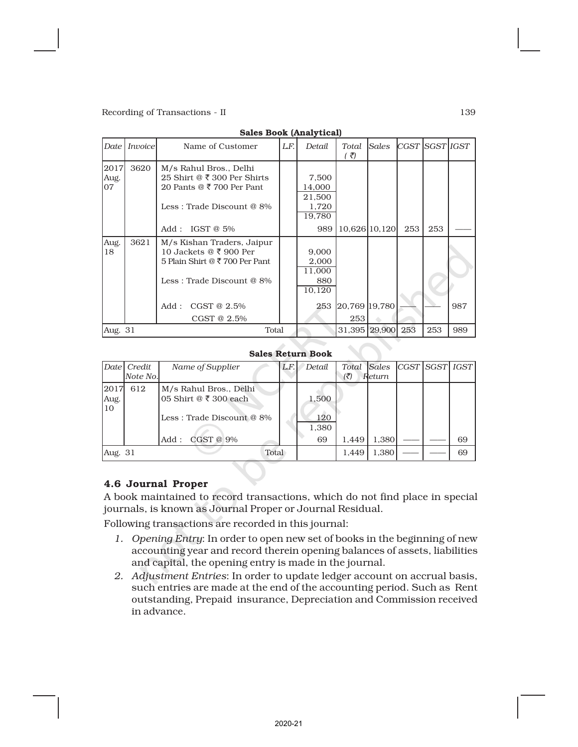**Sales Book (Analytical)**

| Date | Invoice | Name of Customer | L.F. | Detail | Total (₹) | Sales | CGST | SGST | IGST |
|---|---|---|---|---|---|---|---|---|---|
| 2017 Aug. 07 | 3620 | M/s Rahul Bros., Delhi | | | | | | | |
| | | 25 Shirt @ ₹ 300 Per Shirts | | 7,500 | | | | | |
| | | 20 Pants @ ₹ 700 Per Pant | | 14,000 | | | | | |
| | | | | 21,500 | | | | | |
| | | Less : Trade Discount @ 8% | | 1,720 | | | | | |
| | | | | 19,780 | | | | | |
| | | Add : IGST @ 5% | | 989 | 10,626 | 10,120 | 253 | 253 | —— |
| Aug. 18 | 3621 | M/s Kishan Traders, Jaipur | | | | | | | |
| | | 10 Jackets @ ₹ 900 Per | | 9,000 | | | | | |
| | | 5 Plain Shirt @ ₹ 700 Per Pant | | 2,000 | | | | | |
| | | | | 11,000 | | | | | |
| | | Less : Trade Discount @ 8% | | 880 | | | | | |
| | | | | 10,120 | | | | | |
| | | Add : CGST @ 2.5% | | 253 | 20,769 | 19,780 | —— | —— | 987 |
| | | CGST @ 2.5% | | | 253 | | | | |
| Aug. 31 | | Total | | | 31,395 | 29,900 | 253 | 253 | 989 |

**Sales Return Book**

| Date | Credit Note No. | Name of Supplier | L.F. | Detail | Total (₹) | Sales Return | CGST | SGST | IGST |
|---|---|---|---|---|---|---|---|---|---|
| 2017 Aug. 10 | 612 | M/s Rahul Bros., Delhi | | | | | | | |
| | | 05 Shirt @ ₹ 300 each | | 1,500 | | | | | |
| | | Less : Trade Discount @ 8% | | 120 | | | | | |
| | | | | 1,380 | | | | | |
| | | Add : CGST @ 9% | | 69 | 1,449 | 1,380 | —— | —— | 69 |
| Aug. 31 | | Total | | | 1,449 | 1,380 | —— | —— | 69 |

### 4.6 Journal Proper

A book maintained to record transactions, which do not find place in special journals, is known as Journal Proper or Journal Residual.

Following transactions are recorded in this journal:

1. *Opening Entry*: In order to open new set of books in the beginning of new accounting year and record therein opening balances of assets, liabilities and capital, the opening entry is made in the journal.
2. *Adjustment Entries*: In order to update ledger account on accrual basis, such entries are made at the end of the accounting period. Such as Rent outstanding, Prepaid insurance, Depreciation and Commission received in advance.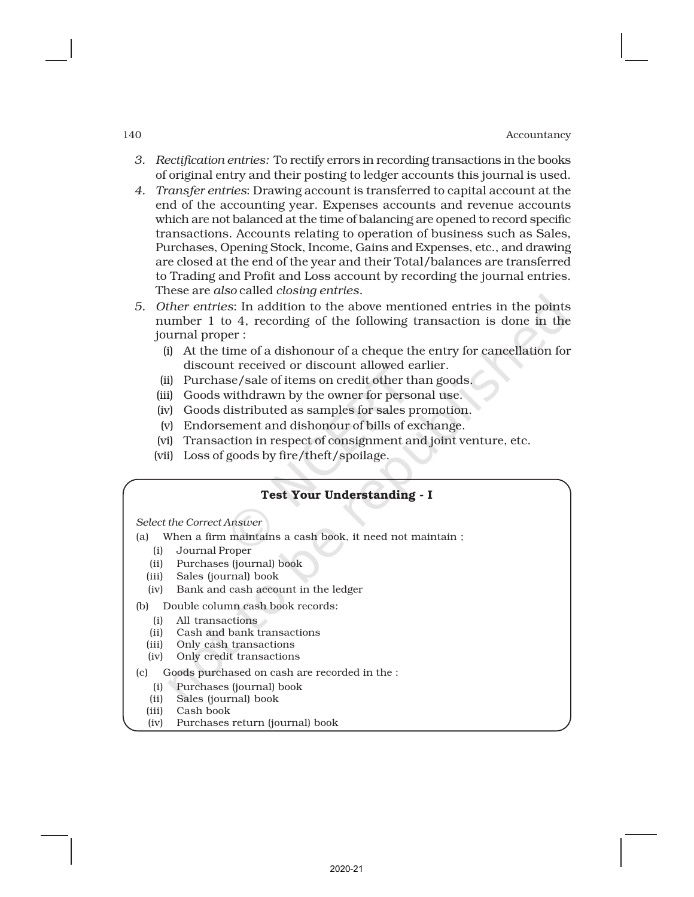3. *Rectification entries:* To rectify errors in recording transactions in the books of original entry and their posting to ledger accounts this journal is used.
4. *Transfer entries*: Drawing account is transferred to capital account at the end of the accounting year. Expenses accounts and revenue accounts which are not balanced at the time of balancing are opened to record specific transactions. Accounts relating to operation of business such as Sales, Purchases, Opening Stock, Income, Gains and Expenses, etc., and drawing are closed at the end of the year and their Total/balances are transferred to Trading and Profit and Loss account by recording the journal entries. These are *also* called *closing entries.*
5. *Other entries*: In addition to the above mentioned entries in the points number 1 to 4, recording of the following transaction is done in the journal proper :
   - (i) At the time of a dishonour of a cheque the entry for cancellation for discount received or discount allowed earlier.
   - (ii) Purchase/sale of items on credit other than goods.
   - (iii) Goods withdrawn by the owner for personal use.
   - (iv) Goods distributed as samples for sales promotion.
   - (v) Endorsement and dishonour of bills of exchange.
   - (vi) Transaction in respect of consignment and joint venture, etc.
   - (vii) Loss of goods by fire/theft/spoilage.

### Test Your Understanding - I

*Select the Correct Answer*

(a) When a firm maintains a cash book, it need not maintain ;
- (i) Journal Proper
- (ii) Purchases (journal) book
- (iii) Sales (journal) book
- (iv) Bank and cash account in the ledger

(b) Double column cash book records:
- (i) All transactions
- (ii) Cash and bank transactions
- (iii) Only cash transactions
- (iv) Only credit transactions

(c) Goods purchased on cash are recorded in the :
- (i) Purchases (journal) book
- (ii) Sales (journal) book
- (iii) Cash book
- (iv) Purchases return (journal) book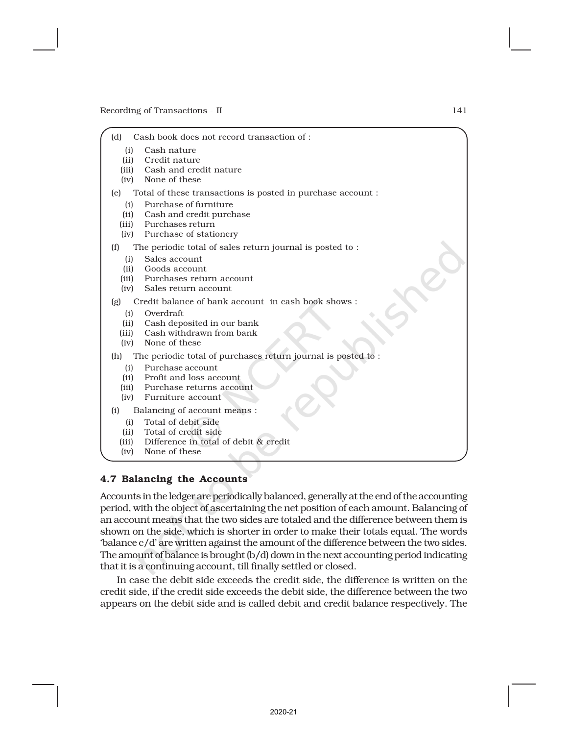(d) Cash book does not record transaction of :
   (i) Cash nature
   (ii) Credit nature
   (iii) Cash and credit nature
   (iv) None of these

(e) Total of these transactions is posted in purchase account :
   (i) Purchase of furniture
   (ii) Cash and credit purchase
   (iii) Purchases return
   (iv) Purchase of stationery

(f) The periodic total of sales return journal is posted to :
   (i) Sales account
   (ii) Goods account
   (iii) Purchases return account
   (iv) Sales return account

(g) Credit balance of bank account in cash book shows :
   (i) Overdraft
   (ii) Cash deposited in our bank
   (iii) Cash withdrawn from bank
   (iv) None of these

(h) The periodic total of purchases return journal is posted to :
   (i) Purchase account
   (ii) Profit and loss account
   (iii) Purchase returns account
   (iv) Furniture account

(i) Balancing of account means :
   (i) Total of debit side
   (ii) Total of credit side
   (iii) Difference in total of debit & credit
   (iv) None of these

### 4.7 Balancing the Accounts

Accounts in the ledger are periodically balanced, generally at the end of the accounting period, with the object of ascertaining the net position of each amount. Balancing of an account means that the two sides are totaled and the difference between them is shown on the side, which is shorter in order to make their totals equal. The words 'balance c/d' are written against the amount of the difference between the two sides. The amount of balance is brought (b/d) down in the next accounting period indicating that it is a continuing account, till finally settled or closed.

In case the debit side exceeds the credit side, the difference is written on the credit side, if the credit side exceeds the debit side, the difference between the two appears on the debit side and is called debit and credit balance respectively. The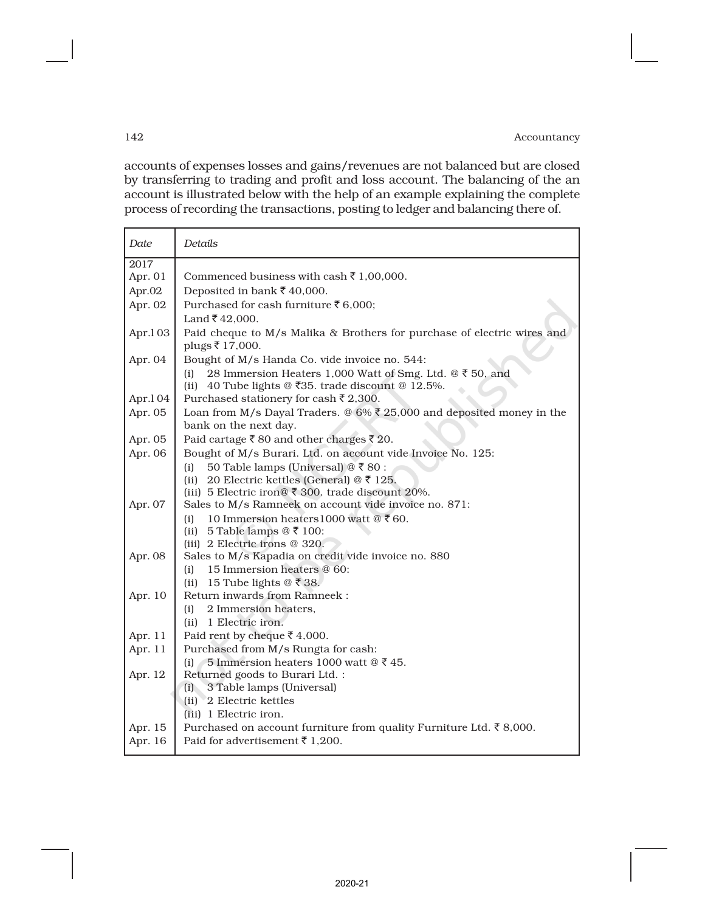accounts of expenses losses and gains/revenues are not balanced but are closed by transferring to trading and profit and loss account. The balancing of the an account is illustrated below with the help of an example explaining the complete process of recording the transactions, posting to ledger and balancing there of.

| *Date* | *Details* |
|---|---|
| 2017 | |
| Apr. 01 | Commenced business with cash ₹ 1,00,000. |
| Apr.02 | Deposited in bank ₹ 40,000. |
| Apr. 02 | Purchased for cash furniture ₹ 6,000; Land ₹ 42,000. |
| Apr.l 03 | Paid cheque to M/s Malika & Brothers for purchase of electric wires and plugs ₹ 17,000. |
| Apr. 04 | Bought of M/s Handa Co. vide invoice no. 544: (i) 28 Immersion Heaters 1,000 Watt of Smg. Ltd. @ ₹ 50, and (ii) 40 Tube lights @ ₹35. trade discount @ 12.5%. |
| Apr.l 04 | Purchased stationery for cash ₹ 2,300. |
| Apr. 05 | Loan from M/s Dayal Traders. @ 6% ₹ 25,000 and deposited money in the bank on the next day. |
| Apr. 05 | Paid cartage ₹ 80 and other charges ₹ 20. |
| Apr. 06 | Bought of M/s Burari. Ltd. on account vide Invoice No. 125: (i) 50 Table lamps (Universal) @ ₹ 80 : (ii) 20 Electric kettles (General) @ ₹ 125. (iii) 5 Electric iron@ ₹ 300. trade discount 20%. |
| Apr. 07 | Sales to M/s Ramneek on account vide invoice no. 871: (i) 10 Immersion heaters1000 watt @ ₹ 60. (ii) 5 Table lamps @ ₹ 100: (iii) 2 Electric irons @ 320. |
| Apr. 08 | Sales to M/s Kapadia on credit vide invoice no. 880 (i) 15 Immersion heaters @ 60: (ii) 15 Tube lights @ ₹ 38. |
| Apr. 10 | Return inwards from Ramneek : (i) 2 Immersion heaters, (ii) 1 Electric iron. |
| Apr. 11 | Paid rent by cheque ₹ 4,000. |
| Apr. 11 | Purchased from M/s Rungta for cash: (i) 5 Immersion heaters 1000 watt @ ₹ 45. |
| Apr. 12 | Returned goods to Burari Ltd. : (i) 3 Table lamps (Universal) (ii) 2 Electric kettles (iii) 1 Electric iron. |
| Apr. 15 | Purchased on account furniture from quality Furniture Ltd. ₹ 8,000. |
| Apr. 16 | Paid for advertisement ₹ 1,200. |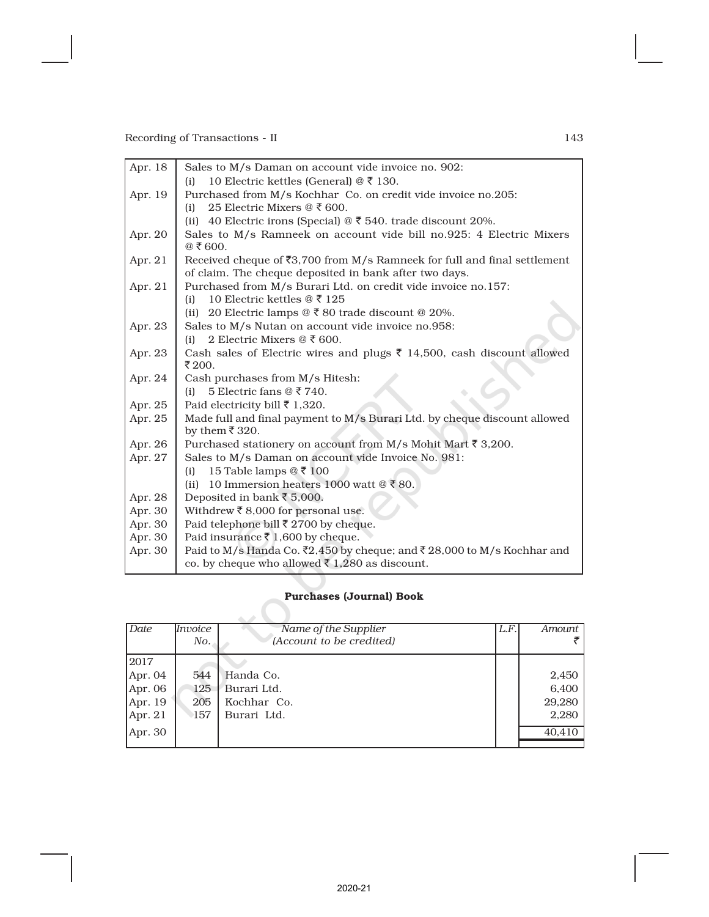| | |
|---|---|
| Apr. 18 | Sales to M/s Daman on account vide invoice no. 902:<br>(i) 10 Electric kettles (General) @ ₹ 130. |
| Apr. 19 | Purchased from M/s Kochhar Co. on credit vide invoice no.205:<br>(i) 25 Electric Mixers @ ₹ 600.<br>(ii) 40 Electric irons (Special) @ ₹ 540. trade discount 20%. |
| Apr. 20 | Sales to M/s Ramneek on account vide bill no.925: 4 Electric Mixers @ ₹ 600. |
| Apr. 21 | Received cheque of ₹3,700 from M/s Ramneek for full and final settlement of claim. The cheque deposited in bank after two days. |
| Apr. 21 | Purchased from M/s Burari Ltd. on credit vide invoice no.157:<br>(i) 10 Electric kettles @ ₹ 125<br>(ii) 20 Electric lamps @ ₹ 80 trade discount @ 20%. |
| Apr. 23 | Sales to M/s Nutan on account vide invoice no.958:<br>(i) 2 Electric Mixers @ ₹ 600. |
| Apr. 23 | Cash sales of Electric wires and plugs ₹ 14,500, cash discount allowed ₹ 200. |
| Apr. 24 | Cash purchases from M/s Hitesh:<br>(i) 5 Electric fans @ ₹ 740. |
| Apr. 25 | Paid electricity bill ₹ 1,320. |
| Apr. 25 | Made full and final payment to M/s Burari Ltd. by cheque discount allowed by them ₹ 320. |
| Apr. 26 | Purchased stationery on account from M/s Mohit Mart ₹ 3,200. |
| Apr. 27 | Sales to M/s Daman on account vide Invoice No. 981:<br>(i) 15 Table lamps @ ₹ 100<br>(ii) 10 Immersion heaters 1000 watt @ ₹ 80. |
| Apr. 28 | Deposited in bank ₹ 5,000. |
| Apr. 30 | Withdrew ₹ 8,000 for personal use. |
| Apr. 30 | Paid telephone bill ₹ 2700 by cheque. |
| Apr. 30 | Paid insurance ₹ 1,600 by cheque. |
| Apr. 30 | Paid to M/s Handa Co. ₹2,450 by cheque; and ₹ 28,000 to M/s Kochhar and co. by cheque who allowed ₹ 1,280 as discount. |

**Purchases (Journal) Book**

| Date | Invoice No. | Name of the Supplier (Account to be credited) | L.F. | Amount ₹ |
|---|---|---|---|---|
| 2017 | | | | |
| Apr. 04 | 544 | Handa Co. | | 2,450 |
| Apr. 06 | 125 | Burari Ltd. | | 6,400 |
| Apr. 19 | 205 | Kochhar Co. | | 29,280 |
| Apr. 21 | 157 | Burari Ltd. | | 2,280 |
| Apr. 30 | | | | 40,410 |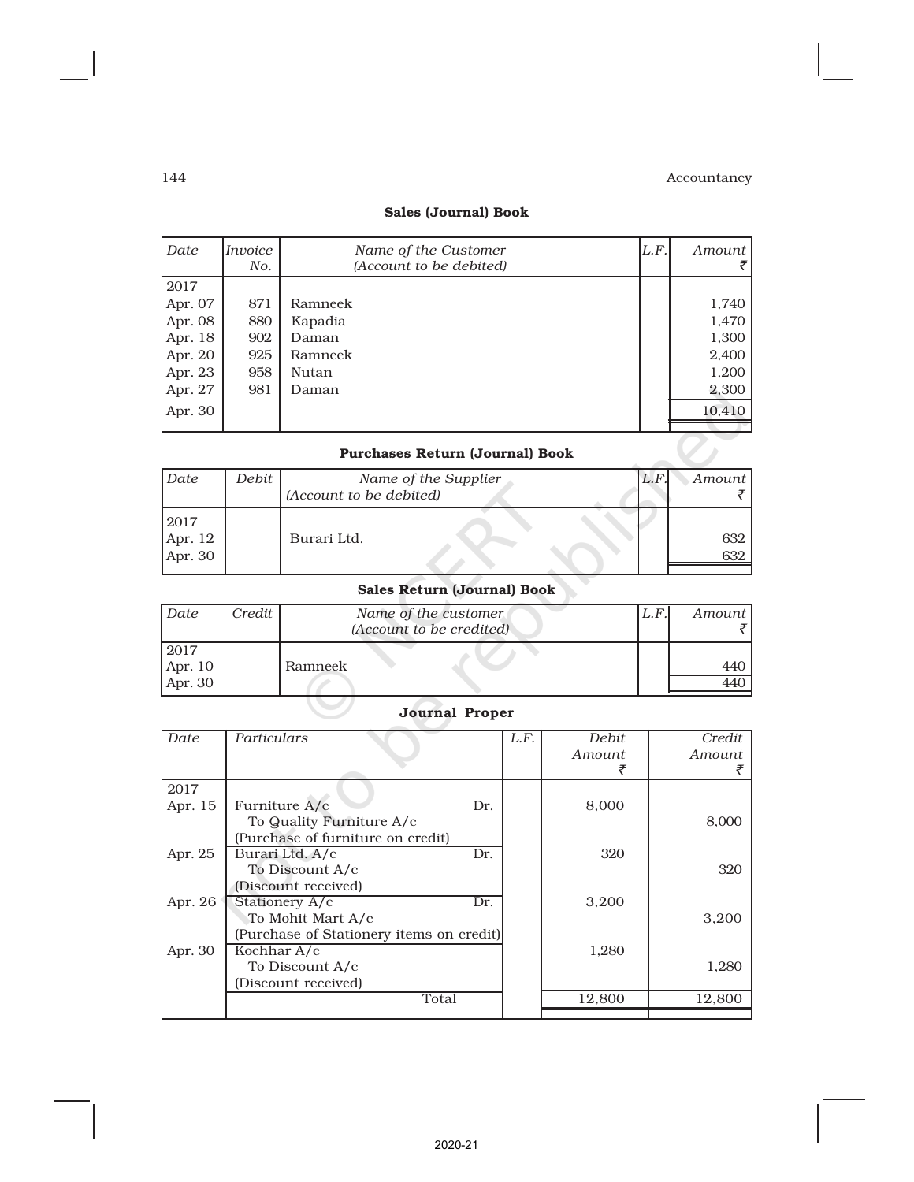### Sales (Journal) Book

| *Date* | *Invoice No.* | *Name of the Customer (Account to be debited)* | *L.F.* | *Amount* ₹ |
|---|---|---|---|---|
| 2017 | | | | |
| Apr. 07 | 871 | Ramneek | | 1,740 |
| Apr. 08 | 880 | Kapadia | | 1,470 |
| Apr. 18 | 902 | Daman | | 1,300 |
| Apr. 20 | 925 | Ramneek | | 2,400 |
| Apr. 23 | 958 | Nutan | | 1,200 |
| Apr. 27 | 981 | Daman | | 2,300 |
| Apr. 30 | | | | 10,410 |

### Purchases Return (Journal) Book

| *Date* | *Debit* | *Name of the Supplier (Account to be debited)* | *L.F.* | *Amount* ₹ |
|---|---|---|---|---|
| 2017 | | | | |
| Apr. 12 | | Burari Ltd. | | 632 |
| Apr. 30 | | | | 632 |

### Sales Return (Journal) Book

| *Date* | *Credit* | *Name of the customer (Account to be credited)* | *L.F.* | *Amount* ₹ |
|---|---|---|---|---|
| 2017 | | | | |
| Apr. 10 | | Ramneek | | 440 |
| Apr. 30 | | | | 440 |

### Journal Proper

| *Date* | *Particulars* | | *L.F.* | *Debit Amount* ₹ | *Credit Amount* ₹ |
|---|---|---|---|---|---|
| 2017 | | | | | |
| Apr. 15 | Furniture A/c | Dr. | | 8,000 | |
| | To Quality Furniture A/c | | | | 8,000 |
| | (Purchase of furniture on credit) | | | | |
| Apr. 25 | Burari Ltd. A/c | Dr. | | 320 | |
| | To Discount A/c | | | | 320 |
| | (Discount received) | | | | |
| Apr. 26 | Stationery A/c | Dr. | | 3,200 | |
| | To Mohit Mart A/c | | | | 3,200 |
| | (Purchase of Stationery items on credit) | | | | |
| Apr. 30 | Kochhar A/c | | | 1,280 | |
| | To Discount A/c | | | | 1,280 |
| | (Discount received) | | | | |
| | Total | | | 12,800 | 12,800 |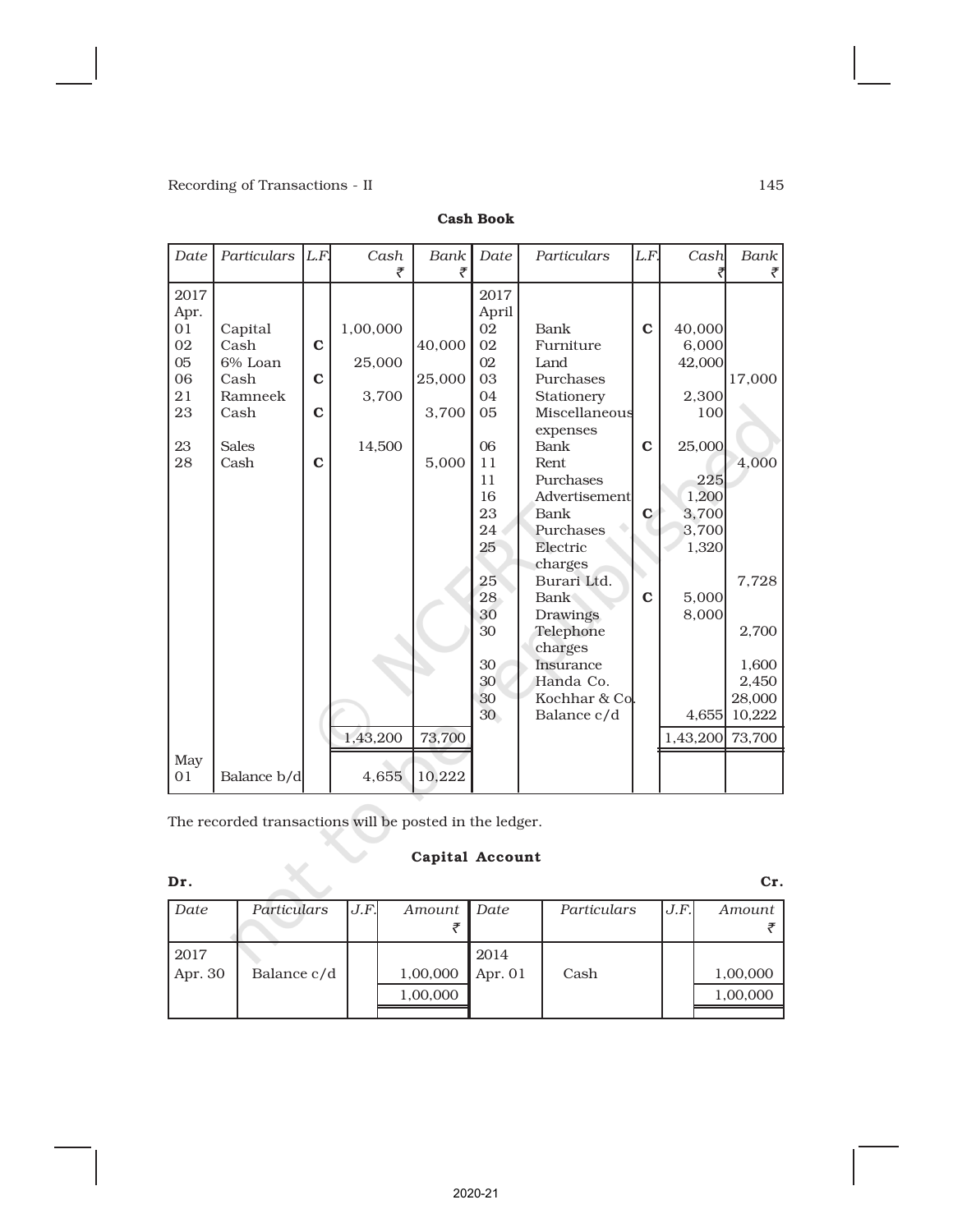**Cash Book**

| Date | Particulars | L.F. | Cash ₹ | Bank ₹ | Date | Particulars | L.F. | Cash ₹ | Bank ₹ |
|---|---|---|---|---|---|---|---|---|---|
| 2017 Apr. | | | | | 2017 April | | | | |
| 01 | Capital | | 1,00,000 | | 02 | Bank | **C** | 40,000 | |
| 02 | Cash | **C** | | 40,000 | 02 | Furniture | | 6,000 | |
| 05 | 6% Loan | | 25,000 | | 02 | Land | | 42,000 | |
| 06 | Cash | **C** | | 25,000 | 03 | Purchases | | | 17,000 |
| 21 | Ramneek | | 3,700 | | 04 | Stationery | | 2,300 | |
| 23 | Cash | **C** | | 3,700 | 05 | Miscellaneous expenses | | 100 | |
| 23 | Sales | | 14,500 | | 06 | Bank | **C** | 25,000 | |
| 28 | Cash | **C** | | 5,000 | 11 | Rent | | | 4,000 |
| | | | | | 11 | Purchases | | 225 | |
| | | | | | 16 | Advertisement | | 1,200 | |
| | | | | | 23 | Bank | **C** | 3,700 | |
| | | | | | 24 | Purchases | | 3,700 | |
| | | | | | 25 | Electric charges | | 1,320 | |
| | | | | | 25 | Burari Ltd. | | | 7,728 |
| | | | | | 28 | Bank | **C** | 5,000 | |
| | | | | | 30 | Drawings | | 8,000 | |
| | | | | | 30 | Telephone charges | | | 2,700 |
| | | | | | 30 | Insurance | | | 1,600 |
| | | | | | 30 | Handa Co. | | | 2,450 |
| | | | | | 30 | Kochhar & Co. | | | 28,000 |
| | | | | | 30 | Balance c/d | | 4,655 | 10,222 |
| | | | 1,43,200 | 73,700 | | | | 1,43,200 | 73,700 |
| May 01 | Balance b/d | | 4,655 | 10,222 | | | | | |

The recorded transactions will be posted in the ledger.

**Capital Account**

**Dr.** **Cr.**

| Date | Particulars | J.F. | Amount ₹ | Date | Particulars | J.F. | Amount ₹ |
|---|---|---|---|---|---|---|---|
| 2017 Apr. 30 | Balance c/d | | 1,00,000 | 2014 Apr. 01 | Cash | | 1,00,000 |
| | | | 1,00,000 | | | | 1,00,000 |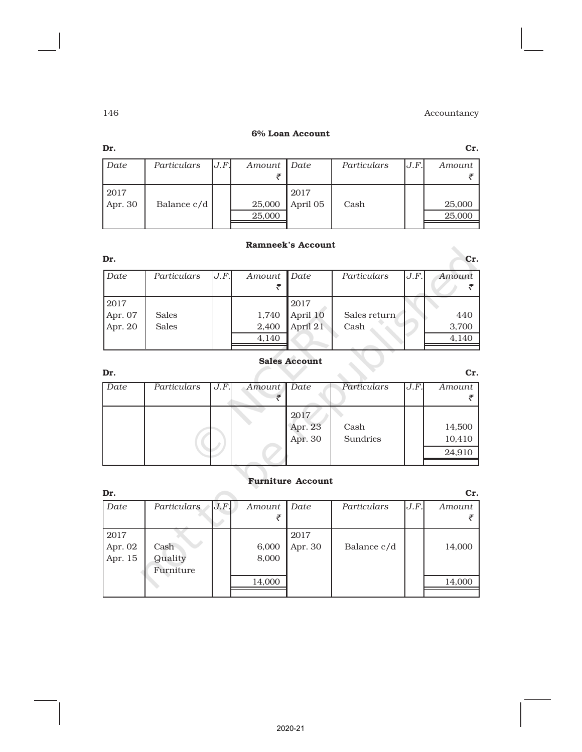### 6% Loan Account

**Dr.** **Cr.**

| *Date* | *Particulars* | *J.F.* | *Amount* ₹ | *Date* | *Particulars* | *J.F.* | *Amount* ₹ |
|---|---|---|---|---|---|---|---|
| 2017 | | | | 2017 | | | |
| Apr. 30 | Balance c/d | | 25,000 | April 05 | Cash | | 25,000 |
| | | | 25,000 | | | | 25,000 |

### Ramneek's Account

**Dr.** **Cr.**

| *Date* | *Particulars* | *J.F.* | *Amount* ₹ | *Date* | *Particulars* | *J.F.* | *Amount* ₹ |
|---|---|---|---|---|---|---|---|
| 2017 | | | | 2017 | | | |
| Apr. 07 | Sales | | 1,740 | April 10 | Sales return | | 440 |
| Apr. 20 | Sales | | 2,400 | April 21 | Cash | | 3,700 |
| | | | 4,140 | | | | 4,140 |

### Sales Account

**Dr.** **Cr.**

| *Date* | *Particulars* | *J.F.* | *Amount* ₹ | *Date* | *Particulars* | *J.F.* | *Amount* ₹ |
|---|---|---|---|---|---|---|---|
| | | | | 2017 | | | |
| | | | | Apr. 23 | Cash | | 14,500 |
| | | | | Apr. 30 | Sundries | | 10,410 |
| | | | | | | | 24,910 |

### Furniture Account

**Dr.** **Cr.**

| *Date* | *Particulars* | *J.F.* | *Amount* ₹ | *Date* | *Particulars* | *J.F.* | *Amount* ₹ |
|---|---|---|---|---|---|---|---|
| 2017 | | | | 2017 | | | |
| Apr. 02 | Cash | | 6,000 | Apr. 30 | Balance c/d | | 14,000 |
| Apr. 15 | Quality Furniture | | 8,000 | | | | |
| | | | 14,000 | | | | 14,000 |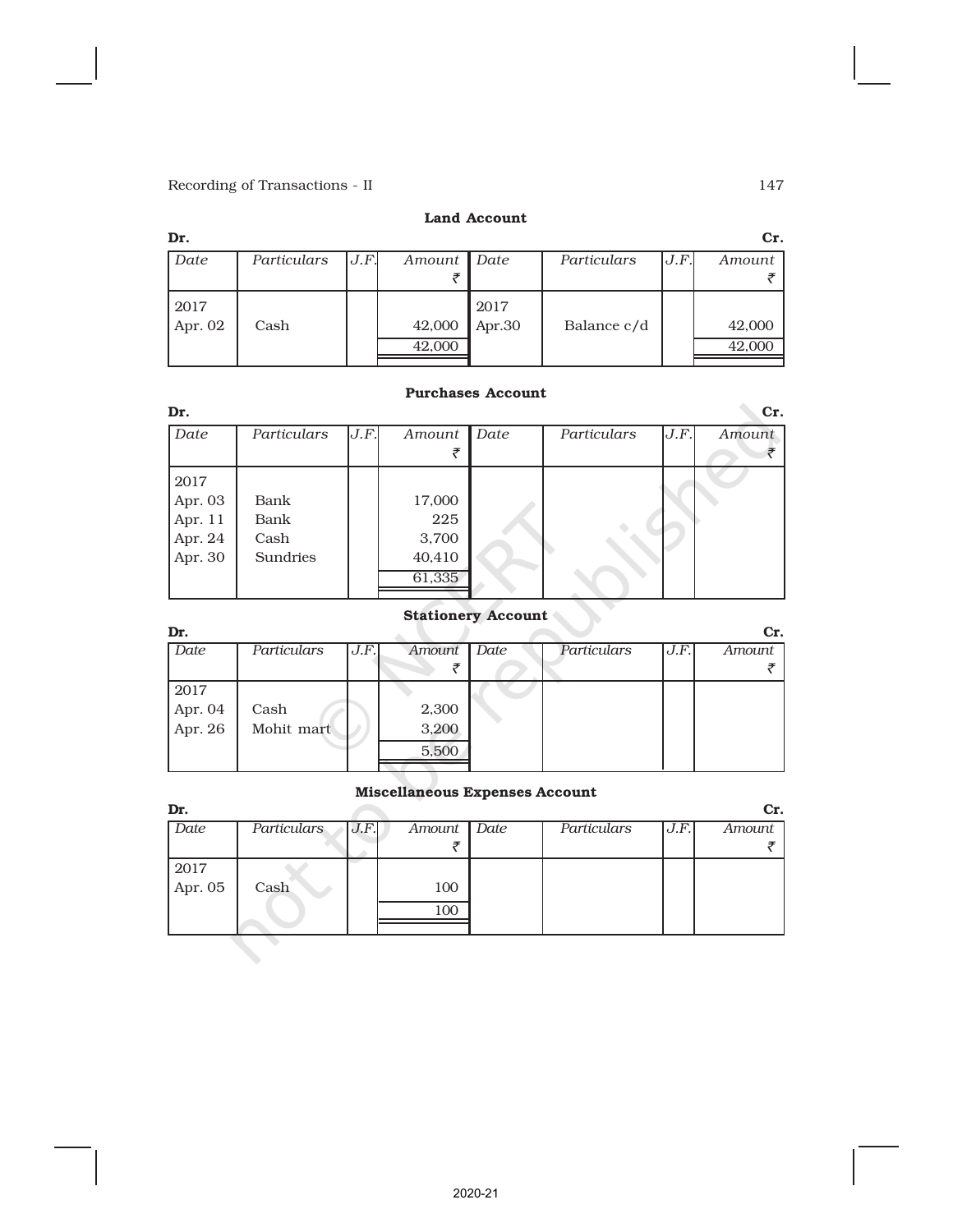**Land Account**

Dr. Cr.

| Date | Particulars | J.F. | Amount ₹ | Date | Particulars | J.F. | Amount ₹ |
|---|---|---|---|---|---|---|---|
| 2017 | | | | 2017 | | | |
| Apr. 02 | Cash | | 42,000 | Apr.30 | Balance c/d | | 42,000 |
| | | | 42,000 | | | | 42,000 |

**Purchases Account**

Dr. Cr.

| Date | Particulars | J.F. | Amount ₹ | Date | Particulars | J.F. | Amount ₹ |
|---|---|---|---|---|---|---|---|
| 2017 | | | | | | | |
| Apr. 03 | Bank | | 17,000 | | | | |
| Apr. 11 | Bank | | 225 | | | | |
| Apr. 24 | Cash | | 3,700 | | | | |
| Apr. 30 | Sundries | | 40,410 | | | | |
| | | | 61,335 | | | | |

**Stationery Account**

Dr. Cr.

| Date | Particulars | J.F. | Amount ₹ | Date | Particulars | J.F. | Amount ₹ |
|---|---|---|---|---|---|---|---|
| 2017 | | | | | | | |
| Apr. 04 | Cash | | 2,300 | | | | |
| Apr. 26 | Mohit mart | | 3,200 | | | | |
| | | | 5,500 | | | | |

**Miscellaneous Expenses Account**

Dr. Cr.

| Date | Particulars | J.F. | Amount ₹ | Date | Particulars | J.F. | Amount ₹ |
|---|---|---|---|---|---|---|---|
| 2017 | | | | | | | |
| Apr. 05 | Cash | | 100 | | | | |
| | | | 100 | | | | |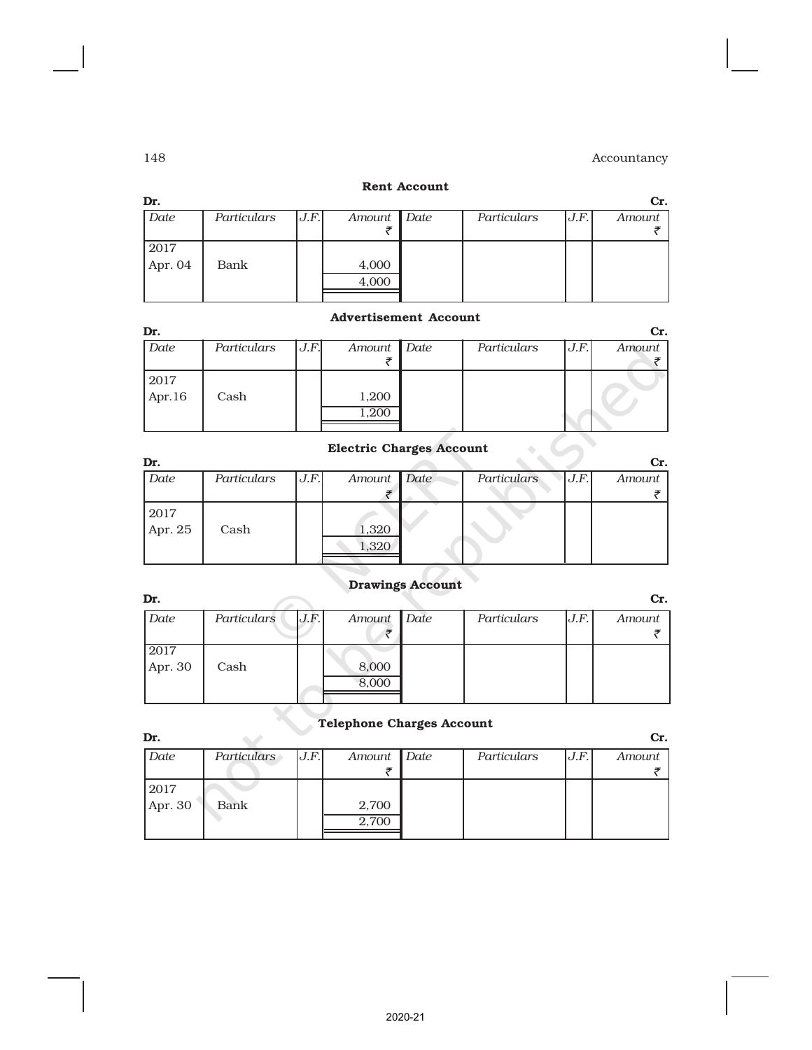**Rent Account**

Dr. Cr.

| Date | Particulars | J.F. | Amount ₹ | Date | Particulars | J.F. | Amount ₹ |
|---|---|---|---|---|---|---|---|
| 2017 | | | | | | | |
| Apr. 04 | Bank | | 4,000 | | | | |
| | | | 4,000 | | | | |

**Advertisement Account**

Dr. Cr.

| Date | Particulars | J.F. | Amount ₹ | Date | Particulars | J.F. | Amount ₹ |
|---|---|---|---|---|---|---|---|
| 2017 | | | | | | | |
| Apr.16 | Cash | | 1,200 | | | | |
| | | | 1,200 | | | | |

**Electric Charges Account**

Dr. Cr.

| Date | Particulars | J.F. | Amount ₹ | Date | Particulars | J.F. | Amount ₹ |
|---|---|---|---|---|---|---|---|
| 2017 | | | | | | | |
| Apr. 25 | Cash | | 1,320 | | | | |
| | | | 1,320 | | | | |

**Drawings Account**

Dr. Cr.

| Date | Particulars | J.F. | Amount ₹ | Date | Particulars | J.F. | Amount ₹ |
|---|---|---|---|---|---|---|---|
| 2017 | | | | | | | |
| Apr. 30 | Cash | | 8,000 | | | | |
| | | | 8,000 | | | | |

**Telephone Charges Account**

Dr. Cr.

| Date | Particulars | J.F. | Amount ₹ | Date | Particulars | J.F. | Amount ₹ |
|---|---|---|---|---|---|---|---|
| 2017 | | | | | | | |
| Apr. 30 | Bank | | 2,700 | | | | |
| | | | 2,700 | | | | |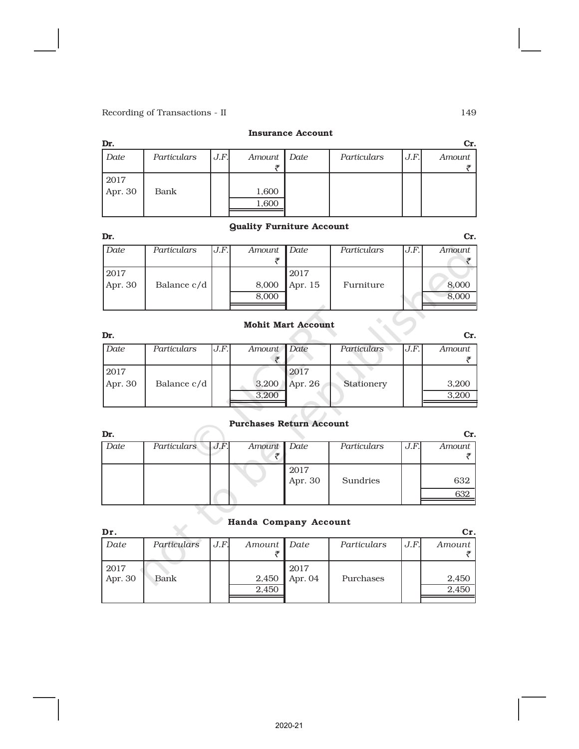**Insurance Account**

| Dr. | | | | | | | Cr. |
|---|---|---|---|---|---|---|---|
| *Date* | *Particulars* | *J.F.* | *Amount* ₹ | *Date* | *Particulars* | *J.F.* | *Amount* ₹ |
| 2017 Apr. 30 | Bank | | 1,600 | | | | |
| | | | 1,600 | | | | |

**Quality Furniture Account**

| Dr. | | | | | | | Cr. |
|---|---|---|---|---|---|---|---|
| *Date* | *Particulars* | *J.F.* | *Amount* ₹ | *Date* | *Particulars* | *J.F.* | *Amount* ₹ |
| 2017 Apr. 30 | Balance c/d | | 8,000 | 2017 Apr. 15 | Furniture | | 8,000 |
| | | | 8,000 | | | | 8,000 |

**Mohit Mart Account**

| Dr. | | | | | | | Cr. |
|---|---|---|---|---|---|---|---|
| *Date* | *Particulars* | *J.F.* | *Amount* ₹ | *Date* | *Particulars* | *J.F.* | *Amount* ₹ |
| 2017 Apr. 30 | Balance c/d | | 3,200 | 2017 Apr. 26 | Stationery | | 3,200 |
| | | | 3,200 | | | | 3,200 |

**Purchases Return Account**

| Dr. | | | | | | | Cr. |
|---|---|---|---|---|---|---|---|
| *Date* | *Particulars* | *J.F.* | *Amount* ₹ | *Date* | *Particulars* | *J.F.* | *Amount* ₹ |
| | | | | 2017 Apr. 30 | Sundries | | 632 |
| | | | | | | | 632 |

**Handa Company Account**

| Dr. | | | | | | | Cr. |
|---|---|---|---|---|---|---|---|
| *Date* | *Particulars* | *J.F.* | *Amount* ₹ | *Date* | *Particulars* | *J.F.* | *Amount* ₹ |
| 2017 Apr. 30 | Bank | | 2,450 | 2017 Apr. 04 | Purchases | | 2,450 |
| | | | 2,450 | | | | 2,450 |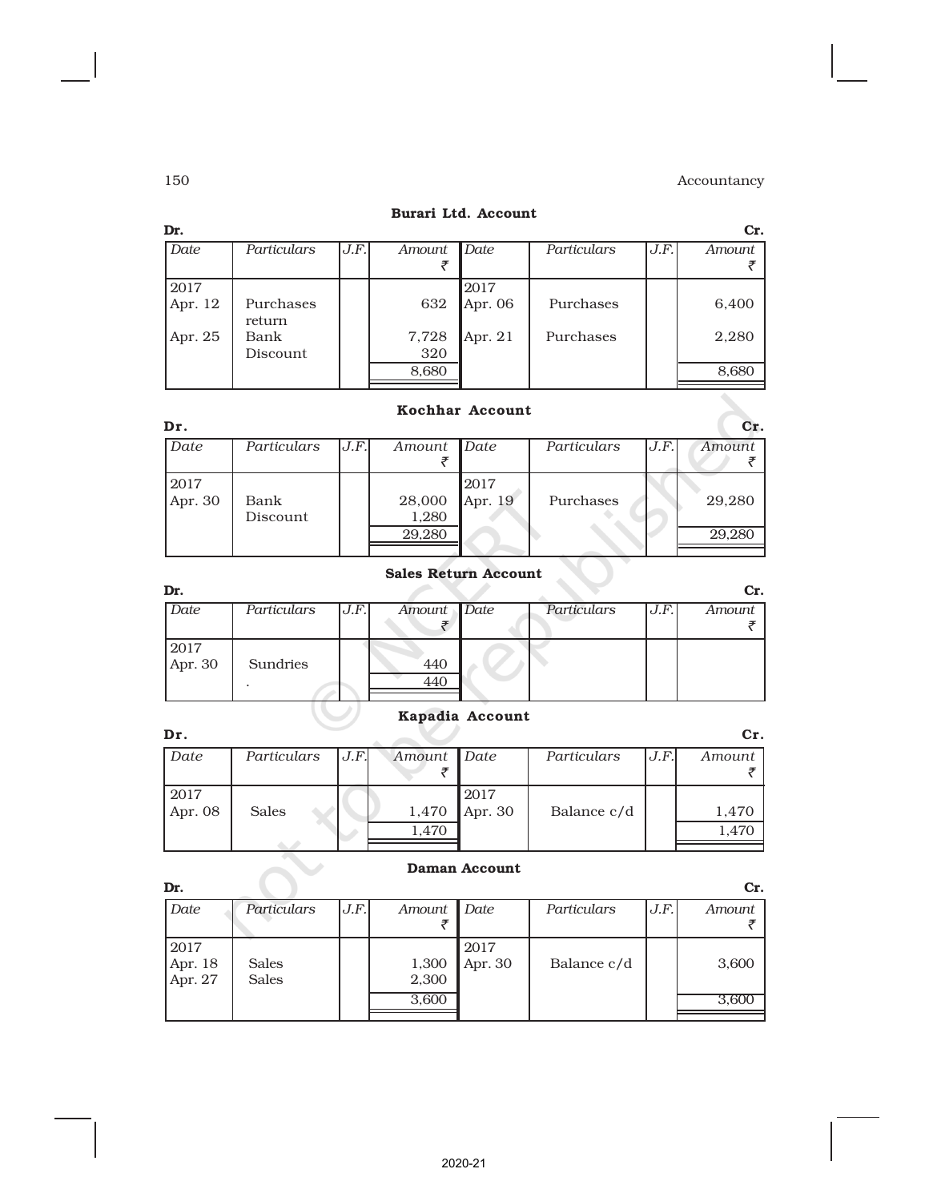**Burari Ltd. Account**

Dr. Cr.

| Date | Particulars | J.F. | Amount ₹ | Date | Particulars | J.F. | Amount ₹ |
|---|---|---|---|---|---|---|---|
| 2017 | | | | 2017 | | | |
| Apr. 12 | Purchases return | | 632 | Apr. 06 | Purchases | | 6,400 |
| Apr. 25 | Bank | | 7,728 | Apr. 21 | Purchases | | 2,280 |
| | Discount | | 320 | | | | |
| | | | 8,680 | | | | 8,680 |

**Kochhar Account**

Dr. Cr.

| Date | Particulars | J.F. | Amount ₹ | Date | Particulars | J.F. | Amount ₹ |
|---|---|---|---|---|---|---|---|
| 2017 | | | | 2017 | | | |
| Apr. 30 | Bank | | 28,000 | Apr. 19 | Purchases | | 29,280 |
| | Discount | | 1,280 | | | | |
| | | | 29,280 | | | | 29,280 |

**Sales Return Account**

Dr. Cr.

| Date | Particulars | J.F. | Amount ₹ | Date | Particulars | J.F. | Amount ₹ |
|---|---|---|---|---|---|---|---|
| 2017 | | | | | | | |
| Apr. 30 | Sundries | | 440 | | | | |
| | | | 440 | | | | |

**Kapadia Account**

Dr. Cr.

| Date | Particulars | J.F. | Amount ₹ | Date | Particulars | J.F. | Amount ₹ |
|---|---|---|---|---|---|---|---|
| 2017 | | | | 2017 | | | |
| Apr. 08 | Sales | | 1,470 | Apr. 30 | Balance c/d | | 1,470 |
| | | | 1,470 | | | | 1,470 |

**Daman Account**

Dr. Cr.

| Date | Particulars | J.F. | Amount ₹ | Date | Particulars | J.F. | Amount ₹ |
|---|---|---|---|---|---|---|---|
| 2017 | | | | 2017 | | | |
| Apr. 18 | Sales | | 1,300 | Apr. 30 | Balance c/d | | 3,600 |
| Apr. 27 | Sales | | 2,300 | | | | |
| | | | 3,600 | | | | 3,600 |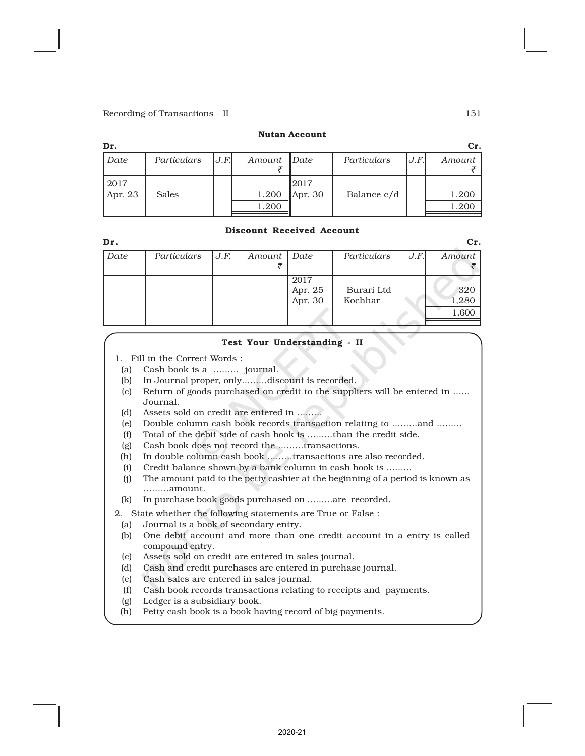**Nutan Account**

| Dr. | | | | | | | Cr. |
|---|---|---|---|---|---|---|---|
| *Date* | *Particulars* | *J.F.* | *Amount* ₹ | *Date* | *Particulars* | *J.F.* | *Amount* ₹ |
| 2017 Apr. 23 | Sales | | 1,200 | 2017 Apr. 30 | Balance c/d | | 1,200 |
| | | | 1,200 | | | | 1,200 |

**Discount Received Account**

| Dr. | | | | | | | Cr. |
|---|---|---|---|---|---|---|---|
| *Date* | *Particulars* | *J.F.* | *Amount* ₹ | *Date* | *Particulars* | *J.F.* | *Amount* ₹ |
| | | | | 2017 Apr. 25 | Burari Ltd | | 320 |
| | | | | Apr. 30 | Kochhar | | 1,280 |
| | | | | | | | 1,600 |

### Test Your Understanding - II

1. Fill in the Correct Words :
   - (a) Cash book is a ......... journal.
   - (b) In Journal proper, only.........discount is recorded.
   - (c) Return of goods purchased on credit to the suppliers will be entered in ...... Journal.
   - (d) Assets sold on credit are entered in .........
   - (e) Double column cash book records transaction relating to .........and .........
   - (f) Total of the debit side of cash book is .........than the credit side.
   - (g) Cash book does not record the .........transactions.
   - (h) In double column cash book .........transactions are also recorded.
   - (i) Credit balance shown by a bank column in cash book is .........
   - (j) The amount paid to the petty cashier at the beginning of a period is known as .........amount.
   - (k) In purchase book goods purchased on .........are recorded.
2. State whether the following statements are True or False :
   - (a) Journal is a book of secondary entry.
   - (b) One debit account and more than one credit account in a entry is called compound entry.
   - (c) Assets sold on credit are entered in sales journal.
   - (d) Cash and credit purchases are entered in purchase journal.
   - (e) Cash sales are entered in sales journal.
   - (f) Cash book records transactions relating to receipts and payments.
   - (g) Ledger is a subsidiary book.
   - (h) Petty cash book is a book having record of big payments.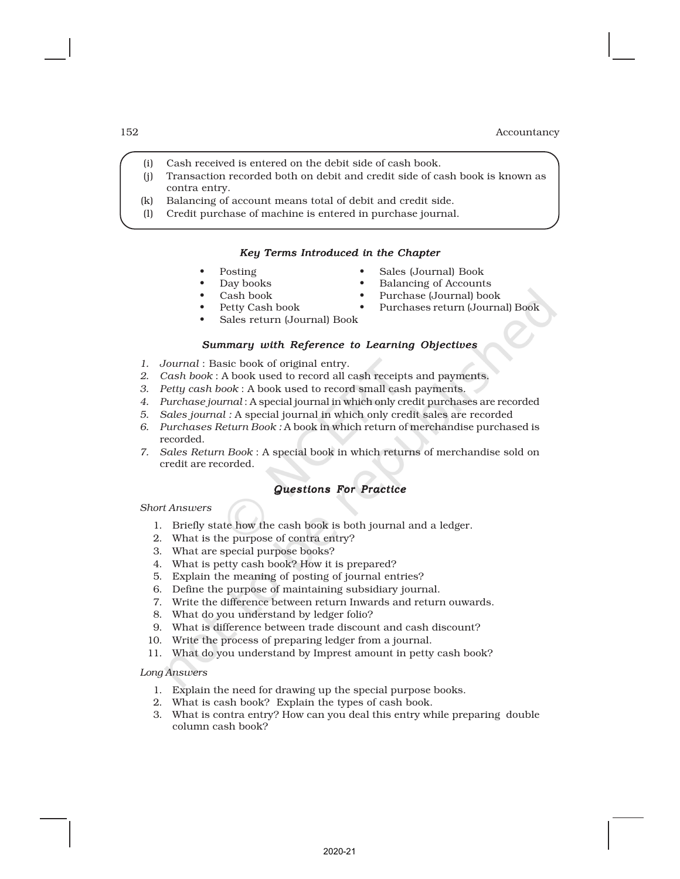(i) Cash received is entered on the debit side of cash book.
(j) Transaction recorded both on debit and credit side of cash book is known as contra entry.
(k) Balancing of account means total of debit and credit side.
(l) Credit purchase of machine is entered in purchase journal.

### *Key Terms Introduced in the Chapter*

- Posting
- Day books
- Cash book
- Petty Cash book
- Sales return (Journal) Book
- Sales (Journal) Book
- Balancing of Accounts
- Purchase (Journal) book
- Purchases return (Journal) Book

### *Summary with Reference to Learning Objectives*

1. *Journal* : Basic book of original entry.
2. *Cash book* : A book used to record all cash receipts and payments.
3. *Petty cash book* : A book used to record small cash payments.
4. *Purchase journal* : A special journal in which only credit purchases are recorded
5. *Sales journal :* A special journal in which only credit sales are recorded
6. *Purchases Return Book :* A book in which return of merchandise purchased is recorded.
7. *Sales Return Book* : A special book in which returns of merchandise sold on credit are recorded.

### *Questions For Practice*

*Short Answers*

1. Briefly state how the cash book is both journal and a ledger.
2. What is the purpose of contra entry?
3. What are special purpose books?
4. What is petty cash book? How it is prepared?
5. Explain the meaning of posting of journal entries?
6. Define the purpose of maintaining subsidiary journal.
7. Write the difference between return Inwards and return ouwards.
8. What do you understand by ledger folio?
9. What is difference between trade discount and cash discount?
10. Write the process of preparing ledger from a journal.
11. What do you understand by Imprest amount in petty cash book?

*Long Answers*

1. Explain the need for drawing up the special purpose books.
2. What is cash book? Explain the types of cash book.
3. What is contra entry? How can you deal this entry while preparing double column cash book?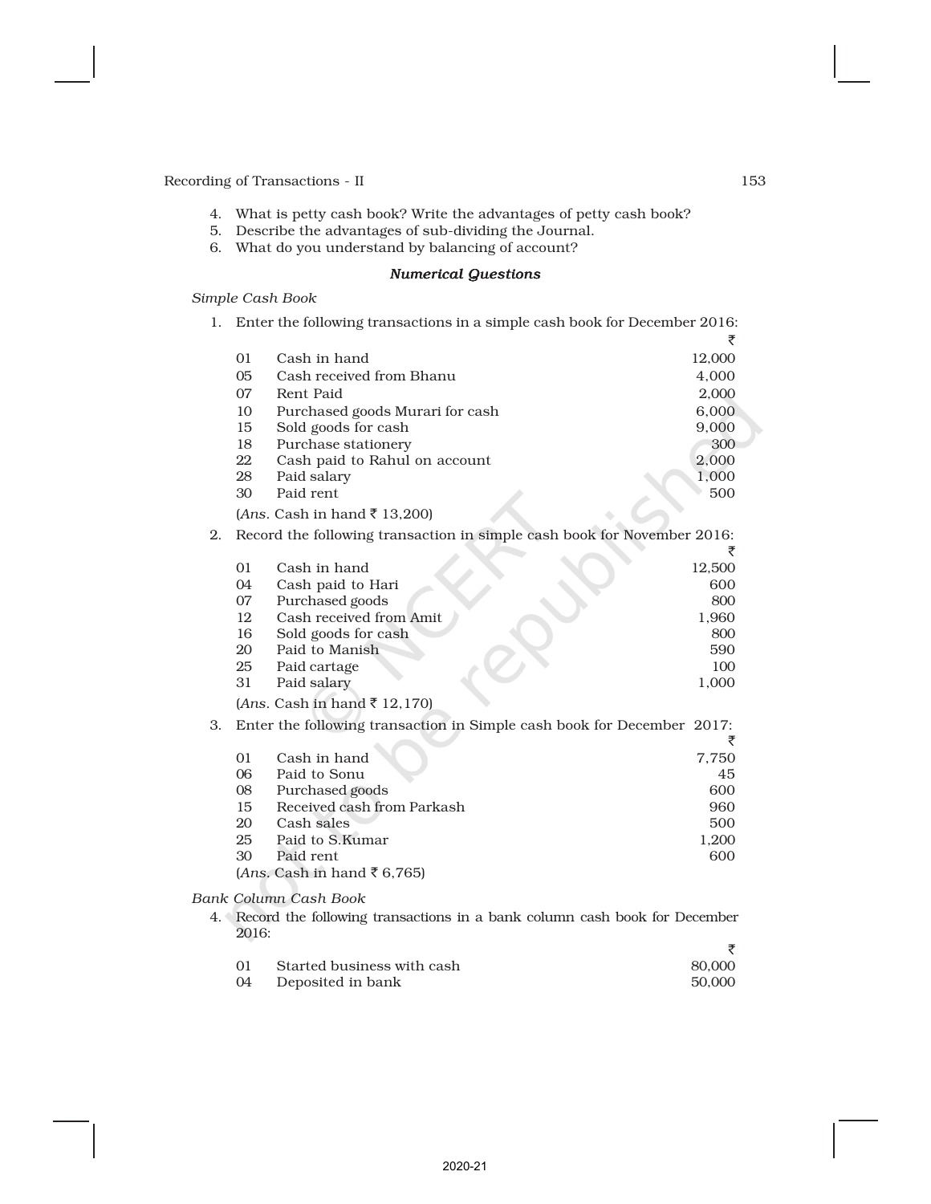4. What is petty cash book? Write the advantages of petty cash book?
5. Describe the advantages of sub-dividing the Journal.
6. What do you understand by balancing of account?

### *Numerical Questions*

*Simple Cash Book*

1. Enter the following transactions in a simple cash book for December 2016:

| | | ₹ |
|---|---|---|
| 01 | Cash in hand | 12,000 |
| 05 | Cash received from Bhanu | 4,000 |
| 07 | Rent Paid | 2,000 |
| 10 | Purchased goods Murari for cash | 6,000 |
| 15 | Sold goods for cash | 9,000 |
| 18 | Purchase stationery | 300 |
| 22 | Cash paid to Rahul on account | 2,000 |
| 28 | Paid salary | 1,000 |
| 30 | Paid rent | 500 |

(*Ans.* Cash in hand ₹ 13,200)

2. Record the following transaction in simple cash book for November 2016:

| | | ₹ |
|---|---|---|
| 01 | Cash in hand | 12,500 |
| 04 | Cash paid to Hari | 600 |
| 07 | Purchased goods | 800 |
| 12 | Cash received from Amit | 1,960 |
| 16 | Sold goods for cash | 800 |
| 20 | Paid to Manish | 590 |
| 25 | Paid cartage | 100 |
| 31 | Paid salary | 1,000 |

(*Ans.* Cash in hand ₹ 12,170)

3. Enter the following transaction in Simple cash book for December 2017:

| | | ₹ |
|---|---|---|
| 01 | Cash in hand | 7,750 |
| 06 | Paid to Sonu | 45 |
| 08 | Purchased goods | 600 |
| 15 | Received cash from Parkash | 960 |
| 20 | Cash sales | 500 |
| 25 | Paid to S.Kumar | 1,200 |
| 30 | Paid rent | 600 |

(*Ans.* Cash in hand ₹ 6,765)

*Bank Column Cash Book*

4. Record the following transactions in a bank column cash book for December 2016:

| | | ₹ |
|---|---|---|
| 01 | Started business with cash | 80,000 |
| 04 | Deposited in bank | 50,000 |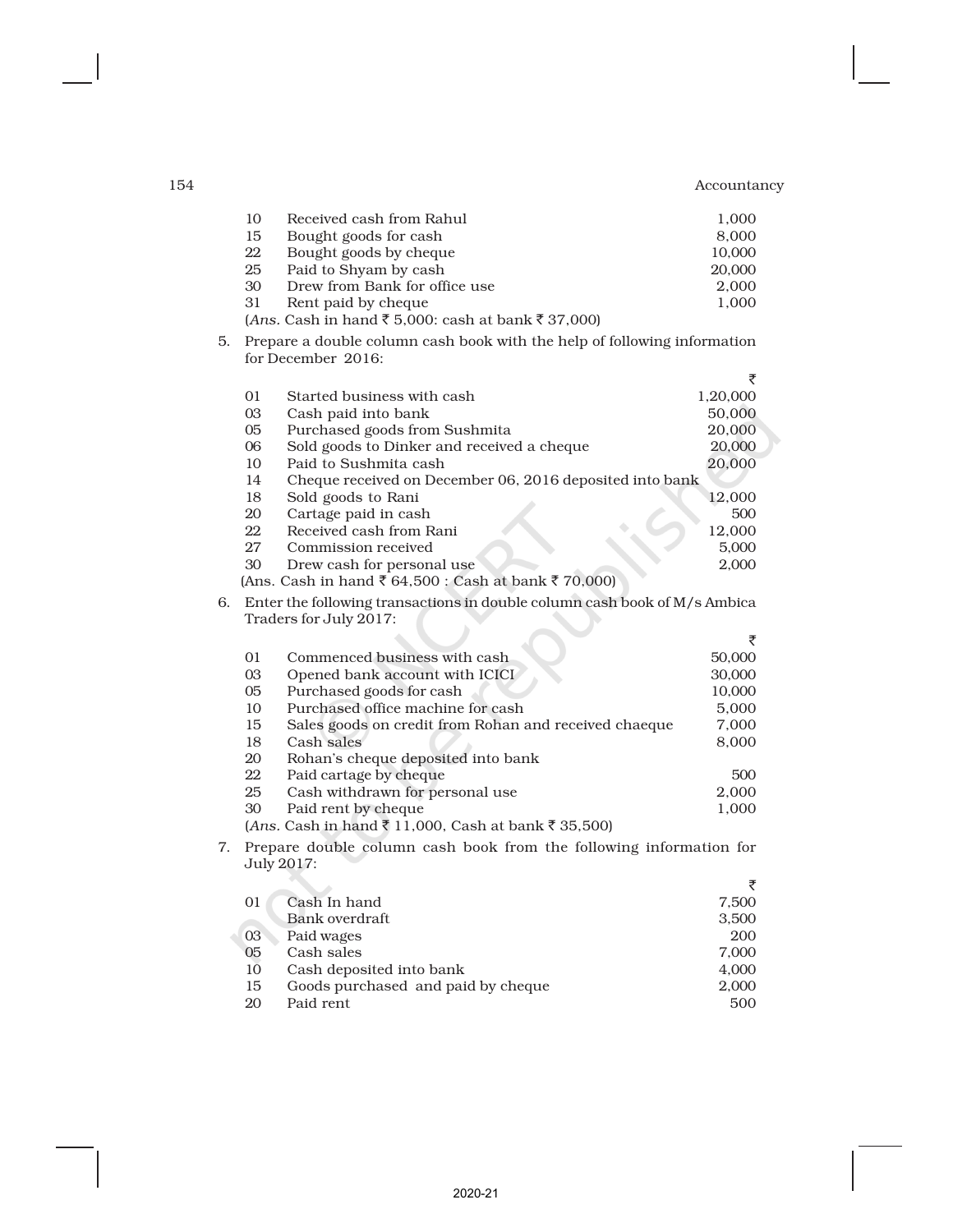| | | |
|---|---|---|
| 10 | Received cash from Rahul | 1,000 |
| 15 | Bought goods for cash | 8,000 |
| 22 | Bought goods by cheque | 10,000 |
| 25 | Paid to Shyam by cash | 20,000 |
| 30 | Drew from Bank for office use | 2,000 |
| 31 | Rent paid by cheque | 1,000 |

(*Ans.* Cash in hand ₹ 5,000: cash at bank ₹ 37,000)

5. Prepare a double column cash book with the help of following information for December 2016:

| | | ₹ |
|---|---|---|
| 01 | Started business with cash | 1,20,000 |
| 03 | Cash paid into bank | 50,000 |
| 05 | Purchased goods from Sushmita | 20,000 |
| 06 | Sold goods to Dinker and received a cheque | 20,000 |
| 10 | Paid to Sushmita cash | 20,000 |
| 14 | Cheque received on December 06, 2016 deposited into bank | |
| 18 | Sold goods to Rani | 12,000 |
| 20 | Cartage paid in cash | 500 |
| 22 | Received cash from Rani | 12,000 |
| 27 | Commission received | 5,000 |
| 30 | Drew cash for personal use | 2,000 |

(Ans. Cash in hand ₹ 64,500 : Cash at bank ₹ 70,000)

6. Enter the following transactions in double column cash book of M/s Ambica Traders for July 2017:

| | | ₹ |
|---|---|---|
| 01 | Commenced business with cash | 50,000 |
| 03 | Opened bank account with ICICI | 30,000 |
| 05 | Purchased goods for cash | 10,000 |
| 10 | Purchased office machine for cash | 5,000 |
| 15 | Sales goods on credit from Rohan and received chaeque | 7,000 |
| 18 | Cash sales | 8,000 |
| 20 | Rohan's cheque deposited into bank | |
| 22 | Paid cartage by cheque | 500 |
| 25 | Cash withdrawn for personal use | 2,000 |
| 30 | Paid rent by cheque | 1,000 |

(*Ans.* Cash in hand ₹ 11,000, Cash at bank ₹ 35,500)

7. Prepare double column cash book from the following information for July 2017:

| | | ₹ |
|---|---|---|
| 01 | Cash In hand | 7,500 |
| | Bank overdraft | 3,500 |
| 03 | Paid wages | 200 |
| 05 | Cash sales | 7,000 |
| 10 | Cash deposited into bank | 4,000 |
| 15 | Goods purchased and paid by cheque | 2,000 |
| 20 | Paid rent | 500 |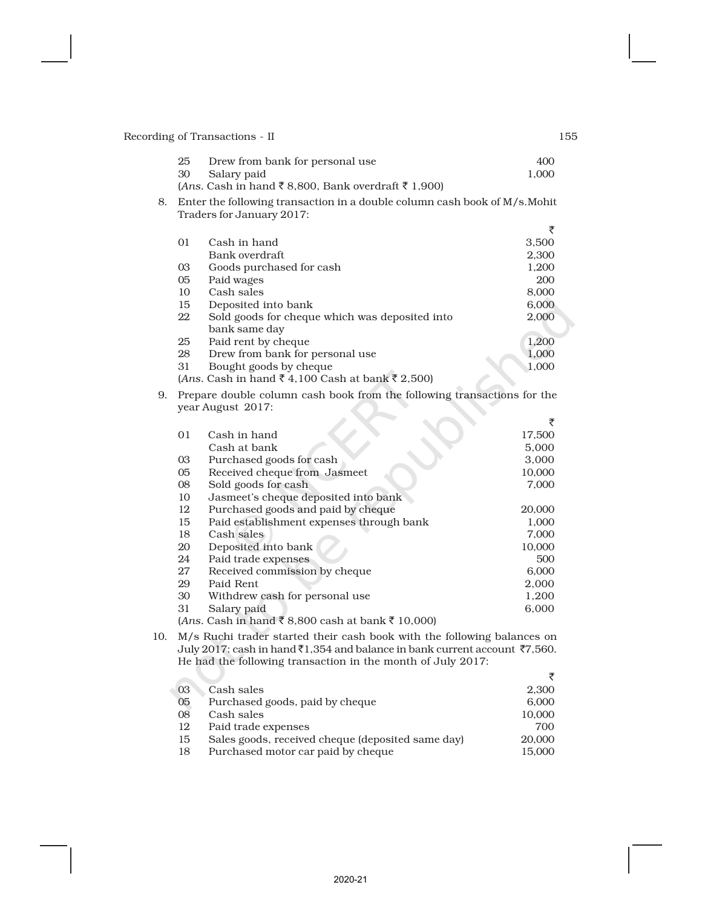| | | |
|---|---|---|
| 25 | Drew from bank for personal use | 400 |
| 30 | Salary paid | 1,000 |

(*Ans.* Cash in hand ₹ 8,800, Bank overdraft ₹ 1,900)

8. Enter the following transaction in a double column cash book of M/s.Mohit Traders for January 2017:

| | | ₹ |
|---|---|---|
| 01 | Cash in hand | 3,500 |
| | Bank overdraft | 2,300 |
| 03 | Goods purchased for cash | 1,200 |
| 05 | Paid wages | 200 |
| 10 | Cash sales | 8,000 |
| 15 | Deposited into bank | 6,000 |
| 22 | Sold goods for cheque which was deposited into bank same day | 2,000 |
| 25 | Paid rent by cheque | 1,200 |
| 28 | Drew from bank for personal use | 1,000 |
| 31 | Bought goods by cheque | 1,000 |

(*Ans.* Cash in hand ₹ 4,100 Cash at bank ₹ 2,500)

9. Prepare double column cash book from the following transactions for the year August 2017:

| | | ₹ |
|---|---|---|
| 01 | Cash in hand | 17,500 |
| | Cash at bank | 5,000 |
| 03 | Purchased goods for cash | 3,000 |
| 05 | Received cheque from Jasmeet | 10,000 |
| 08 | Sold goods for cash | 7,000 |
| 10 | Jasmeet's cheque deposited into bank | |
| 12 | Purchased goods and paid by cheque | 20,000 |
| 15 | Paid establishment expenses through bank | 1,000 |
| 18 | Cash sales | 7,000 |
| 20 | Deposited into bank | 10,000 |
| 24 | Paid trade expenses | 500 |
| 27 | Received commission by cheque | 6,000 |
| 29 | Paid Rent | 2,000 |
| 30 | Withdrew cash for personal use | 1,200 |
| 31 | Salary paid | 6,000 |

(*Ans.* Cash in hand ₹ 8,800 cash at bank ₹ 10,000)

10. M/s Ruchi trader started their cash book with the following balances on July 2017: cash in hand ₹1,354 and balance in bank current account ₹7,560. He had the following transaction in the month of July 2017:

| | | ₹ |
|---|---|---|
| 03 | Cash sales | 2,300 |
| 05 | Purchased goods, paid by cheque | 6,000 |
| 08 | Cash sales | 10,000 |
| 12 | Paid trade expenses | 700 |
| 15 | Sales goods, received cheque (deposited same day) | 20,000 |
| 18 | Purchased motor car paid by cheque | 15,000 |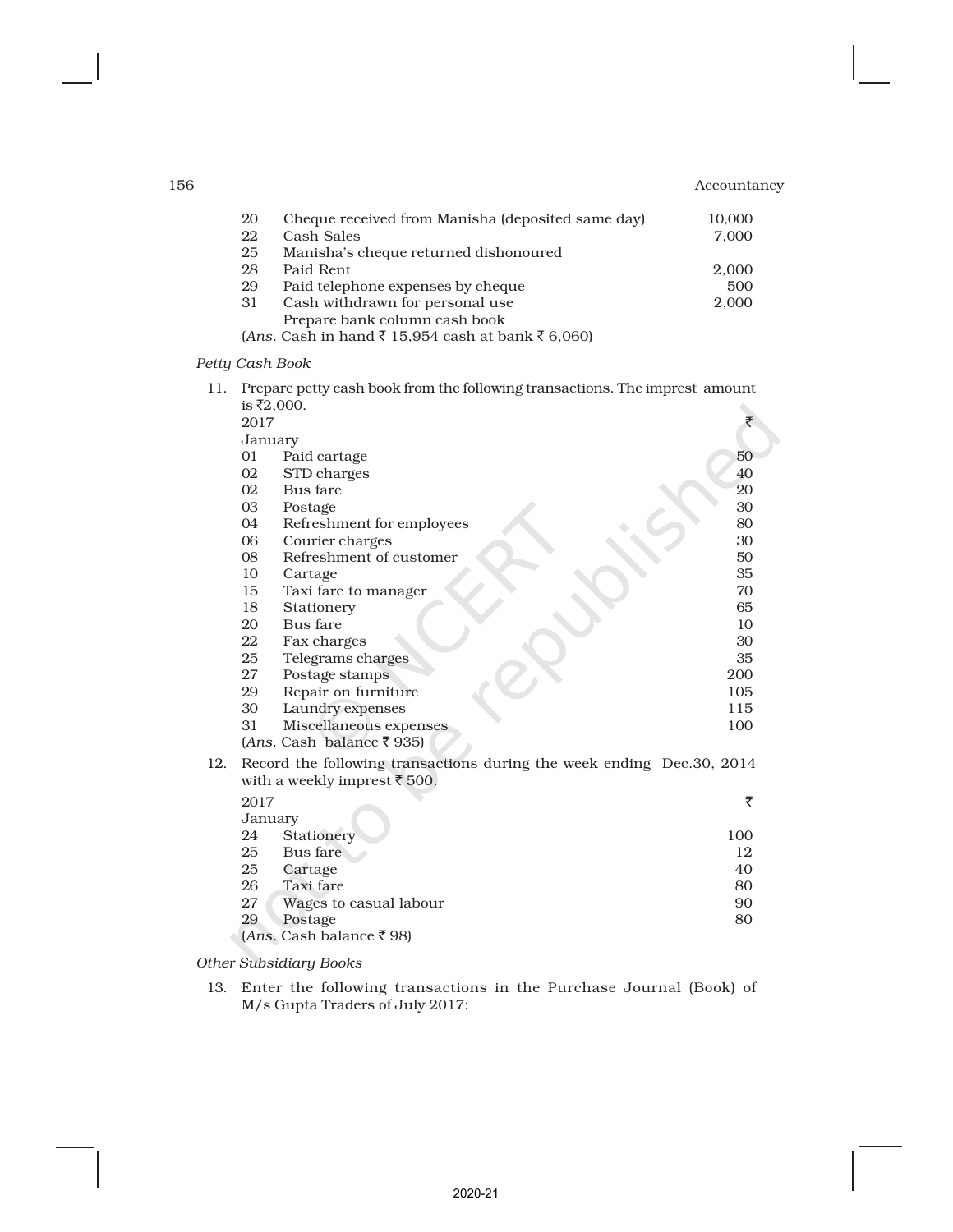| | | ₹ |
|---|---|---|
| 20 | Cheque received from Manisha (deposited same day) | 10,000 |
| 22 | Cash Sales | 7,000 |
| 25 | Manisha's cheque returned dishonoured | |
| 28 | Paid Rent | 2,000 |
| 29 | Paid telephone expenses by cheque | 500 |
| 31 | Cash withdrawn for personal use | 2,000 |

Prepare bank column cash book

(*Ans.* Cash in hand ₹ 15,954 cash at bank ₹ 6,060)

*Petty Cash Book*

11. Prepare petty cash book from the following transactions. The imprest amount is ₹2,000.

| 2017 | | ₹ |
|---|---|---|
| January | | |
| 01 | Paid cartage | 50 |
| 02 | STD charges | 40 |
| 02 | Bus fare | 20 |
| 03 | Postage | 30 |
| 04 | Refreshment for employees | 80 |
| 06 | Courier charges | 30 |
| 08 | Refreshment of customer | 50 |
| 10 | Cartage | 35 |
| 15 | Taxi fare to manager | 70 |
| 18 | Stationery | 65 |
| 20 | Bus fare | 10 |
| 22 | Fax charges | 30 |
| 25 | Telegrams charges | 35 |
| 27 | Postage stamps | 200 |
| 29 | Repair on furniture | 105 |
| 30 | Laundry expenses | 115 |
| 31 | Miscellaneous expenses | 100 |

(*Ans.* Cash balance ₹ 935)

12. Record the following transactions during the week ending Dec.30, 2014 with a weekly imprest ₹ 500.

| 2017 | | ₹ |
|---|---|---|
| January | | |
| 24 | Stationery | 100 |
| 25 | Bus fare | 12 |
| 25 | Cartage | 40 |
| 26 | Taxi fare | 80 |
| 27 | Wages to casual labour | 90 |
| 29 | Postage | 80 |

(*Ans.* Cash balance ₹ 98)

*Other Subsidiary Books*

13. Enter the following transactions in the Purchase Journal (Book) of M/s Gupta Traders of July 2017: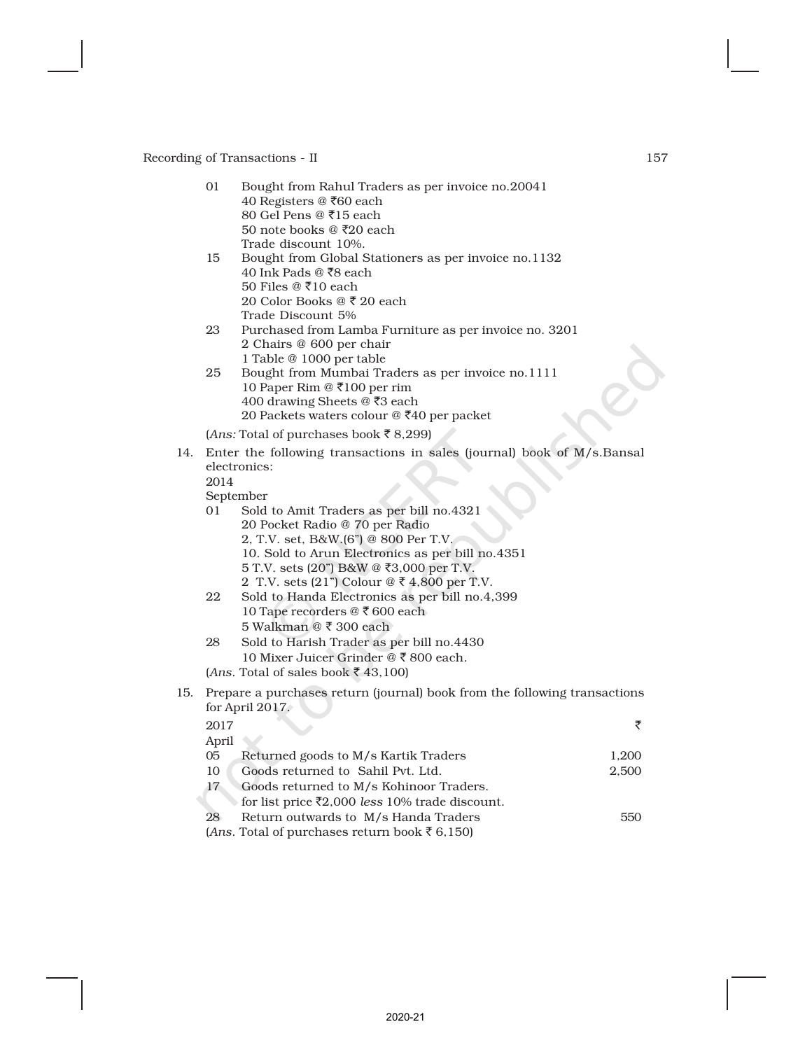01 Bought from Rahul Traders as per invoice no.20041
40 Registers @ ₹60 each
80 Gel Pens @ ₹15 each
50 note books @ ₹20 each
Trade discount 10%.

15 Bought from Global Stationers as per invoice no.1132
40 Ink Pads @ ₹8 each
50 Files @ ₹10 each
20 Color Books @ ₹ 20 each
Trade Discount 5%

23 Purchased from Lamba Furniture as per invoice no. 3201
2 Chairs @ 600 per chair
1 Table @ 1000 per table

25 Bought from Mumbai Traders as per invoice no.1111
10 Paper Rim @ ₹100 per rim
400 drawing Sheets @ ₹3 each
20 Packets waters colour @ ₹40 per packet

(*Ans:* Total of purchases book ₹ 8,299)

14. Enter the following transactions in sales (journal) book of M/s.Bansal electronics:

2014

September

01 Sold to Amit Traders as per bill no.4321
20 Pocket Radio @ 70 per Radio
2, T.V. set, B&W.(6") @ 800 Per T.V.
10. Sold to Arun Electronics as per bill no.4351
5 T.V. sets (20") B&W @ ₹3,000 per T.V.
2 T.V. sets (21") Colour @ ₹ 4,800 per T.V.

22 Sold to Handa Electronics as per bill no.4,399
10 Tape recorders @ ₹ 600 each
5 Walkman @ ₹ 300 each

28 Sold to Harish Trader as per bill no.4430
10 Mixer Juicer Grinder @ ₹ 800 each.

(*Ans.* Total of sales book ₹ 43,100)

15. Prepare a purchases return (journal) book from the following transactions for April 2017.

| 2017 | | ₹ |
|---|---|---|
| April | | |
| 05 | Returned goods to M/s Kartik Traders | 1,200 |
| 10 | Goods returned to Sahil Pvt. Ltd. | 2,500 |
| 17 | Goods returned to M/s Kohinoor Traders. for list price ₹2,000 *less* 10% trade discount. | |
| 28 | Return outwards to M/s Handa Traders | 550 |

(*Ans.* Total of purchases return book ₹ 6,150)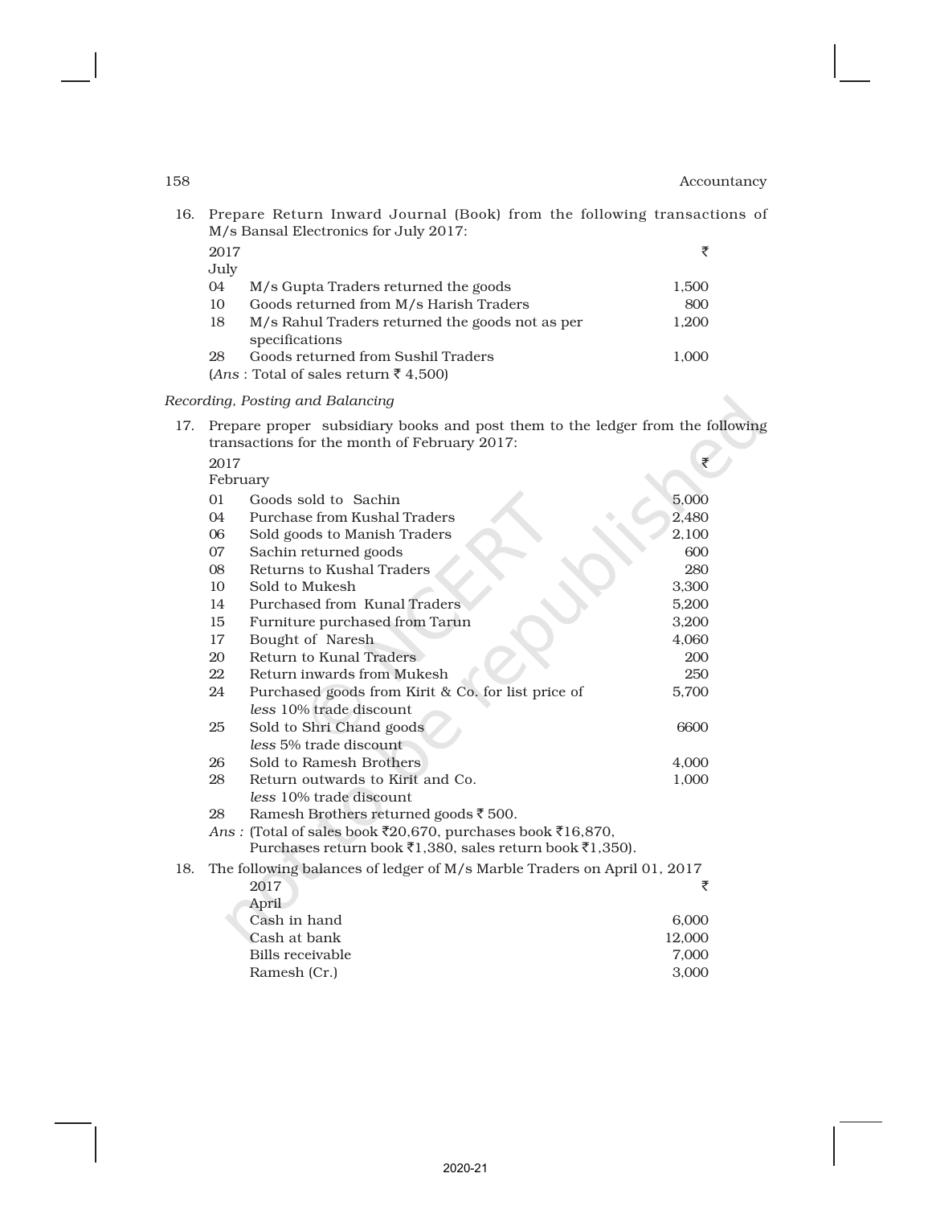16. Prepare Return Inward Journal (Book) from the following transactions of M/s Bansal Electronics for July 2017:

| 2017 July | | ₹ |
|---|---|---|
| 04 | M/s Gupta Traders returned the goods | 1,500 |
| 10 | Goods returned from M/s Harish Traders | 800 |
| 18 | M/s Rahul Traders returned the goods not as per specifications | 1,200 |
| 28 | Goods returned from Sushil Traders | 1,000 |

(*Ans* : Total of sales return ₹ 4,500)

*Recording, Posting and Balancing*

17. Prepare proper subsidiary books and post them to the ledger from the following transactions for the month of February 2017:

| 2017 February | | ₹ |
|---|---|---|
| 01 | Goods sold to Sachin | 5,000 |
| 04 | Purchase from Kushal Traders | 2,480 |
| 06 | Sold goods to Manish Traders | 2,100 |
| 07 | Sachin returned goods | 600 |
| 08 | Returns to Kushal Traders | 280 |
| 10 | Sold to Mukesh | 3,300 |
| 14 | Purchased from Kunal Traders | 5,200 |
| 15 | Furniture purchased from Tarun | 3,200 |
| 17 | Bought of Naresh | 4,060 |
| 20 | Return to Kunal Traders | 200 |
| 22 | Return inwards from Mukesh | 250 |
| 24 | Purchased goods from Kirit & Co. for list price of *less* 10% trade discount | 5,700 |
| 25 | Sold to Shri Chand goods *less* 5% trade discount | 6600 |
| 26 | Sold to Ramesh Brothers | 4,000 |
| 28 | Return outwards to Kirit and Co. *less* 10% trade discount | 1,000 |
| 28 | Ramesh Brothers returned goods ₹ 500. | |

*Ans :* (Total of sales book ₹20,670, purchases book ₹16,870, Purchases return book ₹1,380, sales return book ₹1,350).

18. The following balances of ledger of M/s Marble Traders on April 01, 2017

| 2017 April | ₹ |
|---|---|
| Cash in hand | 6,000 |
| Cash at bank | 12,000 |
| Bills receivable | 7,000 |
| Ramesh (Cr.) | 3,000 |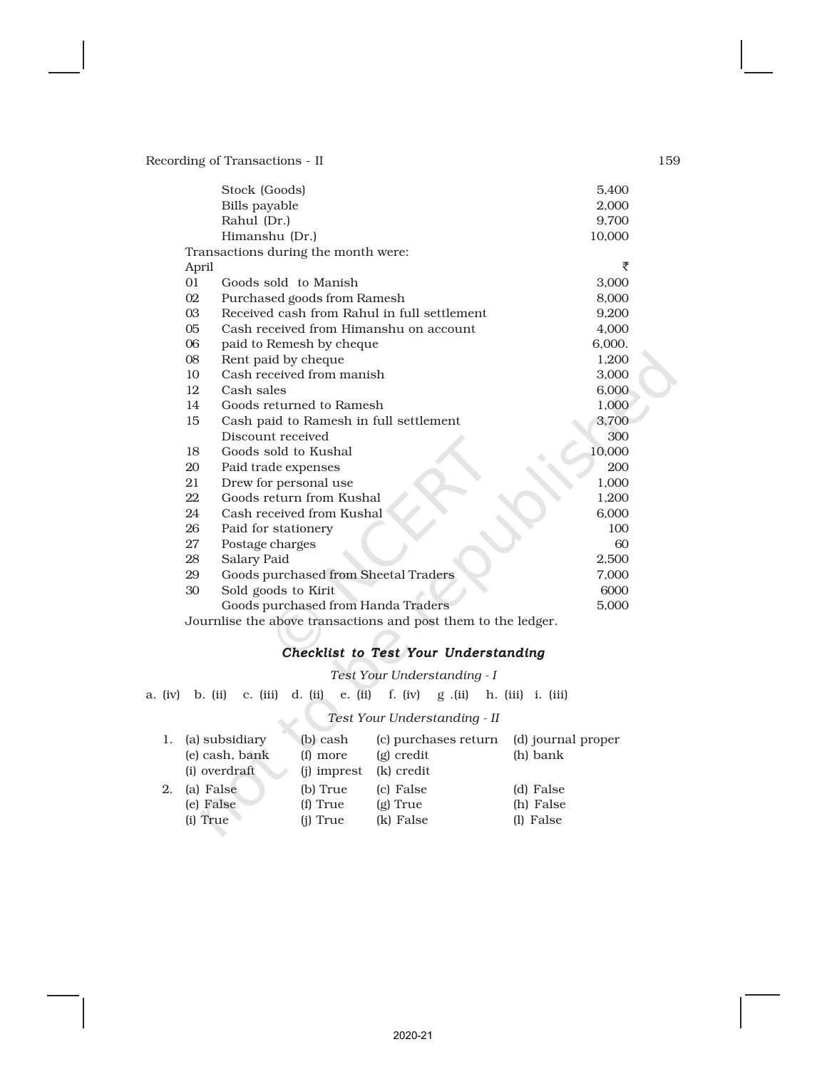| | | |
|---|---|---|
| | Stock (Goods) | 5,400 |
| | Bills payable | 2,000 |
| | Rahul (Dr.) | 9,700 |
| | Himanshu (Dr.) | 10,000 |

Transactions during the month were:

| April | | ₹ |
|---|---|---|
| 01 | Goods sold to Manish | 3,000 |
| 02 | Purchased goods from Ramesh | 8,000 |
| 03 | Received cash from Rahul in full settlement | 9,200 |
| 05 | Cash received from Himanshu on account | 4,000 |
| 06 | paid to Remesh by cheque | 6,000. |
| 08 | Rent paid by cheque | 1,200 |
| 10 | Cash received from manish | 3,000 |
| 12 | Cash sales | 6,000 |
| 14 | Goods returned to Ramesh | 1,000 |
| 15 | Cash paid to Ramesh in full settlement | 3,700 |
| | Discount received | 300 |
| 18 | Goods sold to Kushal | 10,000 |
| 20 | Paid trade expenses | 200 |
| 21 | Drew for personal use | 1,000 |
| 22 | Goods return from Kushal | 1,200 |
| 24 | Cash received from Kushal | 6,000 |
| 26 | Paid for stationery | 100 |
| 27 | Postage charges | 60 |
| 28 | Salary Paid | 2,500 |
| 29 | Goods purchased from Sheetal Traders | 7,000 |
| 30 | Sold goods to Kirit | 6000 |
| | Goods purchased from Handa Traders | 5,000 |

Journlise the above transactions and post them to the ledger.

## *Checklist to Test Your Understanding*

*Test Your Understanding - I*

a. (iv) b. (ii) c. (iii) d. (ii) e. (ii) f. (iv) g .(ii) h. (iii) i. (iii)

*Test Your Understanding - II*

| | | | | |
|---|---|---|---|---|
| 1. | (a) subsidiary | (b) cash | (c) purchases return | (d) journal proper |
| | (e) cash, bank | (f) more | (g) credit | (h) bank |
| | (i) overdraft | (j) imprest | (k) credit | |
| 2. | (a) False | (b) True | (c) False | (d) False |
| | (e) False | (f) True | (g) True | (h) False |
| | (i) True | (j) True | (k) False | (l) False |